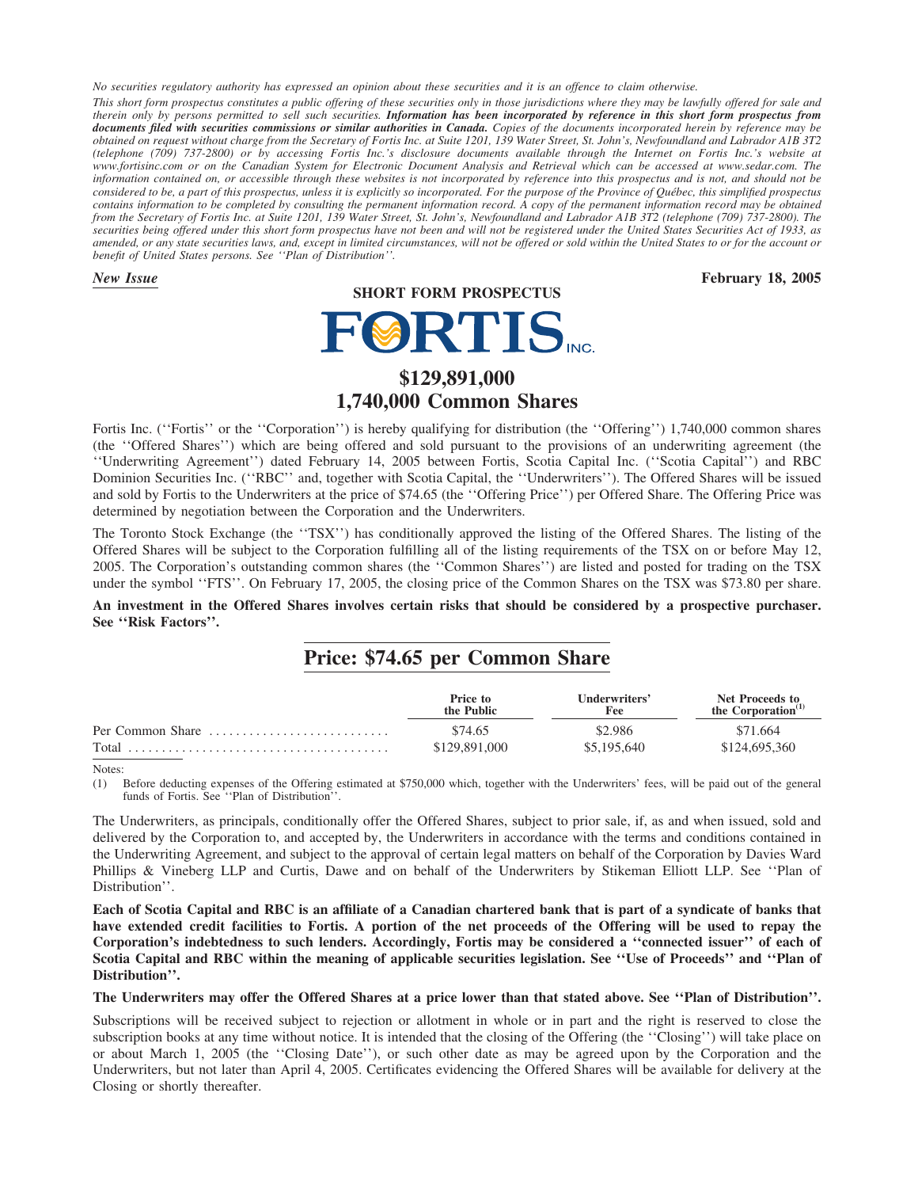*No securities regulatory authority has expressed an opinion about these securities and it is an offence to claim otherwise.*

*This short form prospectus constitutes a public offering of these securities only in those jurisdictions where they may be lawfully offered for sale and therein only by persons permitted to sell such securities.* ***Information has been incorporated by reference in this short form prospectus from documents filed with securities commissions or similar authorities in Canada.*** *Copies of the documents incorporated herein by reference may be obtained on request without charge from the Secretary of Fortis Inc. at Suite 1201, 139 Water Street, St. John's, Newfoundland and Labrador A1B 3T2 (telephone (709) 737-2800) or by accessing Fortis Inc.'s disclosure documents available through the Internet on Fortis Inc.'s website at www.fortisinc.com or on the Canadian System for Electronic Document Analysis and Retrieval which can be accessed at www.sedar.com. The information contained on, or accessible through these websites is not incorporated by reference into this prospectus and is not, and should not be considered to be, a part of this prospectus, unless it is explicitly so incorporated. For the purpose of the Province of Québec, this simplified prospectus contains information to be completed by consulting the permanent information record. A copy of the permanent information record may be obtained from the Secretary of Fortis Inc. at Suite 1201, 139 Water Street, St. John's, Newfoundland and Labrador A1B 3T2 (telephone (709) 737-2800). The securities being offered under this short form prospectus have not been and will not be registered under the United States Securities Act of 1933, as amended, or any state securities laws, and, except in limited circumstances, will not be offered or sold within the United States to or for the account or benefit of United States persons. See ''Plan of Distribution''.*

***New Issue*** **February 18, 2005**

**SHORT FORM PROSPECTUS**

# FORTIS INC.

# $129,891,000
# 1,740,000 Common Shares

Fortis Inc. (''Fortis'' or the ''Corporation'') is hereby qualifying for distribution (the ''Offering'') 1,740,000 common shares (the ''Offered Shares'') which are being offered and sold pursuant to the provisions of an underwriting agreement (the ''Underwriting Agreement'') dated February 14, 2005 between Fortis, Scotia Capital Inc. (''Scotia Capital'') and RBC Dominion Securities Inc. (''RBC'' and, together with Scotia Capital, the ''Underwriters''). The Offered Shares will be issued and sold by Fortis to the Underwriters at the price of $74.65 (the ''Offering Price'') per Offered Share. The Offering Price was determined by negotiation between the Corporation and the Underwriters.

The Toronto Stock Exchange (the ''TSX'') has conditionally approved the listing of the Offered Shares. The listing of the Offered Shares will be subject to the Corporation fulfilling all of the listing requirements of the TSX on or before May 12, 2005. The Corporation's outstanding common shares (the ''Common Shares'') are listed and posted for trading on the TSX under the symbol ''FTS''. On February 17, 2005, the closing price of the Common Shares on the TSX was $73.80 per share.

**An investment in the Offered Shares involves certain risks that should be considered by a prospective purchaser. See ''Risk Factors''.**

## Price: $74.65 per Common Share

| | Price to the Public | Underwriters' Fee | Net Proceeds to the Corporation[(1)] |
|---|---|---|---|
| Per Common Share | $74.65 | $2.986 | $71.664 |
| Total | $129,891,000 | $5,195,640 | $124,695,360 |

Notes:

(1) Before deducting expenses of the Offering estimated at $750,000 which, together with the Underwriters' fees, will be paid out of the general funds of Fortis. See ''Plan of Distribution''.

The Underwriters, as principals, conditionally offer the Offered Shares, subject to prior sale, if, as and when issued, sold and delivered by the Corporation to, and accepted by, the Underwriters in accordance with the terms and conditions contained in the Underwriting Agreement, and subject to the approval of certain legal matters on behalf of the Corporation by Davies Ward Phillips & Vineberg LLP and Curtis, Dawe and on behalf of the Underwriters by Stikeman Elliott LLP. See ''Plan of Distribution''.

**Each of Scotia Capital and RBC is an affiliate of a Canadian chartered bank that is part of a syndicate of banks that have extended credit facilities to Fortis. A portion of the net proceeds of the Offering will be used to repay the Corporation's indebtedness to such lenders. Accordingly, Fortis may be considered a ''connected issuer'' of each of Scotia Capital and RBC within the meaning of applicable securities legislation. See ''Use of Proceeds'' and ''Plan of Distribution''.**

**The Underwriters may offer the Offered Shares at a price lower than that stated above. See ''Plan of Distribution''.**

Subscriptions will be received subject to rejection or allotment in whole or in part and the right is reserved to close the subscription books at any time without notice. It is intended that the closing of the Offering (the ''Closing'') will take place on or about March 1, 2005 (the ''Closing Date''), or such other date as may be agreed upon by the Corporation and the Underwriters, but not later than April 4, 2005. Certificates evidencing the Offered Shares will be available for delivery at the Closing or shortly thereafter.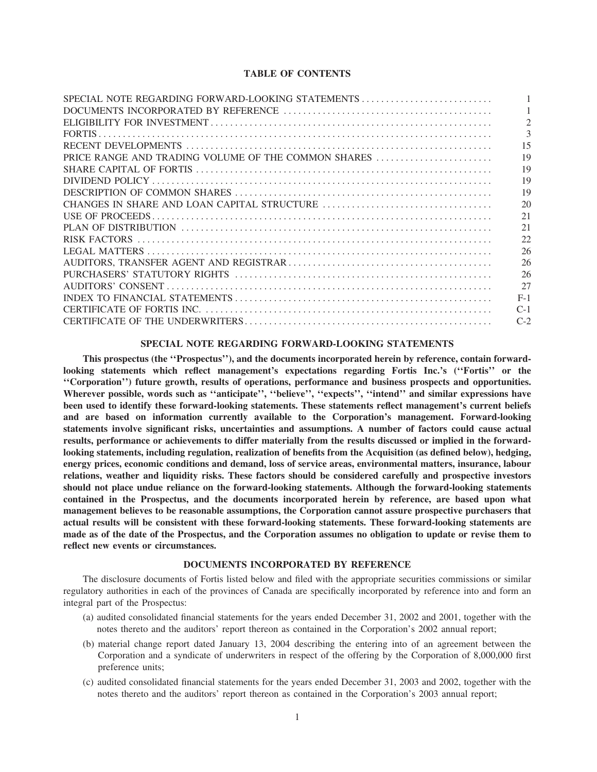## TABLE OF CONTENTS

| | |
|---|---|
| SPECIAL NOTE REGARDING FORWARD-LOOKING STATEMENTS | 1 |
| DOCUMENTS INCORPORATED BY REFERENCE | 1 |
| ELIGIBILITY FOR INVESTMENT | 2 |
| FORTIS | 3 |
| RECENT DEVELOPMENTS | 15 |
| PRICE RANGE AND TRADING VOLUME OF THE COMMON SHARES | 19 |
| SHARE CAPITAL OF FORTIS | 19 |
| DIVIDEND POLICY | 19 |
| DESCRIPTION OF COMMON SHARES | 19 |
| CHANGES IN SHARE AND LOAN CAPITAL STRUCTURE | 20 |
| USE OF PROCEEDS | 21 |
| PLAN OF DISTRIBUTION | 21 |
| RISK FACTORS | 22 |
| LEGAL MATTERS | 26 |
| AUDITORS, TRANSFER AGENT AND REGISTRAR | 26 |
| PURCHASERS' STATUTORY RIGHTS | 26 |
| AUDITORS' CONSENT | 27 |
| INDEX TO FINANCIAL STATEMENTS | F-1 |
| CERTIFICATE OF FORTIS INC. | C-1 |
| CERTIFICATE OF THE UNDERWRITERS | C-2 |

## SPECIAL NOTE REGARDING FORWARD-LOOKING STATEMENTS

**This prospectus (the ''Prospectus''), and the documents incorporated herein by reference, contain forward-looking statements which reflect management's expectations regarding Fortis Inc.'s (''Fortis'' or the ''Corporation'') future growth, results of operations, performance and business prospects and opportunities. Wherever possible, words such as ''anticipate'', ''believe'', ''expects'', ''intend'' and similar expressions have been used to identify these forward-looking statements. These statements reflect management's current beliefs and are based on information currently available to the Corporation's management. Forward-looking statements involve significant risks, uncertainties and assumptions. A number of factors could cause actual results, performance or achievements to differ materially from the results discussed or implied in the forward-looking statements, including regulation, realization of benefits from the Acquisition (as defined below), hedging, energy prices, economic conditions and demand, loss of service areas, environmental matters, insurance, labour relations, weather and liquidity risks. These factors should be considered carefully and prospective investors should not place undue reliance on the forward-looking statements. Although the forward-looking statements contained in the Prospectus, and the documents incorporated herein by reference, are based upon what management believes to be reasonable assumptions, the Corporation cannot assure prospective purchasers that actual results will be consistent with these forward-looking statements. These forward-looking statements are made as of the date of the Prospectus, and the Corporation assumes no obligation to update or revise them to reflect new events or circumstances.**

## DOCUMENTS INCORPORATED BY REFERENCE

The disclosure documents of Fortis listed below and filed with the appropriate securities commissions or similar regulatory authorities in each of the provinces of Canada are specifically incorporated by reference into and form an integral part of the Prospectus:

(a) audited consolidated financial statements for the years ended December 31, 2002 and 2001, together with the notes thereto and the auditors' report thereon as contained in the Corporation's 2002 annual report;

(b) material change report dated January 13, 2004 describing the entering into of an agreement between the Corporation and a syndicate of underwriters in respect of the offering by the Corporation of 8,000,000 first preference units;

(c) audited consolidated financial statements for the years ended December 31, 2003 and 2002, together with the notes thereto and the auditors' report thereon as contained in the Corporation's 2003 annual report;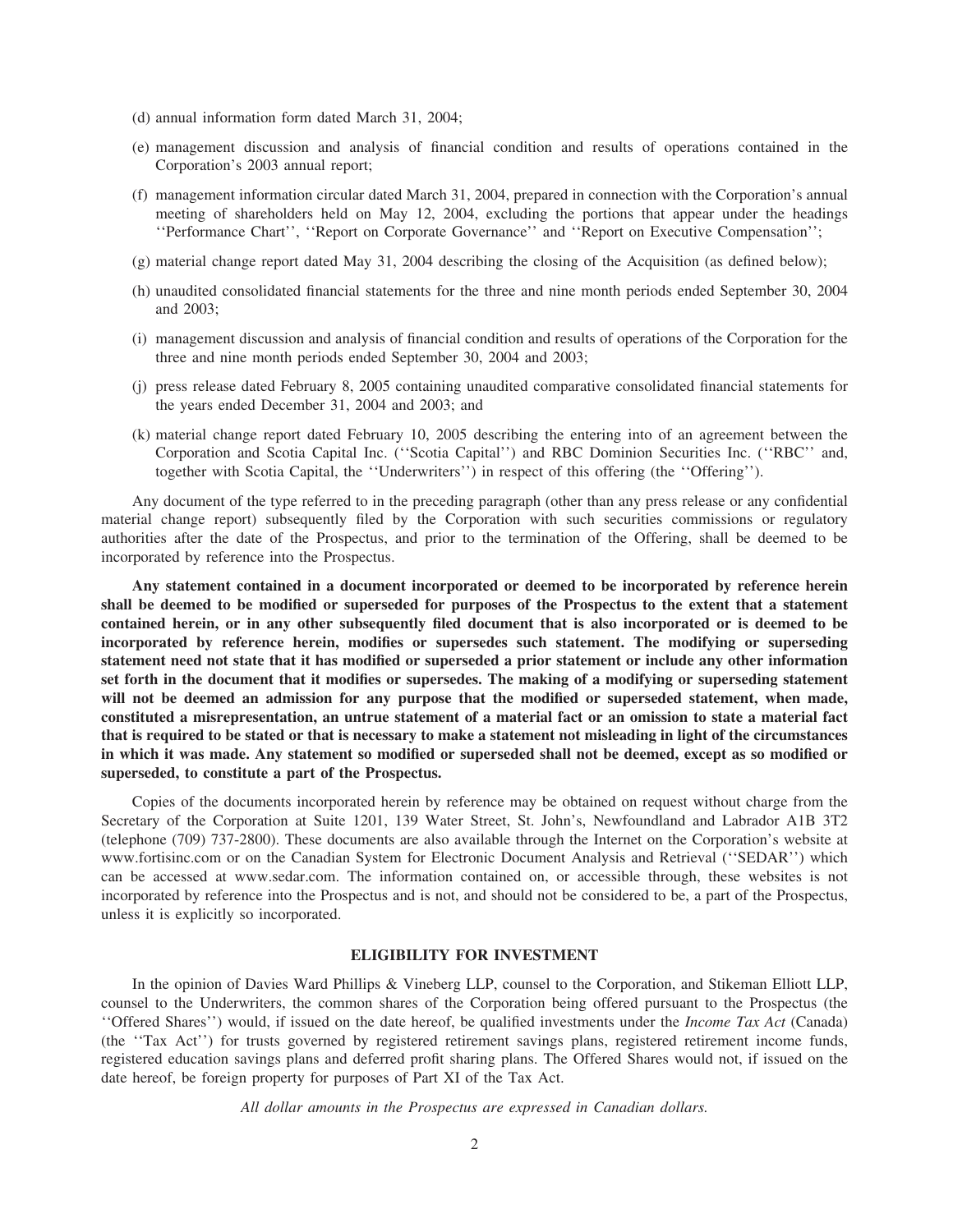(d) annual information form dated March 31, 2004;

(e) management discussion and analysis of financial condition and results of operations contained in the Corporation's 2003 annual report;

(f) management information circular dated March 31, 2004, prepared in connection with the Corporation's annual meeting of shareholders held on May 12, 2004, excluding the portions that appear under the headings ''Performance Chart'', ''Report on Corporate Governance'' and ''Report on Executive Compensation'';

(g) material change report dated May 31, 2004 describing the closing of the Acquisition (as defined below);

(h) unaudited consolidated financial statements for the three and nine month periods ended September 30, 2004 and 2003;

(i) management discussion and analysis of financial condition and results of operations of the Corporation for the three and nine month periods ended September 30, 2004 and 2003;

(j) press release dated February 8, 2005 containing unaudited comparative consolidated financial statements for the years ended December 31, 2004 and 2003; and

(k) material change report dated February 10, 2005 describing the entering into of an agreement between the Corporation and Scotia Capital Inc. (''Scotia Capital'') and RBC Dominion Securities Inc. (''RBC'' and, together with Scotia Capital, the ''Underwriters'') in respect of this offering (the ''Offering'').

Any document of the type referred to in the preceding paragraph (other than any press release or any confidential material change report) subsequently filed by the Corporation with such securities commissions or regulatory authorities after the date of the Prospectus, and prior to the termination of the Offering, shall be deemed to be incorporated by reference into the Prospectus.

**Any statement contained in a document incorporated or deemed to be incorporated by reference herein shall be deemed to be modified or superseded for purposes of the Prospectus to the extent that a statement contained herein, or in any other subsequently filed document that is also incorporated or is deemed to be incorporated by reference herein, modifies or supersedes such statement. The modifying or superseding statement need not state that it has modified or superseded a prior statement or include any other information set forth in the document that it modifies or supersedes. The making of a modifying or superseding statement will not be deemed an admission for any purpose that the modified or superseded statement, when made, constituted a misrepresentation, an untrue statement of a material fact or an omission to state a material fact that is required to be stated or that is necessary to make a statement not misleading in light of the circumstances in which it was made. Any statement so modified or superseded shall not be deemed, except as so modified or superseded, to constitute a part of the Prospectus.**

Copies of the documents incorporated herein by reference may be obtained on request without charge from the Secretary of the Corporation at Suite 1201, 139 Water Street, St. John's, Newfoundland and Labrador A1B 3T2 (telephone (709) 737-2800). These documents are also available through the Internet on the Corporation's website at www.fortisinc.com or on the Canadian System for Electronic Document Analysis and Retrieval (''SEDAR'') which can be accessed at www.sedar.com. The information contained on, or accessible through, these websites is not incorporated by reference into the Prospectus and is not, and should not be considered to be, a part of the Prospectus, unless it is explicitly so incorporated.

## ELIGIBILITY FOR INVESTMENT

In the opinion of Davies Ward Phillips & Vineberg LLP, counsel to the Corporation, and Stikeman Elliott LLP, counsel to the Underwriters, the common shares of the Corporation being offered pursuant to the Prospectus (the ''Offered Shares'') would, if issued on the date hereof, be qualified investments under the *Income Tax Act* (Canada) (the ''Tax Act'') for trusts governed by registered retirement savings plans, registered retirement income funds, registered education savings plans and deferred profit sharing plans. The Offered Shares would not, if issued on the date hereof, be foreign property for purposes of Part XI of the Tax Act.

*All dollar amounts in the Prospectus are expressed in Canadian dollars.*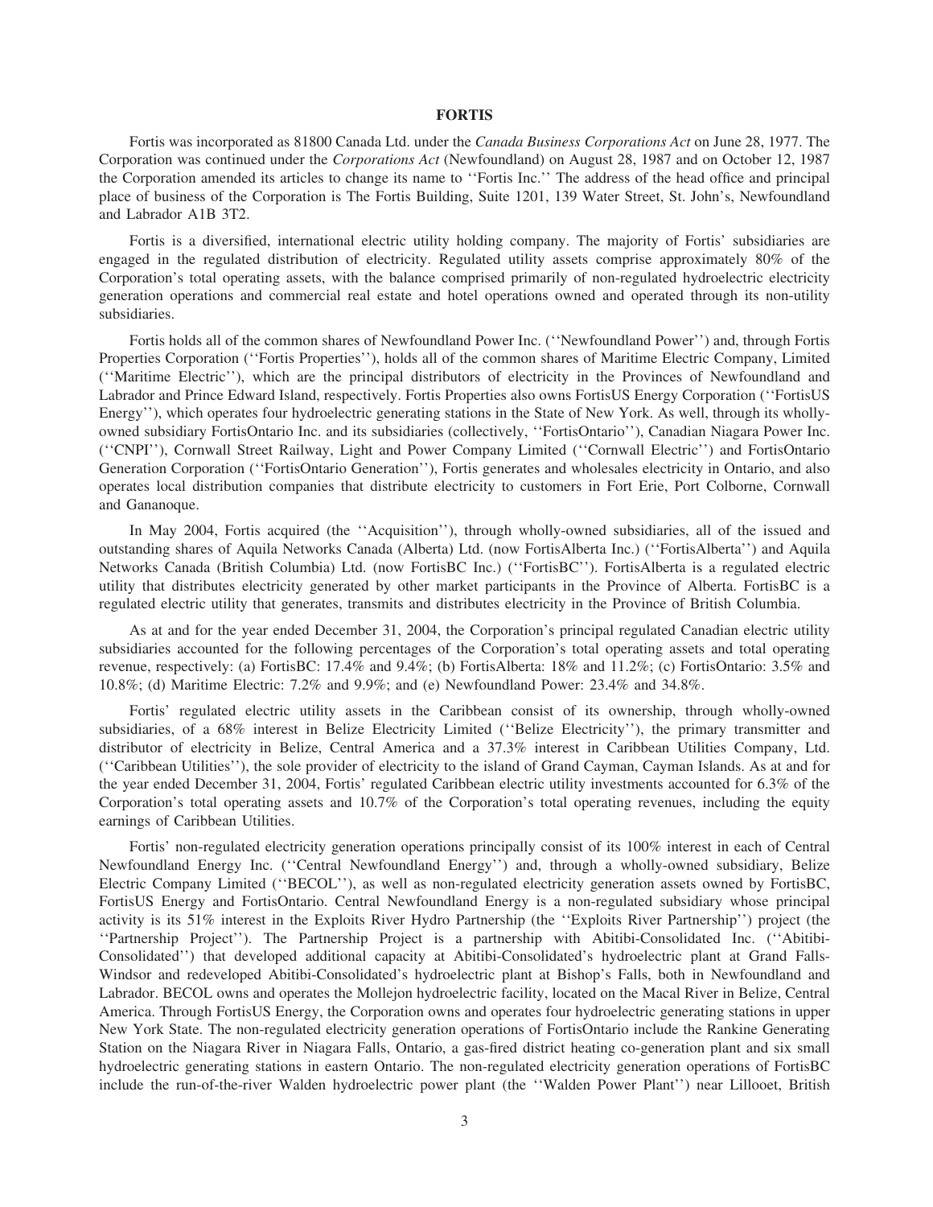## FORTIS

Fortis was incorporated as 81800 Canada Ltd. under the *Canada Business Corporations Act* on June 28, 1977. The Corporation was continued under the *Corporations Act* (Newfoundland) on August 28, 1987 and on October 12, 1987 the Corporation amended its articles to change its name to ''Fortis Inc.'' The address of the head office and principal place of business of the Corporation is The Fortis Building, Suite 1201, 139 Water Street, St. John's, Newfoundland and Labrador A1B 3T2.

Fortis is a diversified, international electric utility holding company. The majority of Fortis' subsidiaries are engaged in the regulated distribution of electricity. Regulated utility assets comprise approximately 80% of the Corporation's total operating assets, with the balance comprised primarily of non-regulated hydroelectric electricity generation operations and commercial real estate and hotel operations owned and operated through its non-utility subsidiaries.

Fortis holds all of the common shares of Newfoundland Power Inc. (''Newfoundland Power'') and, through Fortis Properties Corporation (''Fortis Properties''), holds all of the common shares of Maritime Electric Company, Limited (''Maritime Electric''), which are the principal distributors of electricity in the Provinces of Newfoundland and Labrador and Prince Edward Island, respectively. Fortis Properties also owns FortisUS Energy Corporation (''FortisUS Energy''), which operates four hydroelectric generating stations in the State of New York. As well, through its wholly-owned subsidiary FortisOntario Inc. and its subsidiaries (collectively, ''FortisOntario''), Canadian Niagara Power Inc. (''CNPI''), Cornwall Street Railway, Light and Power Company Limited (''Cornwall Electric'') and FortisOntario Generation Corporation (''FortisOntario Generation''), Fortis generates and wholesales electricity in Ontario, and also operates local distribution companies that distribute electricity to customers in Fort Erie, Port Colborne, Cornwall and Gananoque.

In May 2004, Fortis acquired (the ''Acquisition''), through wholly-owned subsidiaries, all of the issued and outstanding shares of Aquila Networks Canada (Alberta) Ltd. (now FortisAlberta Inc.) (''FortisAlberta'') and Aquila Networks Canada (British Columbia) Ltd. (now FortisBC Inc.) (''FortisBC''). FortisAlberta is a regulated electric utility that distributes electricity generated by other market participants in the Province of Alberta. FortisBC is a regulated electric utility that generates, transmits and distributes electricity in the Province of British Columbia.

As at and for the year ended December 31, 2004, the Corporation's principal regulated Canadian electric utility subsidiaries accounted for the following percentages of the Corporation's total operating assets and total operating revenue, respectively: (a) FortisBC: 17.4% and 9.4%; (b) FortisAlberta: 18% and 11.2%; (c) FortisOntario: 3.5% and 10.8%; (d) Maritime Electric: 7.2% and 9.9%; and (e) Newfoundland Power: 23.4% and 34.8%.

Fortis' regulated electric utility assets in the Caribbean consist of its ownership, through wholly-owned subsidiaries, of a 68% interest in Belize Electricity Limited (''Belize Electricity''), the primary transmitter and distributor of electricity in Belize, Central America and a 37.3% interest in Caribbean Utilities Company, Ltd. (''Caribbean Utilities''), the sole provider of electricity to the island of Grand Cayman, Cayman Islands. As at and for the year ended December 31, 2004, Fortis' regulated Caribbean electric utility investments accounted for 6.3% of the Corporation's total operating assets and 10.7% of the Corporation's total operating revenues, including the equity earnings of Caribbean Utilities.

Fortis' non-regulated electricity generation operations principally consist of its 100% interest in each of Central Newfoundland Energy Inc. (''Central Newfoundland Energy'') and, through a wholly-owned subsidiary, Belize Electric Company Limited (''BECOL''), as well as non-regulated electricity generation assets owned by FortisBC, FortisUS Energy and FortisOntario. Central Newfoundland Energy is a non-regulated subsidiary whose principal activity is its 51% interest in the Exploits River Hydro Partnership (the ''Exploits River Partnership'') project (the ''Partnership Project''). The Partnership Project is a partnership with Abitibi-Consolidated Inc. (''Abitibi-Consolidated'') that developed additional capacity at Abitibi-Consolidated's hydroelectric plant at Grand Falls-Windsor and redeveloped Abitibi-Consolidated's hydroelectric plant at Bishop's Falls, both in Newfoundland and Labrador. BECOL owns and operates the Mollejon hydroelectric facility, located on the Macal River in Belize, Central America. Through FortisUS Energy, the Corporation owns and operates four hydroelectric generating stations in upper New York State. The non-regulated electricity generation operations of FortisOntario include the Rankine Generating Station on the Niagara River in Niagara Falls, Ontario, a gas-fired district heating co-generation plant and six small hydroelectric generating stations in eastern Ontario. The non-regulated electricity generation operations of FortisBC include the run-of-the-river Walden hydroelectric power plant (the ''Walden Power Plant'') near Lillooet, British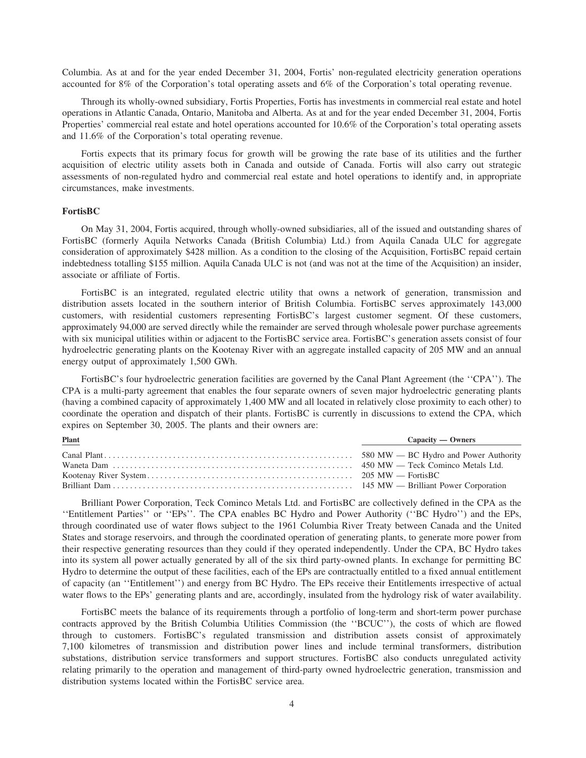Columbia. As at and for the year ended December 31, 2004, Fortis' non-regulated electricity generation operations accounted for 8% of the Corporation's total operating assets and 6% of the Corporation's total operating revenue.

Through its wholly-owned subsidiary, Fortis Properties, Fortis has investments in commercial real estate and hotel operations in Atlantic Canada, Ontario, Manitoba and Alberta. As at and for the year ended December 31, 2004, Fortis Properties' commercial real estate and hotel operations accounted for 10.6% of the Corporation's total operating assets and 11.6% of the Corporation's total operating revenue.

Fortis expects that its primary focus for growth will be growing the rate base of its utilities and the further acquisition of electric utility assets both in Canada and outside of Canada. Fortis will also carry out strategic assessments of non-regulated hydro and commercial real estate and hotel operations to identify and, in appropriate circumstances, make investments.

**FortisBC**

On May 31, 2004, Fortis acquired, through wholly-owned subsidiaries, all of the issued and outstanding shares of FortisBC (formerly Aquila Networks Canada (British Columbia) Ltd.) from Aquila Canada ULC for aggregate consideration of approximately $428 million. As a condition to the closing of the Acquisition, FortisBC repaid certain indebtedness totalling $155 million. Aquila Canada ULC is not (and was not at the time of the Acquisition) an insider, associate or affiliate of Fortis.

FortisBC is an integrated, regulated electric utility that owns a network of generation, transmission and distribution assets located in the southern interior of British Columbia. FortisBC serves approximately 143,000 customers, with residential customers representing FortisBC's largest customer segment. Of these customers, approximately 94,000 are served directly while the remainder are served through wholesale power purchase agreements with six municipal utilities within or adjacent to the FortisBC service area. FortisBC's generation assets consist of four hydroelectric generating plants on the Kootenay River with an aggregate installed capacity of 205 MW and an annual energy output of approximately 1,500 GWh.

FortisBC's four hydroelectric generation facilities are governed by the Canal Plant Agreement (the ''CPA''). The CPA is a multi-party agreement that enables the four separate owners of seven major hydroelectric generating plants (having a combined capacity of approximately 1,400 MW and all located in relatively close proximity to each other) to coordinate the operation and dispatch of their plants. FortisBC is currently in discussions to extend the CPA, which expires on September 30, 2005. The plants and their owners are:

| Plant | Capacity — Owners |
|---|---|
| Canal Plant | 580 MW — BC Hydro and Power Authority |
| Waneta Dam | 450 MW — Teck Cominco Metals Ltd. |
| Kootenay River System | 205 MW — FortisBC |
| Brilliant Dam | 145 MW — Brilliant Power Corporation |

Brilliant Power Corporation, Teck Cominco Metals Ltd. and FortisBC are collectively defined in the CPA as the ''Entitlement Parties'' or ''EPs''. The CPA enables BC Hydro and Power Authority (''BC Hydro'') and the EPs, through coordinated use of water flows subject to the 1961 Columbia River Treaty between Canada and the United States and storage reservoirs, and through the coordinated operation of generating plants, to generate more power from their respective generating resources than they could if they operated independently. Under the CPA, BC Hydro takes into its system all power actually generated by all of the six third party-owned plants. In exchange for permitting BC Hydro to determine the output of these facilities, each of the EPs are contractually entitled to a fixed annual entitlement of capacity (an ''Entitlement'') and energy from BC Hydro. The EPs receive their Entitlements irrespective of actual water flows to the EPs' generating plants and are, accordingly, insulated from the hydrology risk of water availability.

FortisBC meets the balance of its requirements through a portfolio of long-term and short-term power purchase contracts approved by the British Columbia Utilities Commission (the ''BCUC''), the costs of which are flowed through to customers. FortisBC's regulated transmission and distribution assets consist of approximately 7,100 kilometres of transmission and distribution power lines and include terminal transformers, distribution substations, distribution service transformers and support structures. FortisBC also conducts unregulated activity relating primarily to the operation and management of third-party owned hydroelectric generation, transmission and distribution systems located within the FortisBC service area.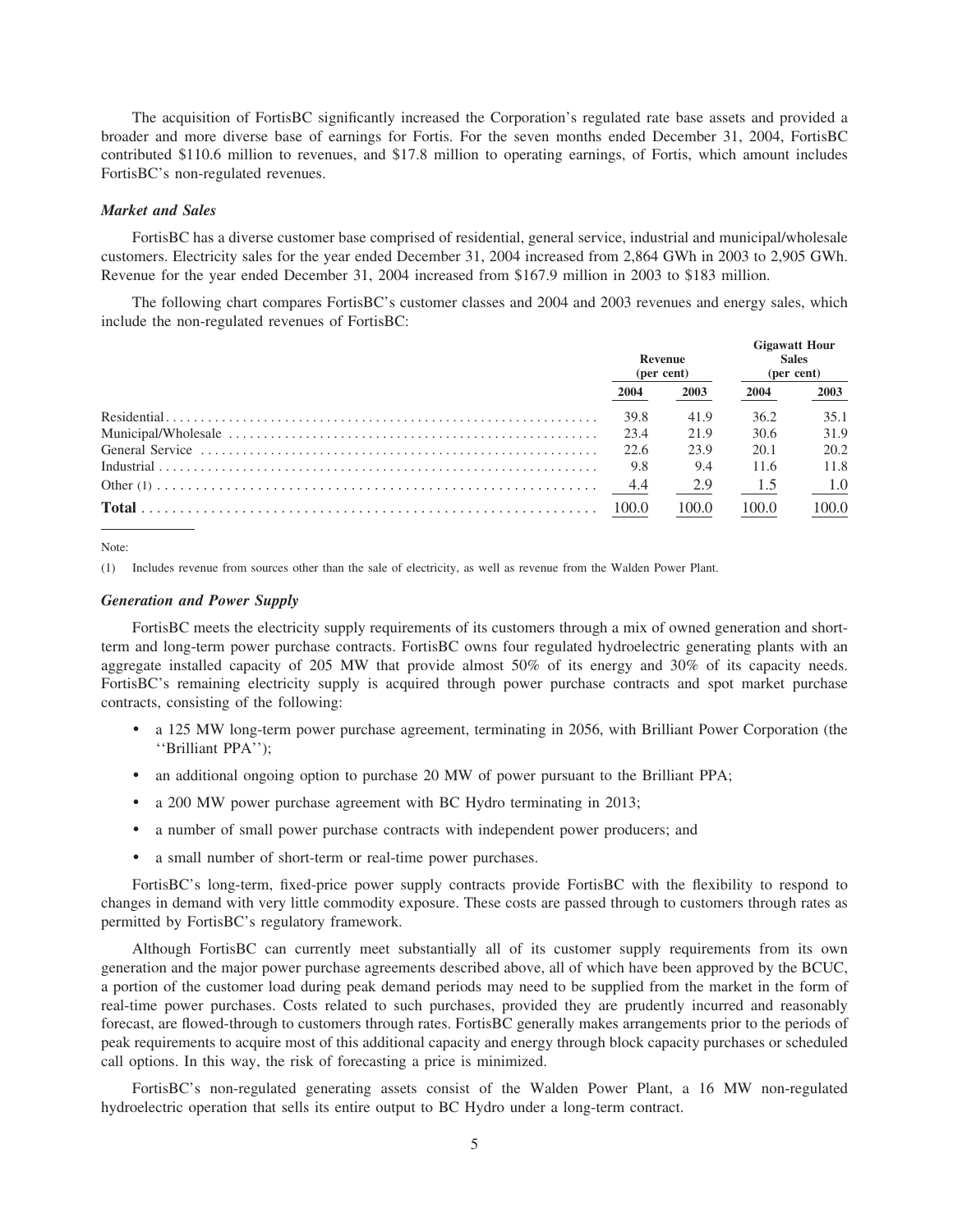The acquisition of FortisBC significantly increased the Corporation's regulated rate base assets and provided a broader and more diverse base of earnings for Fortis. For the seven months ended December 31, 2004, FortisBC contributed $110.6 million to revenues, and $17.8 million to operating earnings, of Fortis, which amount includes FortisBC's non-regulated revenues.

***Market and Sales***

FortisBC has a diverse customer base comprised of residential, general service, industrial and municipal/wholesale customers. Electricity sales for the year ended December 31, 2004 increased from 2,864 GWh in 2003 to 2,905 GWh. Revenue for the year ended December 31, 2004 increased from $167.9 million in 2003 to $183 million.

The following chart compares FortisBC's customer classes and 2004 and 2003 revenues and energy sales, which include the non-regulated revenues of FortisBC:

| | Revenue (per cent) | | Gigawatt Hour Sales (per cent) | |
|---|---|---|---|---|
| | 2004 | 2003 | 2004 | 2003 |
| Residential | 39.8 | 41.9 | 36.2 | 35.1 |
| Municipal/Wholesale | 23.4 | 21.9 | 30.6 | 31.9 |
| General Service | 22.6 | 23.9 | 20.1 | 20.2 |
| Industrial | 9.8 | 9.4 | 11.6 | 11.8 |
| Other (1) | 4.4 | 2.9 | 1.5 | 1.0 |
| **Total** | 100.0 | 100.0 | 100.0 | 100.0 |

Note:

(1) Includes revenue from sources other than the sale of electricity, as well as revenue from the Walden Power Plant.

***Generation and Power Supply***

FortisBC meets the electricity supply requirements of its customers through a mix of owned generation and short-term and long-term power purchase contracts. FortisBC owns four regulated hydroelectric generating plants with an aggregate installed capacity of 205 MW that provide almost 50% of its energy and 30% of its capacity needs. FortisBC's remaining electricity supply is acquired through power purchase contracts and spot market purchase contracts, consisting of the following:

- a 125 MW long-term power purchase agreement, terminating in 2056, with Brilliant Power Corporation (the ''Brilliant PPA'');
- an additional ongoing option to purchase 20 MW of power pursuant to the Brilliant PPA;
- a 200 MW power purchase agreement with BC Hydro terminating in 2013;
- a number of small power purchase contracts with independent power producers; and
- a small number of short-term or real-time power purchases.

FortisBC's long-term, fixed-price power supply contracts provide FortisBC with the flexibility to respond to changes in demand with very little commodity exposure. These costs are passed through to customers through rates as permitted by FortisBC's regulatory framework.

Although FortisBC can currently meet substantially all of its customer supply requirements from its own generation and the major power purchase agreements described above, all of which have been approved by the BCUC, a portion of the customer load during peak demand periods may need to be supplied from the market in the form of real-time power purchases. Costs related to such purchases, provided they are prudently incurred and reasonably forecast, are flowed-through to customers through rates. FortisBC generally makes arrangements prior to the periods of peak requirements to acquire most of this additional capacity and energy through block capacity purchases or scheduled call options. In this way, the risk of forecasting a price is minimized.

FortisBC's non-regulated generating assets consist of the Walden Power Plant, a 16 MW non-regulated hydroelectric operation that sells its entire output to BC Hydro under a long-term contract.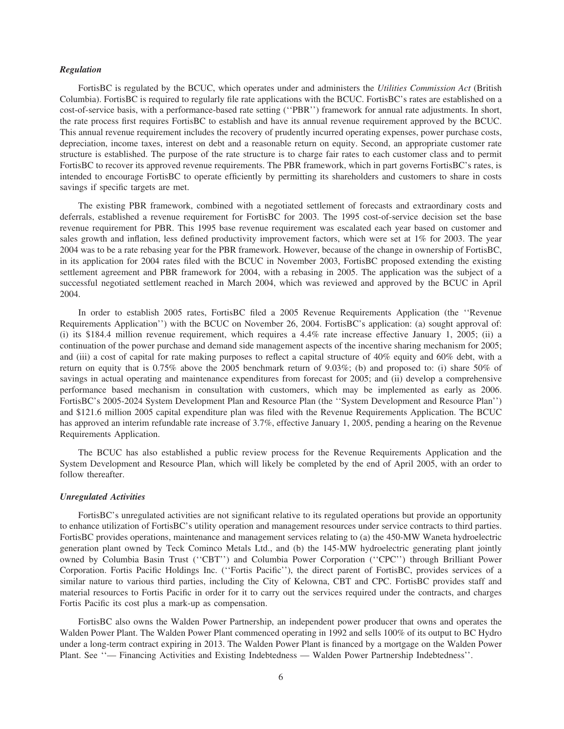### *Regulation*

FortisBC is regulated by the BCUC, which operates under and administers the *Utilities Commission Act* (British Columbia). FortisBC is required to regularly file rate applications with the BCUC. FortisBC's rates are established on a cost-of-service basis, with a performance-based rate setting (''PBR'') framework for annual rate adjustments. In short, the rate process first requires FortisBC to establish and have its annual revenue requirement approved by the BCUC. This annual revenue requirement includes the recovery of prudently incurred operating expenses, power purchase costs, depreciation, income taxes, interest on debt and a reasonable return on equity. Second, an appropriate customer rate structure is established. The purpose of the rate structure is to charge fair rates to each customer class and to permit FortisBC to recover its approved revenue requirements. The PBR framework, which in part governs FortisBC's rates, is intended to encourage FortisBC to operate efficiently by permitting its shareholders and customers to share in costs savings if specific targets are met.

The existing PBR framework, combined with a negotiated settlement of forecasts and extraordinary costs and deferrals, established a revenue requirement for FortisBC for 2003. The 1995 cost-of-service decision set the base revenue requirement for PBR. This 1995 base revenue requirement was escalated each year based on customer and sales growth and inflation, less defined productivity improvement factors, which were set at 1% for 2003. The year 2004 was to be a rate rebasing year for the PBR framework. However, because of the change in ownership of FortisBC, in its application for 2004 rates filed with the BCUC in November 2003, FortisBC proposed extending the existing settlement agreement and PBR framework for 2004, with a rebasing in 2005. The application was the subject of a successful negotiated settlement reached in March 2004, which was reviewed and approved by the BCUC in April 2004.

In order to establish 2005 rates, FortisBC filed a 2005 Revenue Requirements Application (the ''Revenue Requirements Application'') with the BCUC on November 26, 2004. FortisBC's application: (a) sought approval of: (i) its $184.4 million revenue requirement, which requires a 4.4% rate increase effective January 1, 2005; (ii) a continuation of the power purchase and demand side management aspects of the incentive sharing mechanism for 2005; and (iii) a cost of capital for rate making purposes to reflect a capital structure of 40% equity and 60% debt, with a return on equity that is 0.75% above the 2005 benchmark return of 9.03%; (b) and proposed to: (i) share 50% of savings in actual operating and maintenance expenditures from forecast for 2005; and (ii) develop a comprehensive performance based mechanism in consultation with customers, which may be implemented as early as 2006. FortisBC's 2005-2024 System Development Plan and Resource Plan (the ''System Development and Resource Plan'') and $121.6 million 2005 capital expenditure plan was filed with the Revenue Requirements Application. The BCUC has approved an interim refundable rate increase of 3.7%, effective January 1, 2005, pending a hearing on the Revenue Requirements Application.

The BCUC has also established a public review process for the Revenue Requirements Application and the System Development and Resource Plan, which will likely be completed by the end of April 2005, with an order to follow thereafter.

### *Unregulated Activities*

FortisBC's unregulated activities are not significant relative to its regulated operations but provide an opportunity to enhance utilization of FortisBC's utility operation and management resources under service contracts to third parties. FortisBC provides operations, maintenance and management services relating to (a) the 450-MW Waneta hydroelectric generation plant owned by Teck Cominco Metals Ltd., and (b) the 145-MW hydroelectric generating plant jointly owned by Columbia Basin Trust (''CBT'') and Columbia Power Corporation (''CPC'') through Brilliant Power Corporation. Fortis Pacific Holdings Inc. (''Fortis Pacific''), the direct parent of FortisBC, provides services of a similar nature to various third parties, including the City of Kelowna, CBT and CPC. FortisBC provides staff and material resources to Fortis Pacific in order for it to carry out the services required under the contracts, and charges Fortis Pacific its cost plus a mark-up as compensation.

FortisBC also owns the Walden Power Partnership, an independent power producer that owns and operates the Walden Power Plant. The Walden Power Plant commenced operating in 1992 and sells 100% of its output to BC Hydro under a long-term contract expiring in 2013. The Walden Power Plant is financed by a mortgage on the Walden Power Plant. See ''— Financing Activities and Existing Indebtedness — Walden Power Partnership Indebtedness''.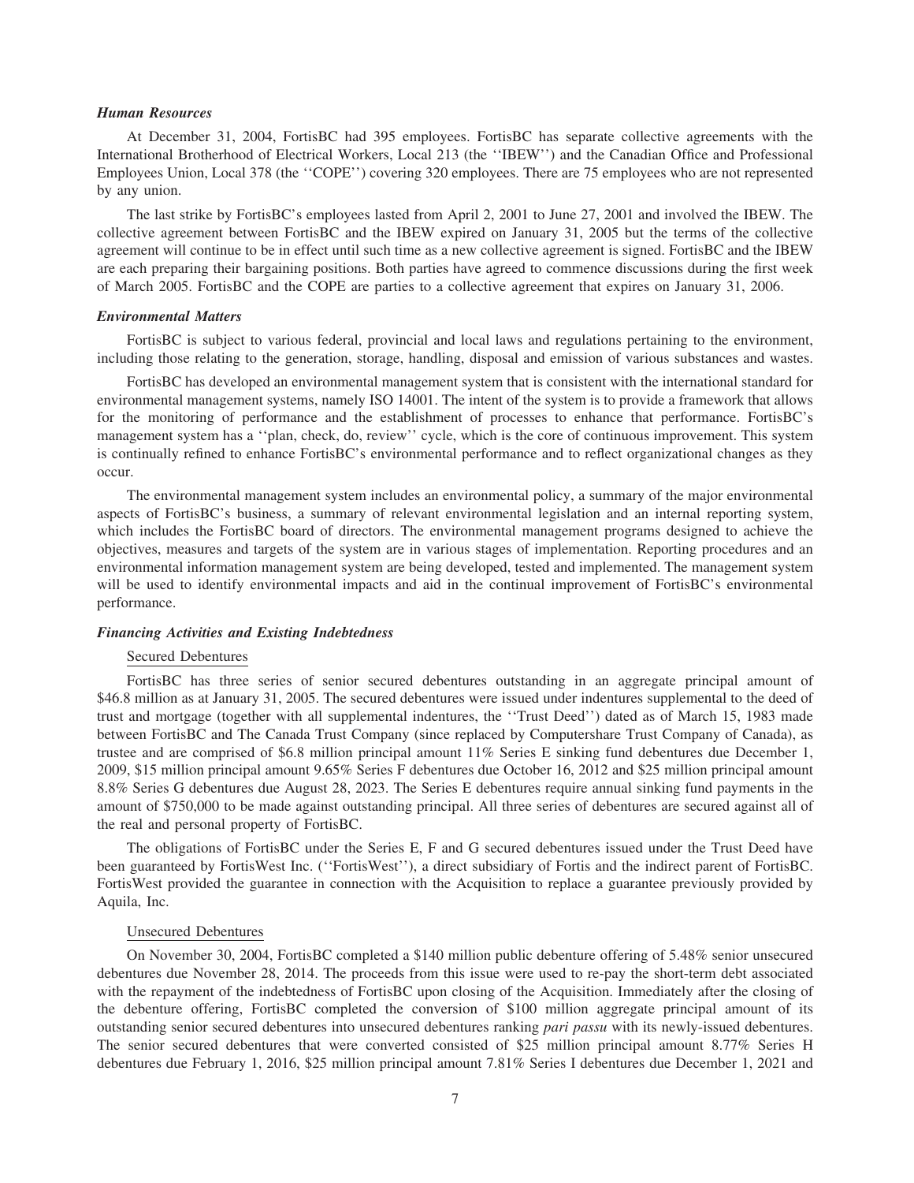### *Human Resources*

At December 31, 2004, FortisBC had 395 employees. FortisBC has separate collective agreements with the International Brotherhood of Electrical Workers, Local 213 (the ''IBEW'') and the Canadian Office and Professional Employees Union, Local 378 (the ''COPE'') covering 320 employees. There are 75 employees who are not represented by any union.

The last strike by FortisBC's employees lasted from April 2, 2001 to June 27, 2001 and involved the IBEW. The collective agreement between FortisBC and the IBEW expired on January 31, 2005 but the terms of the collective agreement will continue to be in effect until such time as a new collective agreement is signed. FortisBC and the IBEW are each preparing their bargaining positions. Both parties have agreed to commence discussions during the first week of March 2005. FortisBC and the COPE are parties to a collective agreement that expires on January 31, 2006.

### *Environmental Matters*

FortisBC is subject to various federal, provincial and local laws and regulations pertaining to the environment, including those relating to the generation, storage, handling, disposal and emission of various substances and wastes.

FortisBC has developed an environmental management system that is consistent with the international standard for environmental management systems, namely ISO 14001. The intent of the system is to provide a framework that allows for the monitoring of performance and the establishment of processes to enhance that performance. FortisBC's management system has a ''plan, check, do, review'' cycle, which is the core of continuous improvement. This system is continually refined to enhance FortisBC's environmental performance and to reflect organizational changes as they occur.

The environmental management system includes an environmental policy, a summary of the major environmental aspects of FortisBC's business, a summary of relevant environmental legislation and an internal reporting system, which includes the FortisBC board of directors. The environmental management programs designed to achieve the objectives, measures and targets of the system are in various stages of implementation. Reporting procedures and an environmental information management system are being developed, tested and implemented. The management system will be used to identify environmental impacts and aid in the continual improvement of FortisBC's environmental performance.

### *Financing Activities and Existing Indebtedness*

Secured Debentures

FortisBC has three series of senior secured debentures outstanding in an aggregate principal amount of $46.8 million as at January 31, 2005. The secured debentures were issued under indentures supplemental to the deed of trust and mortgage (together with all supplemental indentures, the ''Trust Deed'') dated as of March 15, 1983 made between FortisBC and The Canada Trust Company (since replaced by Computershare Trust Company of Canada), as trustee and are comprised of $6.8 million principal amount 11% Series E sinking fund debentures due December 1, 2009, $15 million principal amount 9.65% Series F debentures due October 16, 2012 and $25 million principal amount 8.8% Series G debentures due August 28, 2023. The Series E debentures require annual sinking fund payments in the amount of $750,000 to be made against outstanding principal. All three series of debentures are secured against all of the real and personal property of FortisBC.

The obligations of FortisBC under the Series E, F and G secured debentures issued under the Trust Deed have been guaranteed by FortisWest Inc. (''FortisWest''), a direct subsidiary of Fortis and the indirect parent of FortisBC. FortisWest provided the guarantee in connection with the Acquisition to replace a guarantee previously provided by Aquila, Inc.

Unsecured Debentures

On November 30, 2004, FortisBC completed a $140 million public debenture offering of 5.48% senior unsecured debentures due November 28, 2014. The proceeds from this issue were used to re-pay the short-term debt associated with the repayment of the indebtedness of FortisBC upon closing of the Acquisition. Immediately after the closing of the debenture offering, FortisBC completed the conversion of $100 million aggregate principal amount of its outstanding senior secured debentures into unsecured debentures ranking *pari passu* with its newly-issued debentures. The senior secured debentures that were converted consisted of $25 million principal amount 8.77% Series H debentures due February 1, 2016, $25 million principal amount 7.81% Series I debentures due December 1, 2021 and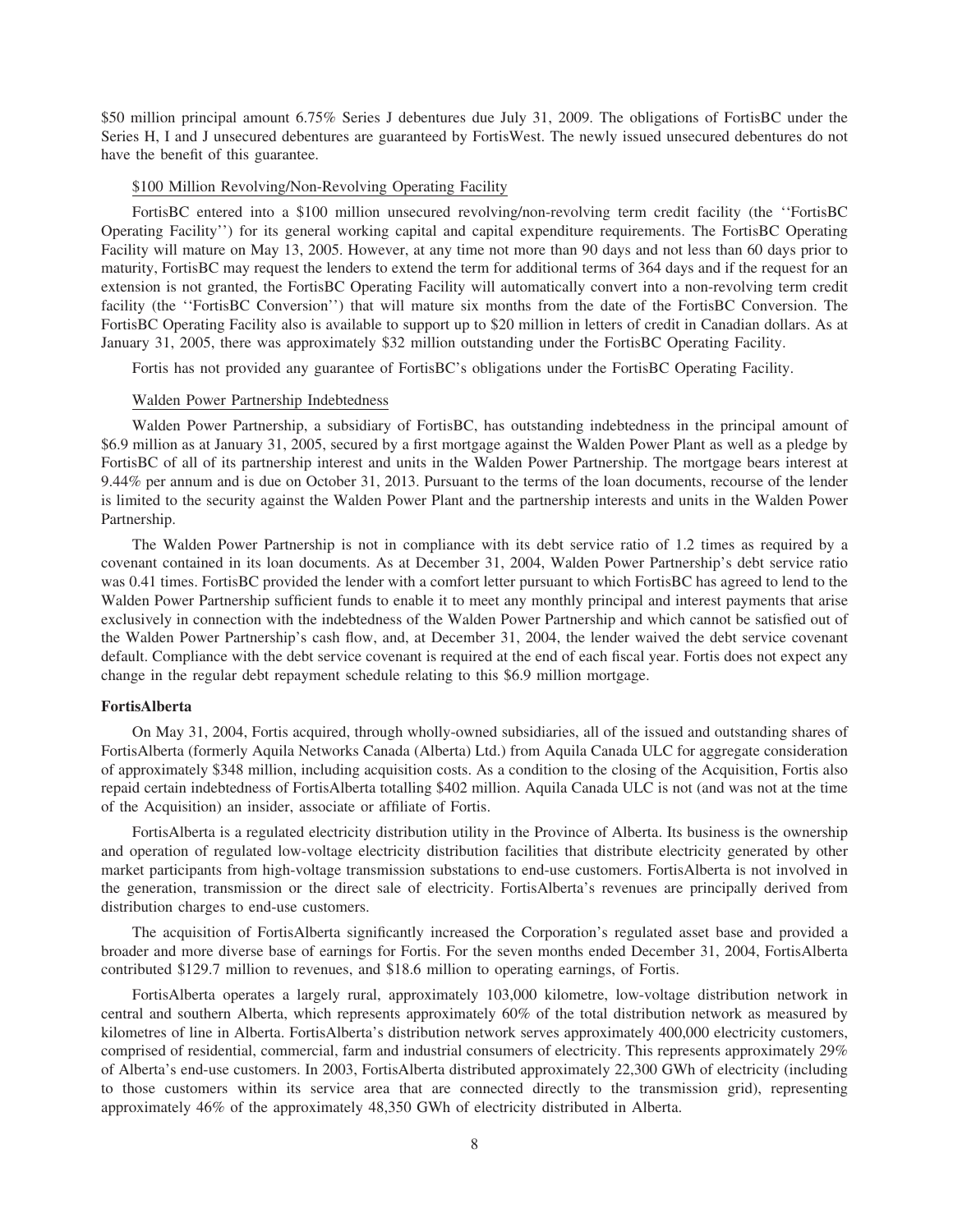$50 million principal amount 6.75% Series J debentures due July 31, 2009. The obligations of FortisBC under the Series H, I and J unsecured debentures are guaranteed by FortisWest. The newly issued unsecured debentures do not have the benefit of this guarantee.

$100 Million Revolving/Non-Revolving Operating Facility

FortisBC entered into a $100 million unsecured revolving/non-revolving term credit facility (the ''FortisBC Operating Facility'') for its general working capital and capital expenditure requirements. The FortisBC Operating Facility will mature on May 13, 2005. However, at any time not more than 90 days and not less than 60 days prior to maturity, FortisBC may request the lenders to extend the term for additional terms of 364 days and if the request for an extension is not granted, the FortisBC Operating Facility will automatically convert into a non-revolving term credit facility (the ''FortisBC Conversion'') that will mature six months from the date of the FortisBC Conversion. The FortisBC Operating Facility also is available to support up to $20 million in letters of credit in Canadian dollars. As at January 31, 2005, there was approximately $32 million outstanding under the FortisBC Operating Facility.

Fortis has not provided any guarantee of FortisBC's obligations under the FortisBC Operating Facility.

Walden Power Partnership Indebtedness

Walden Power Partnership, a subsidiary of FortisBC, has outstanding indebtedness in the principal amount of $6.9 million as at January 31, 2005, secured by a first mortgage against the Walden Power Plant as well as a pledge by FortisBC of all of its partnership interest and units in the Walden Power Partnership. The mortgage bears interest at 9.44% per annum and is due on October 31, 2013. Pursuant to the terms of the loan documents, recourse of the lender is limited to the security against the Walden Power Plant and the partnership interests and units in the Walden Power Partnership.

The Walden Power Partnership is not in compliance with its debt service ratio of 1.2 times as required by a covenant contained in its loan documents. As at December 31, 2004, Walden Power Partnership's debt service ratio was 0.41 times. FortisBC provided the lender with a comfort letter pursuant to which FortisBC has agreed to lend to the Walden Power Partnership sufficient funds to enable it to meet any monthly principal and interest payments that arise exclusively in connection with the indebtedness of the Walden Power Partnership and which cannot be satisfied out of the Walden Power Partnership's cash flow, and, at December 31, 2004, the lender waived the debt service covenant default. Compliance with the debt service covenant is required at the end of each fiscal year. Fortis does not expect any change in the regular debt repayment schedule relating to this $6.9 million mortgage.

**FortisAlberta**

On May 31, 2004, Fortis acquired, through wholly-owned subsidiaries, all of the issued and outstanding shares of FortisAlberta (formerly Aquila Networks Canada (Alberta) Ltd.) from Aquila Canada ULC for aggregate consideration of approximately $348 million, including acquisition costs. As a condition to the closing of the Acquisition, Fortis also repaid certain indebtedness of FortisAlberta totalling $402 million. Aquila Canada ULC is not (and was not at the time of the Acquisition) an insider, associate or affiliate of Fortis.

FortisAlberta is a regulated electricity distribution utility in the Province of Alberta. Its business is the ownership and operation of regulated low-voltage electricity distribution facilities that distribute electricity generated by other market participants from high-voltage transmission substations to end-use customers. FortisAlberta is not involved in the generation, transmission or the direct sale of electricity. FortisAlberta's revenues are principally derived from distribution charges to end-use customers.

The acquisition of FortisAlberta significantly increased the Corporation's regulated asset base and provided a broader and more diverse base of earnings for Fortis. For the seven months ended December 31, 2004, FortisAlberta contributed $129.7 million to revenues, and $18.6 million to operating earnings, of Fortis.

FortisAlberta operates a largely rural, approximately 103,000 kilometre, low-voltage distribution network in central and southern Alberta, which represents approximately 60% of the total distribution network as measured by kilometres of line in Alberta. FortisAlberta's distribution network serves approximately 400,000 electricity customers, comprised of residential, commercial, farm and industrial consumers of electricity. This represents approximately 29% of Alberta's end-use customers. In 2003, FortisAlberta distributed approximately 22,300 GWh of electricity (including to those customers within its service area that are connected directly to the transmission grid), representing approximately 46% of the approximately 48,350 GWh of electricity distributed in Alberta.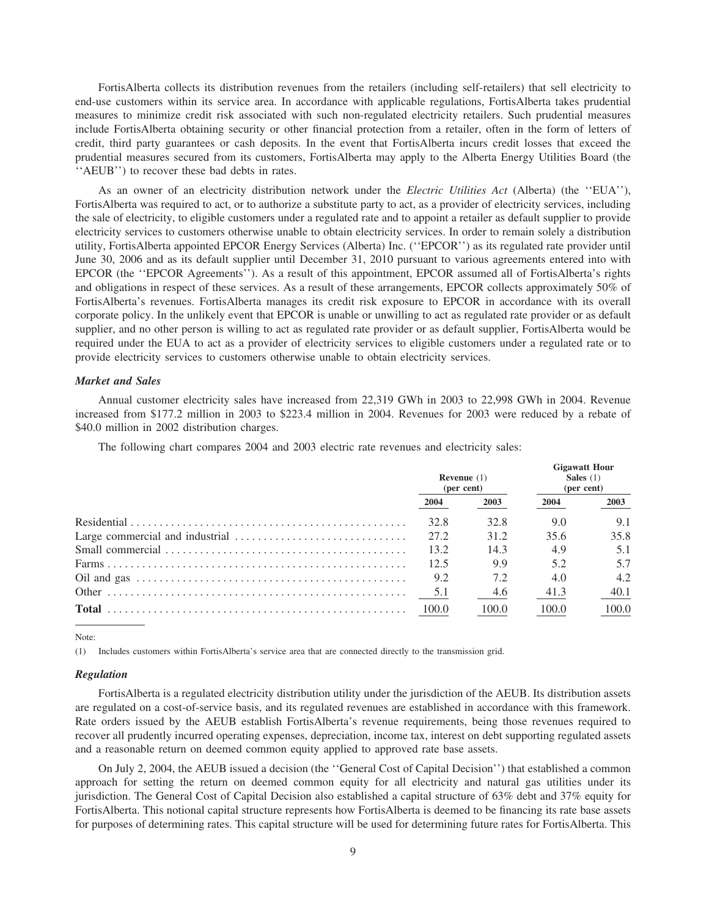FortisAlberta collects its distribution revenues from the retailers (including self-retailers) that sell electricity to end-use customers within its service area. In accordance with applicable regulations, FortisAlberta takes prudential measures to minimize credit risk associated with such non-regulated electricity retailers. Such prudential measures include FortisAlberta obtaining security or other financial protection from a retailer, often in the form of letters of credit, third party guarantees or cash deposits. In the event that FortisAlberta incurs credit losses that exceed the prudential measures secured from its customers, FortisAlberta may apply to the Alberta Energy Utilities Board (the ''AEUB'') to recover these bad debts in rates.

As an owner of an electricity distribution network under the *Electric Utilities Act* (Alberta) (the ''EUA''), FortisAlberta was required to act, or to authorize a substitute party to act, as a provider of electricity services, including the sale of electricity, to eligible customers under a regulated rate and to appoint a retailer as default supplier to provide electricity services to customers otherwise unable to obtain electricity services. In order to remain solely a distribution utility, FortisAlberta appointed EPCOR Energy Services (Alberta) Inc. (''EPCOR'') as its regulated rate provider until June 30, 2006 and as its default supplier until December 31, 2010 pursuant to various agreements entered into with EPCOR (the ''EPCOR Agreements''). As a result of this appointment, EPCOR assumed all of FortisAlberta's rights and obligations in respect of these services. As a result of these arrangements, EPCOR collects approximately 50% of FortisAlberta's revenues. FortisAlberta manages its credit risk exposure to EPCOR in accordance with its overall corporate policy. In the unlikely event that EPCOR is unable or unwilling to act as regulated rate provider or as default supplier, and no other person is willing to act as regulated rate provider or as default supplier, FortisAlberta would be required under the EUA to act as a provider of electricity services to eligible customers under a regulated rate or to provide electricity services to customers otherwise unable to obtain electricity services.

### *Market and Sales*

Annual customer electricity sales have increased from 22,319 GWh in 2003 to 22,998 GWh in 2004. Revenue increased from $177.2 million in 2003 to $223.4 million in 2004. Revenues for 2003 were reduced by a rebate of $40.0 million in 2002 distribution charges.

The following chart compares 2004 and 2003 electric rate revenues and electricity sales:

| | Revenue (1) (per cent) | | Gigawatt Hour Sales (1) (per cent) | |
|---|---|---|---|---|
| | 2004 | 2003 | 2004 | 2003 |
| Residential | 32.8 | 32.8 | 9.0 | 9.1 |
| Large commercial and industrial | 27.2 | 31.2 | 35.6 | 35.8 |
| Small commercial | 13.2 | 14.3 | 4.9 | 5.1 |
| Farms | 12.5 | 9.9 | 5.2 | 5.7 |
| Oil and gas | 9.2 | 7.2 | 4.0 | 4.2 |
| Other | 5.1 | 4.6 | 41.3 | 40.1 |
| **Total** | 100.0 | 100.0 | 100.0 | 100.0 |

Note:

(1) Includes customers within FortisAlberta's service area that are connected directly to the transmission grid.

### *Regulation*

FortisAlberta is a regulated electricity distribution utility under the jurisdiction of the AEUB. Its distribution assets are regulated on a cost-of-service basis, and its regulated revenues are established in accordance with this framework. Rate orders issued by the AEUB establish FortisAlberta's revenue requirements, being those revenues required to recover all prudently incurred operating expenses, depreciation, income tax, interest on debt supporting regulated assets and a reasonable return on deemed common equity applied to approved rate base assets.

On July 2, 2004, the AEUB issued a decision (the ''General Cost of Capital Decision'') that established a common approach for setting the return on deemed common equity for all electricity and natural gas utilities under its jurisdiction. The General Cost of Capital Decision also established a capital structure of 63% debt and 37% equity for FortisAlberta. This notional capital structure represents how FortisAlberta is deemed to be financing its rate base assets for purposes of determining rates. This capital structure will be used for determining future rates for FortisAlberta. This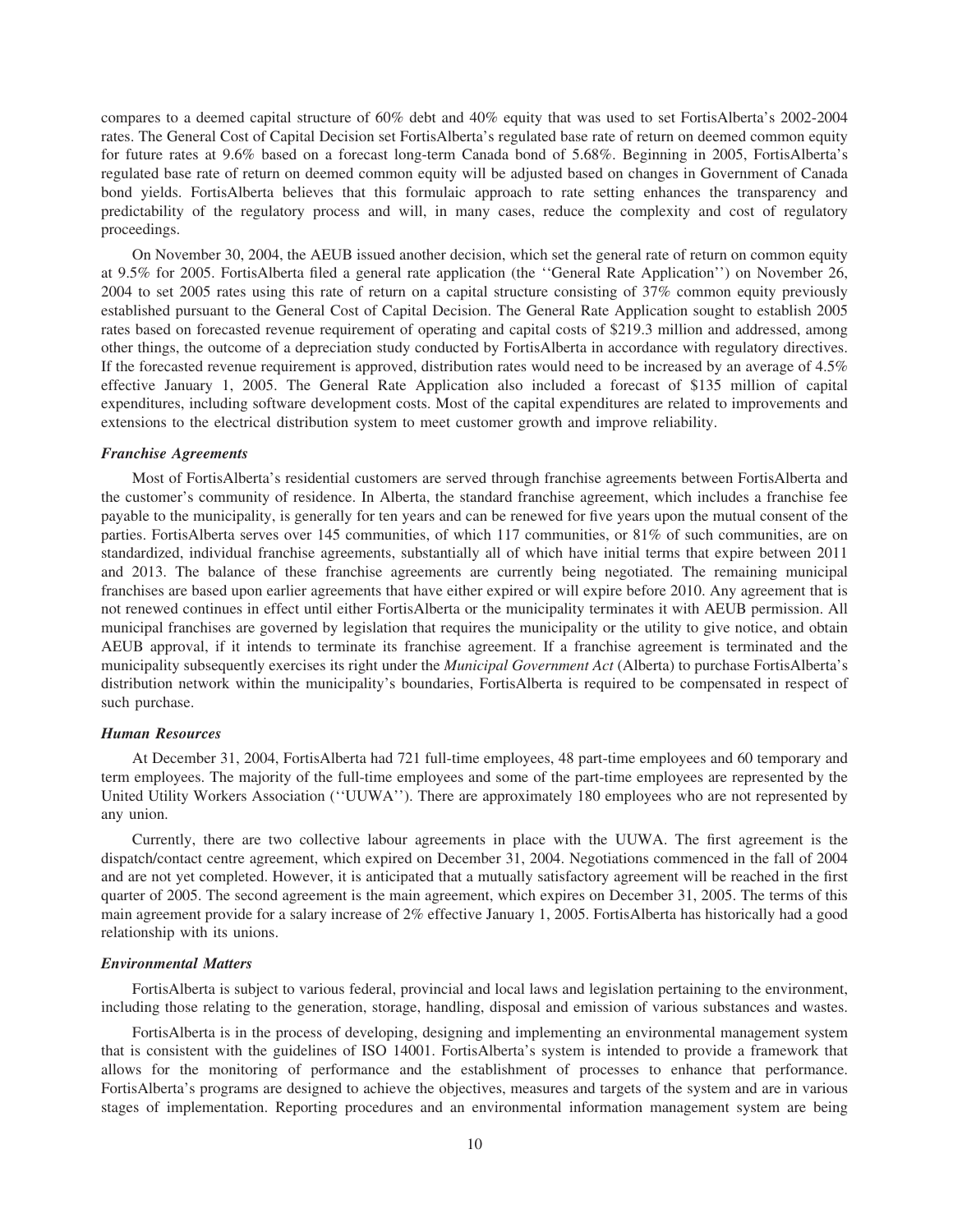compares to a deemed capital structure of 60% debt and 40% equity that was used to set FortisAlberta's 2002-2004 rates. The General Cost of Capital Decision set FortisAlberta's regulated base rate of return on deemed common equity for future rates at 9.6% based on a forecast long-term Canada bond of 5.68%. Beginning in 2005, FortisAlberta's regulated base rate of return on deemed common equity will be adjusted based on changes in Government of Canada bond yields. FortisAlberta believes that this formulaic approach to rate setting enhances the transparency and predictability of the regulatory process and will, in many cases, reduce the complexity and cost of regulatory proceedings.

On November 30, 2004, the AEUB issued another decision, which set the general rate of return on common equity at 9.5% for 2005. FortisAlberta filed a general rate application (the ''General Rate Application'') on November 26, 2004 to set 2005 rates using this rate of return on a capital structure consisting of 37% common equity previously established pursuant to the General Cost of Capital Decision. The General Rate Application sought to establish 2005 rates based on forecasted revenue requirement of operating and capital costs of $219.3 million and addressed, among other things, the outcome of a depreciation study conducted by FortisAlberta in accordance with regulatory directives. If the forecasted revenue requirement is approved, distribution rates would need to be increased by an average of 4.5% effective January 1, 2005. The General Rate Application also included a forecast of $135 million of capital expenditures, including software development costs. Most of the capital expenditures are related to improvements and extensions to the electrical distribution system to meet customer growth and improve reliability.

### *Franchise Agreements*

Most of FortisAlberta's residential customers are served through franchise agreements between FortisAlberta and the customer's community of residence. In Alberta, the standard franchise agreement, which includes a franchise fee payable to the municipality, is generally for ten years and can be renewed for five years upon the mutual consent of the parties. FortisAlberta serves over 145 communities, of which 117 communities, or 81% of such communities, are on standardized, individual franchise agreements, substantially all of which have initial terms that expire between 2011 and 2013. The balance of these franchise agreements are currently being negotiated. The remaining municipal franchises are based upon earlier agreements that have either expired or will expire before 2010. Any agreement that is not renewed continues in effect until either FortisAlberta or the municipality terminates it with AEUB permission. All municipal franchises are governed by legislation that requires the municipality or the utility to give notice, and obtain AEUB approval, if it intends to terminate its franchise agreement. If a franchise agreement is terminated and the municipality subsequently exercises its right under the *Municipal Government Act* (Alberta) to purchase FortisAlberta's distribution network within the municipality's boundaries, FortisAlberta is required to be compensated in respect of such purchase.

### *Human Resources*

At December 31, 2004, FortisAlberta had 721 full-time employees, 48 part-time employees and 60 temporary and term employees. The majority of the full-time employees and some of the part-time employees are represented by the United Utility Workers Association (''UUWA''). There are approximately 180 employees who are not represented by any union.

Currently, there are two collective labour agreements in place with the UUWA. The first agreement is the dispatch/contact centre agreement, which expired on December 31, 2004. Negotiations commenced in the fall of 2004 and are not yet completed. However, it is anticipated that a mutually satisfactory agreement will be reached in the first quarter of 2005. The second agreement is the main agreement, which expires on December 31, 2005. The terms of this main agreement provide for a salary increase of 2% effective January 1, 2005. FortisAlberta has historically had a good relationship with its unions.

### *Environmental Matters*

FortisAlberta is subject to various federal, provincial and local laws and legislation pertaining to the environment, including those relating to the generation, storage, handling, disposal and emission of various substances and wastes.

FortisAlberta is in the process of developing, designing and implementing an environmental management system that is consistent with the guidelines of ISO 14001. FortisAlberta's system is intended to provide a framework that allows for the monitoring of performance and the establishment of processes to enhance that performance. FortisAlberta's programs are designed to achieve the objectives, measures and targets of the system and are in various stages of implementation. Reporting procedures and an environmental information management system are being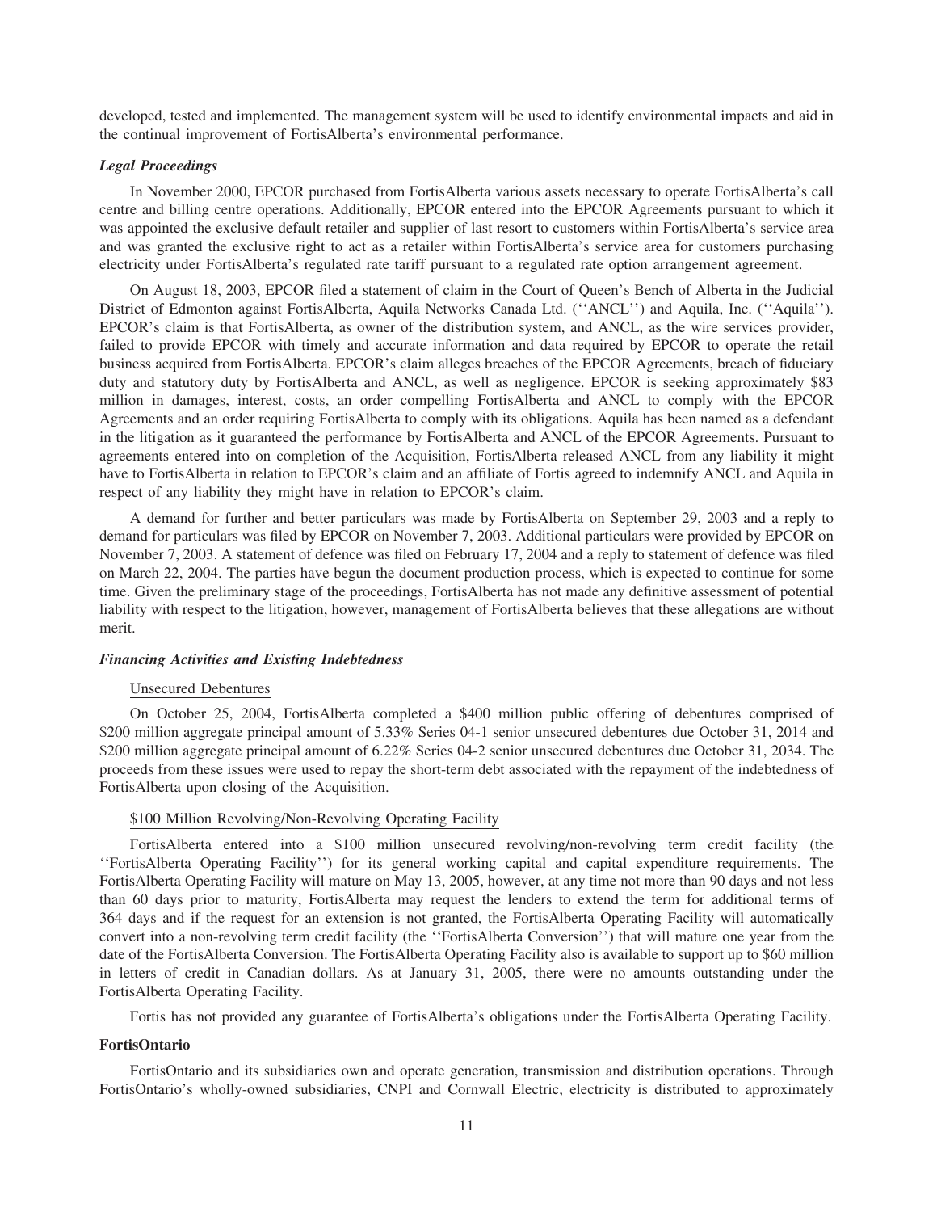developed, tested and implemented. The management system will be used to identify environmental impacts and aid in the continual improvement of FortisAlberta's environmental performance.

### *Legal Proceedings*

In November 2000, EPCOR purchased from FortisAlberta various assets necessary to operate FortisAlberta's call centre and billing centre operations. Additionally, EPCOR entered into the EPCOR Agreements pursuant to which it was appointed the exclusive default retailer and supplier of last resort to customers within FortisAlberta's service area and was granted the exclusive right to act as a retailer within FortisAlberta's service area for customers purchasing electricity under FortisAlberta's regulated rate tariff pursuant to a regulated rate option arrangement agreement.

On August 18, 2003, EPCOR filed a statement of claim in the Court of Queen's Bench of Alberta in the Judicial District of Edmonton against FortisAlberta, Aquila Networks Canada Ltd. (''ANCL'') and Aquila, Inc. (''Aquila''). EPCOR's claim is that FortisAlberta, as owner of the distribution system, and ANCL, as the wire services provider, failed to provide EPCOR with timely and accurate information and data required by EPCOR to operate the retail business acquired from FortisAlberta. EPCOR's claim alleges breaches of the EPCOR Agreements, breach of fiduciary duty and statutory duty by FortisAlberta and ANCL, as well as negligence. EPCOR is seeking approximately $83 million in damages, interest, costs, an order compelling FortisAlberta and ANCL to comply with the EPCOR Agreements and an order requiring FortisAlberta to comply with its obligations. Aquila has been named as a defendant in the litigation as it guaranteed the performance by FortisAlberta and ANCL of the EPCOR Agreements. Pursuant to agreements entered into on completion of the Acquisition, FortisAlberta released ANCL from any liability it might have to FortisAlberta in relation to EPCOR's claim and an affiliate of Fortis agreed to indemnify ANCL and Aquila in respect of any liability they might have in relation to EPCOR's claim.

A demand for further and better particulars was made by FortisAlberta on September 29, 2003 and a reply to demand for particulars was filed by EPCOR on November 7, 2003. Additional particulars were provided by EPCOR on November 7, 2003. A statement of defence was filed on February 17, 2004 and a reply to statement of defence was filed on March 22, 2004. The parties have begun the document production process, which is expected to continue for some time. Given the preliminary stage of the proceedings, FortisAlberta has not made any definitive assessment of potential liability with respect to the litigation, however, management of FortisAlberta believes that these allegations are without merit.

### *Financing Activities and Existing Indebtedness*

Unsecured Debentures

On October 25, 2004, FortisAlberta completed a $400 million public offering of debentures comprised of $200 million aggregate principal amount of 5.33% Series 04-1 senior unsecured debentures due October 31, 2014 and $200 million aggregate principal amount of 6.22% Series 04-2 senior unsecured debentures due October 31, 2034. The proceeds from these issues were used to repay the short-term debt associated with the repayment of the indebtedness of FortisAlberta upon closing of the Acquisition.

$100 Million Revolving/Non-Revolving Operating Facility

FortisAlberta entered into a $100 million unsecured revolving/non-revolving term credit facility (the ''FortisAlberta Operating Facility'') for its general working capital and capital expenditure requirements. The FortisAlberta Operating Facility will mature on May 13, 2005, however, at any time not more than 90 days and not less than 60 days prior to maturity, FortisAlberta may request the lenders to extend the term for additional terms of 364 days and if the request for an extension is not granted, the FortisAlberta Operating Facility will automatically convert into a non-revolving term credit facility (the ''FortisAlberta Conversion'') that will mature one year from the date of the FortisAlberta Conversion. The FortisAlberta Operating Facility also is available to support up to $60 million in letters of credit in Canadian dollars. As at January 31, 2005, there were no amounts outstanding under the FortisAlberta Operating Facility.

Fortis has not provided any guarantee of FortisAlberta's obligations under the FortisAlberta Operating Facility.

## FortisOntario

FortisOntario and its subsidiaries own and operate generation, transmission and distribution operations. Through FortisOntario's wholly-owned subsidiaries, CNPI and Cornwall Electric, electricity is distributed to approximately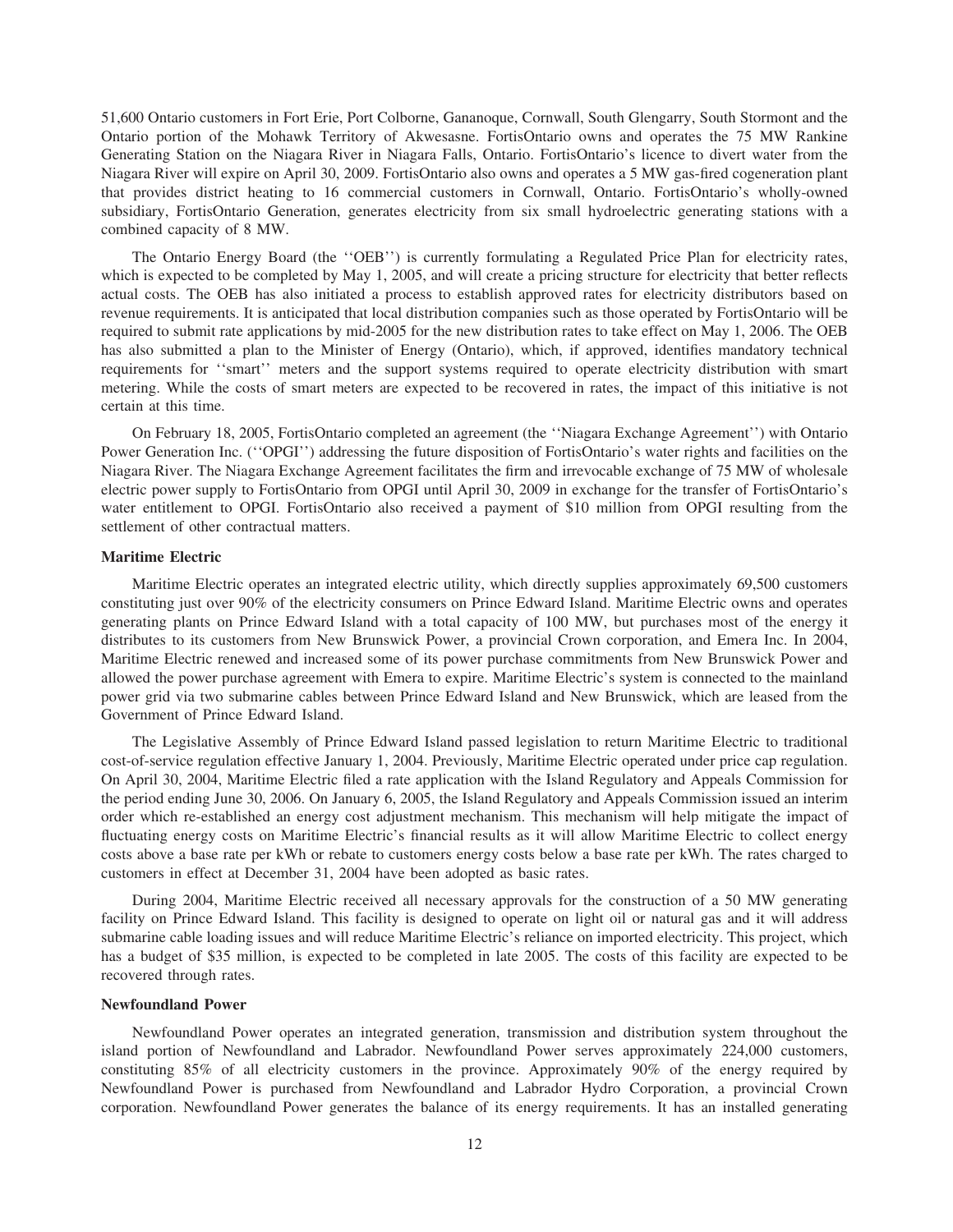51,600 Ontario customers in Fort Erie, Port Colborne, Gananoque, Cornwall, South Glengarry, South Stormont and the Ontario portion of the Mohawk Territory of Akwesasne. FortisOntario owns and operates the 75 MW Rankine Generating Station on the Niagara River in Niagara Falls, Ontario. FortisOntario's licence to divert water from the Niagara River will expire on April 30, 2009. FortisOntario also owns and operates a 5 MW gas-fired cogeneration plant that provides district heating to 16 commercial customers in Cornwall, Ontario. FortisOntario's wholly-owned subsidiary, FortisOntario Generation, generates electricity from six small hydroelectric generating stations with a combined capacity of 8 MW.

The Ontario Energy Board (the ''OEB'') is currently formulating a Regulated Price Plan for electricity rates, which is expected to be completed by May 1, 2005, and will create a pricing structure for electricity that better reflects actual costs. The OEB has also initiated a process to establish approved rates for electricity distributors based on revenue requirements. It is anticipated that local distribution companies such as those operated by FortisOntario will be required to submit rate applications by mid-2005 for the new distribution rates to take effect on May 1, 2006. The OEB has also submitted a plan to the Minister of Energy (Ontario), which, if approved, identifies mandatory technical requirements for ''smart'' meters and the support systems required to operate electricity distribution with smart metering. While the costs of smart meters are expected to be recovered in rates, the impact of this initiative is not certain at this time.

On February 18, 2005, FortisOntario completed an agreement (the ''Niagara Exchange Agreement'') with Ontario Power Generation Inc. (''OPGI'') addressing the future disposition of FortisOntario's water rights and facilities on the Niagara River. The Niagara Exchange Agreement facilitates the firm and irrevocable exchange of 75 MW of wholesale electric power supply to FortisOntario from OPGI until April 30, 2009 in exchange for the transfer of FortisOntario's water entitlement to OPGI. FortisOntario also received a payment of $10 million from OPGI resulting from the settlement of other contractual matters.

### Maritime Electric

Maritime Electric operates an integrated electric utility, which directly supplies approximately 69,500 customers constituting just over 90% of the electricity consumers on Prince Edward Island. Maritime Electric owns and operates generating plants on Prince Edward Island with a total capacity of 100 MW, but purchases most of the energy it distributes to its customers from New Brunswick Power, a provincial Crown corporation, and Emera Inc. In 2004, Maritime Electric renewed and increased some of its power purchase commitments from New Brunswick Power and allowed the power purchase agreement with Emera to expire. Maritime Electric's system is connected to the mainland power grid via two submarine cables between Prince Edward Island and New Brunswick, which are leased from the Government of Prince Edward Island.

The Legislative Assembly of Prince Edward Island passed legislation to return Maritime Electric to traditional cost-of-service regulation effective January 1, 2004. Previously, Maritime Electric operated under price cap regulation. On April 30, 2004, Maritime Electric filed a rate application with the Island Regulatory and Appeals Commission for the period ending June 30, 2006. On January 6, 2005, the Island Regulatory and Appeals Commission issued an interim order which re-established an energy cost adjustment mechanism. This mechanism will help mitigate the impact of fluctuating energy costs on Maritime Electric's financial results as it will allow Maritime Electric to collect energy costs above a base rate per kWh or rebate to customers energy costs below a base rate per kWh. The rates charged to customers in effect at December 31, 2004 have been adopted as basic rates.

During 2004, Maritime Electric received all necessary approvals for the construction of a 50 MW generating facility on Prince Edward Island. This facility is designed to operate on light oil or natural gas and it will address submarine cable loading issues and will reduce Maritime Electric's reliance on imported electricity. This project, which has a budget of $35 million, is expected to be completed in late 2005. The costs of this facility are expected to be recovered through rates.

### Newfoundland Power

Newfoundland Power operates an integrated generation, transmission and distribution system throughout the island portion of Newfoundland and Labrador. Newfoundland Power serves approximately 224,000 customers, constituting 85% of all electricity customers in the province. Approximately 90% of the energy required by Newfoundland Power is purchased from Newfoundland and Labrador Hydro Corporation, a provincial Crown corporation. Newfoundland Power generates the balance of its energy requirements. It has an installed generating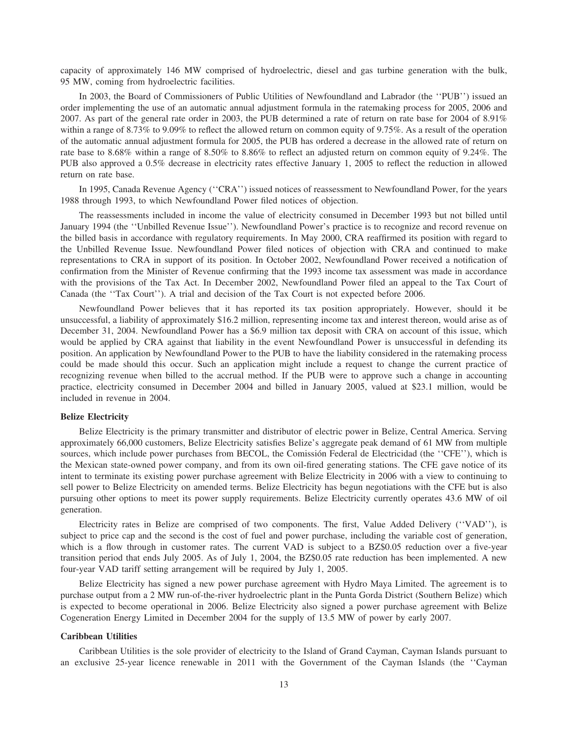capacity of approximately 146 MW comprised of hydroelectric, diesel and gas turbine generation with the bulk, 95 MW, coming from hydroelectric facilities.

In 2003, the Board of Commissioners of Public Utilities of Newfoundland and Labrador (the ''PUB'') issued an order implementing the use of an automatic annual adjustment formula in the ratemaking process for 2005, 2006 and 2007. As part of the general rate order in 2003, the PUB determined a rate of return on rate base for 2004 of 8.91% within a range of 8.73% to 9.09% to reflect the allowed return on common equity of 9.75%. As a result of the operation of the automatic annual adjustment formula for 2005, the PUB has ordered a decrease in the allowed rate of return on rate base to 8.68% within a range of 8.50% to 8.86% to reflect an adjusted return on common equity of 9.24%. The PUB also approved a 0.5% decrease in electricity rates effective January 1, 2005 to reflect the reduction in allowed return on rate base.

In 1995, Canada Revenue Agency (''CRA'') issued notices of reassessment to Newfoundland Power, for the years 1988 through 1993, to which Newfoundland Power filed notices of objection.

The reassessments included in income the value of electricity consumed in December 1993 but not billed until January 1994 (the ''Unbilled Revenue Issue''). Newfoundland Power's practice is to recognize and record revenue on the billed basis in accordance with regulatory requirements. In May 2000, CRA reaffirmed its position with regard to the Unbilled Revenue Issue. Newfoundland Power filed notices of objection with CRA and continued to make representations to CRA in support of its position. In October 2002, Newfoundland Power received a notification of confirmation from the Minister of Revenue confirming that the 1993 income tax assessment was made in accordance with the provisions of the Tax Act. In December 2002, Newfoundland Power filed an appeal to the Tax Court of Canada (the ''Tax Court''). A trial and decision of the Tax Court is not expected before 2006.

Newfoundland Power believes that it has reported its tax position appropriately. However, should it be unsuccessful, a liability of approximately $16.2 million, representing income tax and interest thereon, would arise as of December 31, 2004. Newfoundland Power has a $6.9 million tax deposit with CRA on account of this issue, which would be applied by CRA against that liability in the event Newfoundland Power is unsuccessful in defending its position. An application by Newfoundland Power to the PUB to have the liability considered in the ratemaking process could be made should this occur. Such an application might include a request to change the current practice of recognizing revenue when billed to the accrual method. If the PUB were to approve such a change in accounting practice, electricity consumed in December 2004 and billed in January 2005, valued at $23.1 million, would be included in revenue in 2004.

**Belize Electricity**

Belize Electricity is the primary transmitter and distributor of electric power in Belize, Central America. Serving approximately 66,000 customers, Belize Electricity satisfies Belize's aggregate peak demand of 61 MW from multiple sources, which include power purchases from BECOL, the Comissión Federal de Electricidad (the ''CFE''), which is the Mexican state-owned power company, and from its own oil-fired generating stations. The CFE gave notice of its intent to terminate its existing power purchase agreement with Belize Electricity in 2006 with a view to continuing to sell power to Belize Electricity on amended terms. Belize Electricity has begun negotiations with the CFE but is also pursuing other options to meet its power supply requirements. Belize Electricity currently operates 43.6 MW of oil generation.

Electricity rates in Belize are comprised of two components. The first, Value Added Delivery (''VAD''), is subject to price cap and the second is the cost of fuel and power purchase, including the variable cost of generation, which is a flow through in customer rates. The current VAD is subject to a BZ$0.05 reduction over a five-year transition period that ends July 2005. As of July 1, 2004, the BZ$0.05 rate reduction has been implemented. A new four-year VAD tariff setting arrangement will be required by July 1, 2005.

Belize Electricity has signed a new power purchase agreement with Hydro Maya Limited. The agreement is to purchase output from a 2 MW run-of-the-river hydroelectric plant in the Punta Gorda District (Southern Belize) which is expected to become operational in 2006. Belize Electricity also signed a power purchase agreement with Belize Cogeneration Energy Limited in December 2004 for the supply of 13.5 MW of power by early 2007.

**Caribbean Utilities**

Caribbean Utilities is the sole provider of electricity to the Island of Grand Cayman, Cayman Islands pursuant to an exclusive 25-year licence renewable in 2011 with the Government of the Cayman Islands (the ''Cayman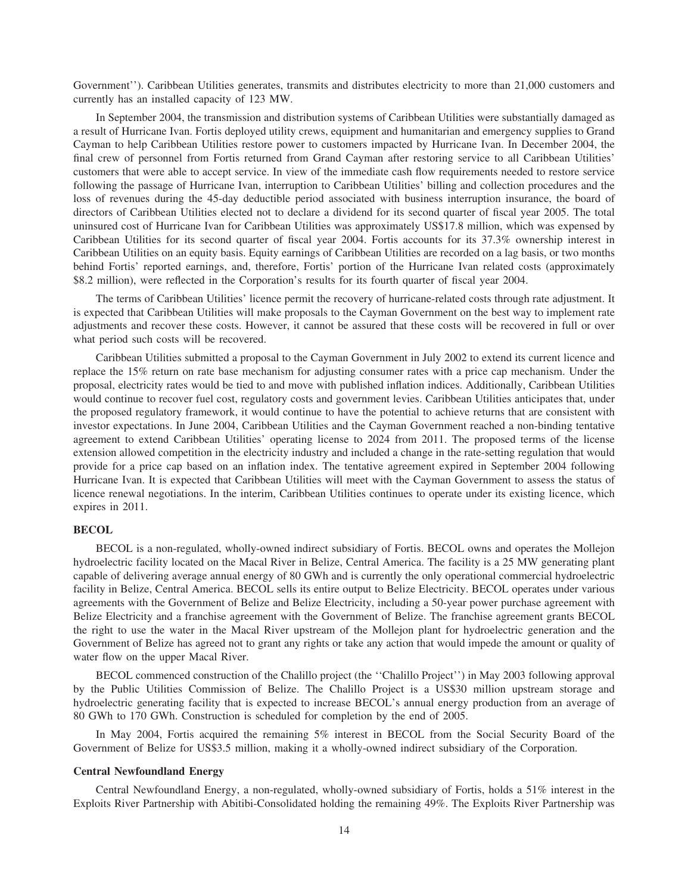Government''). Caribbean Utilities generates, transmits and distributes electricity to more than 21,000 customers and currently has an installed capacity of 123 MW.

In September 2004, the transmission and distribution systems of Caribbean Utilities were substantially damaged as a result of Hurricane Ivan. Fortis deployed utility crews, equipment and humanitarian and emergency supplies to Grand Cayman to help Caribbean Utilities restore power to customers impacted by Hurricane Ivan. In December 2004, the final crew of personnel from Fortis returned from Grand Cayman after restoring service to all Caribbean Utilities' customers that were able to accept service. In view of the immediate cash flow requirements needed to restore service following the passage of Hurricane Ivan, interruption to Caribbean Utilities' billing and collection procedures and the loss of revenues during the 45-day deductible period associated with business interruption insurance, the board of directors of Caribbean Utilities elected not to declare a dividend for its second quarter of fiscal year 2005. The total uninsured cost of Hurricane Ivan for Caribbean Utilities was approximately US$17.8 million, which was expensed by Caribbean Utilities for its second quarter of fiscal year 2004. Fortis accounts for its 37.3% ownership interest in Caribbean Utilities on an equity basis. Equity earnings of Caribbean Utilities are recorded on a lag basis, or two months behind Fortis' reported earnings, and, therefore, Fortis' portion of the Hurricane Ivan related costs (approximately $8.2 million), were reflected in the Corporation's results for its fourth quarter of fiscal year 2004.

The terms of Caribbean Utilities' licence permit the recovery of hurricane-related costs through rate adjustment. It is expected that Caribbean Utilities will make proposals to the Cayman Government on the best way to implement rate adjustments and recover these costs. However, it cannot be assured that these costs will be recovered in full or over what period such costs will be recovered.

Caribbean Utilities submitted a proposal to the Cayman Government in July 2002 to extend its current licence and replace the 15% return on rate base mechanism for adjusting consumer rates with a price cap mechanism. Under the proposal, electricity rates would be tied to and move with published inflation indices. Additionally, Caribbean Utilities would continue to recover fuel cost, regulatory costs and government levies. Caribbean Utilities anticipates that, under the proposed regulatory framework, it would continue to have the potential to achieve returns that are consistent with investor expectations. In June 2004, Caribbean Utilities and the Cayman Government reached a non-binding tentative agreement to extend Caribbean Utilities' operating license to 2024 from 2011. The proposed terms of the license extension allowed competition in the electricity industry and included a change in the rate-setting regulation that would provide for a price cap based on an inflation index. The tentative agreement expired in September 2004 following Hurricane Ivan. It is expected that Caribbean Utilities will meet with the Cayman Government to assess the status of licence renewal negotiations. In the interim, Caribbean Utilities continues to operate under its existing licence, which expires in 2011.

**BECOL**

BECOL is a non-regulated, wholly-owned indirect subsidiary of Fortis. BECOL owns and operates the Mollejon hydroelectric facility located on the Macal River in Belize, Central America. The facility is a 25 MW generating plant capable of delivering average annual energy of 80 GWh and is currently the only operational commercial hydroelectric facility in Belize, Central America. BECOL sells its entire output to Belize Electricity. BECOL operates under various agreements with the Government of Belize and Belize Electricity, including a 50-year power purchase agreement with Belize Electricity and a franchise agreement with the Government of Belize. The franchise agreement grants BECOL the right to use the water in the Macal River upstream of the Mollejon plant for hydroelectric generation and the Government of Belize has agreed not to grant any rights or take any action that would impede the amount or quality of water flow on the upper Macal River.

BECOL commenced construction of the Chalillo project (the ''Chalillo Project'') in May 2003 following approval by the Public Utilities Commission of Belize. The Chalillo Project is a US$30 million upstream storage and hydroelectric generating facility that is expected to increase BECOL's annual energy production from an average of 80 GWh to 170 GWh. Construction is scheduled for completion by the end of 2005.

In May 2004, Fortis acquired the remaining 5% interest in BECOL from the Social Security Board of the Government of Belize for US$3.5 million, making it a wholly-owned indirect subsidiary of the Corporation.

**Central Newfoundland Energy**

Central Newfoundland Energy, a non-regulated, wholly-owned subsidiary of Fortis, holds a 51% interest in the Exploits River Partnership with Abitibi-Consolidated holding the remaining 49%. The Exploits River Partnership was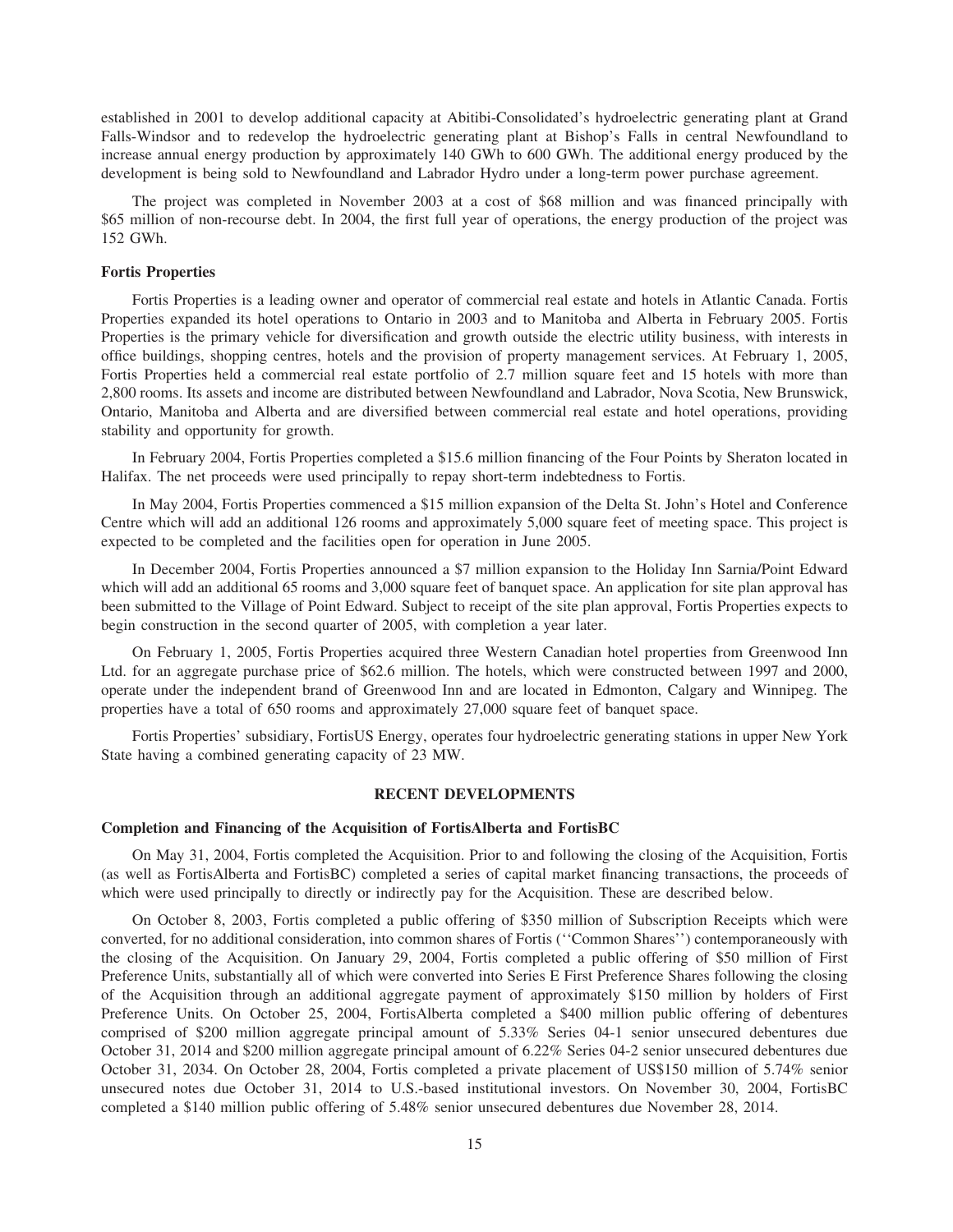established in 2001 to develop additional capacity at Abitibi-Consolidated's hydroelectric generating plant at Grand Falls-Windsor and to redevelop the hydroelectric generating plant at Bishop's Falls in central Newfoundland to increase annual energy production by approximately 140 GWh to 600 GWh. The additional energy produced by the development is being sold to Newfoundland and Labrador Hydro under a long-term power purchase agreement.

The project was completed in November 2003 at a cost of $68 million and was financed principally with $65 million of non-recourse debt. In 2004, the first full year of operations, the energy production of the project was 152 GWh.

**Fortis Properties**

Fortis Properties is a leading owner and operator of commercial real estate and hotels in Atlantic Canada. Fortis Properties expanded its hotel operations to Ontario in 2003 and to Manitoba and Alberta in February 2005. Fortis Properties is the primary vehicle for diversification and growth outside the electric utility business, with interests in office buildings, shopping centres, hotels and the provision of property management services. At February 1, 2005, Fortis Properties held a commercial real estate portfolio of 2.7 million square feet and 15 hotels with more than 2,800 rooms. Its assets and income are distributed between Newfoundland and Labrador, Nova Scotia, New Brunswick, Ontario, Manitoba and Alberta and are diversified between commercial real estate and hotel operations, providing stability and opportunity for growth.

In February 2004, Fortis Properties completed a $15.6 million financing of the Four Points by Sheraton located in Halifax. The net proceeds were used principally to repay short-term indebtedness to Fortis.

In May 2004, Fortis Properties commenced a $15 million expansion of the Delta St. John's Hotel and Conference Centre which will add an additional 126 rooms and approximately 5,000 square feet of meeting space. This project is expected to be completed and the facilities open for operation in June 2005.

In December 2004, Fortis Properties announced a $7 million expansion to the Holiday Inn Sarnia/Point Edward which will add an additional 65 rooms and 3,000 square feet of banquet space. An application for site plan approval has been submitted to the Village of Point Edward. Subject to receipt of the site plan approval, Fortis Properties expects to begin construction in the second quarter of 2005, with completion a year later.

On February 1, 2005, Fortis Properties acquired three Western Canadian hotel properties from Greenwood Inn Ltd. for an aggregate purchase price of $62.6 million. The hotels, which were constructed between 1997 and 2000, operate under the independent brand of Greenwood Inn and are located in Edmonton, Calgary and Winnipeg. The properties have a total of 650 rooms and approximately 27,000 square feet of banquet space.

Fortis Properties' subsidiary, FortisUS Energy, operates four hydroelectric generating stations in upper New York State having a combined generating capacity of 23 MW.

## RECENT DEVELOPMENTS

**Completion and Financing of the Acquisition of FortisAlberta and FortisBC**

On May 31, 2004, Fortis completed the Acquisition. Prior to and following the closing of the Acquisition, Fortis (as well as FortisAlberta and FortisBC) completed a series of capital market financing transactions, the proceeds of which were used principally to directly or indirectly pay for the Acquisition. These are described below.

On October 8, 2003, Fortis completed a public offering of $350 million of Subscription Receipts which were converted, for no additional consideration, into common shares of Fortis (''Common Shares'') contemporaneously with the closing of the Acquisition. On January 29, 2004, Fortis completed a public offering of $50 million of First Preference Units, substantially all of which were converted into Series E First Preference Shares following the closing of the Acquisition through an additional aggregate payment of approximately $150 million by holders of First Preference Units. On October 25, 2004, FortisAlberta completed a $400 million public offering of debentures comprised of $200 million aggregate principal amount of 5.33% Series 04-1 senior unsecured debentures due October 31, 2014 and $200 million aggregate principal amount of 6.22% Series 04-2 senior unsecured debentures due October 31, 2034. On October 28, 2004, Fortis completed a private placement of US$150 million of 5.74% senior unsecured notes due October 31, 2014 to U.S.-based institutional investors. On November 30, 2004, FortisBC completed a $140 million public offering of 5.48% senior unsecured debentures due November 28, 2014.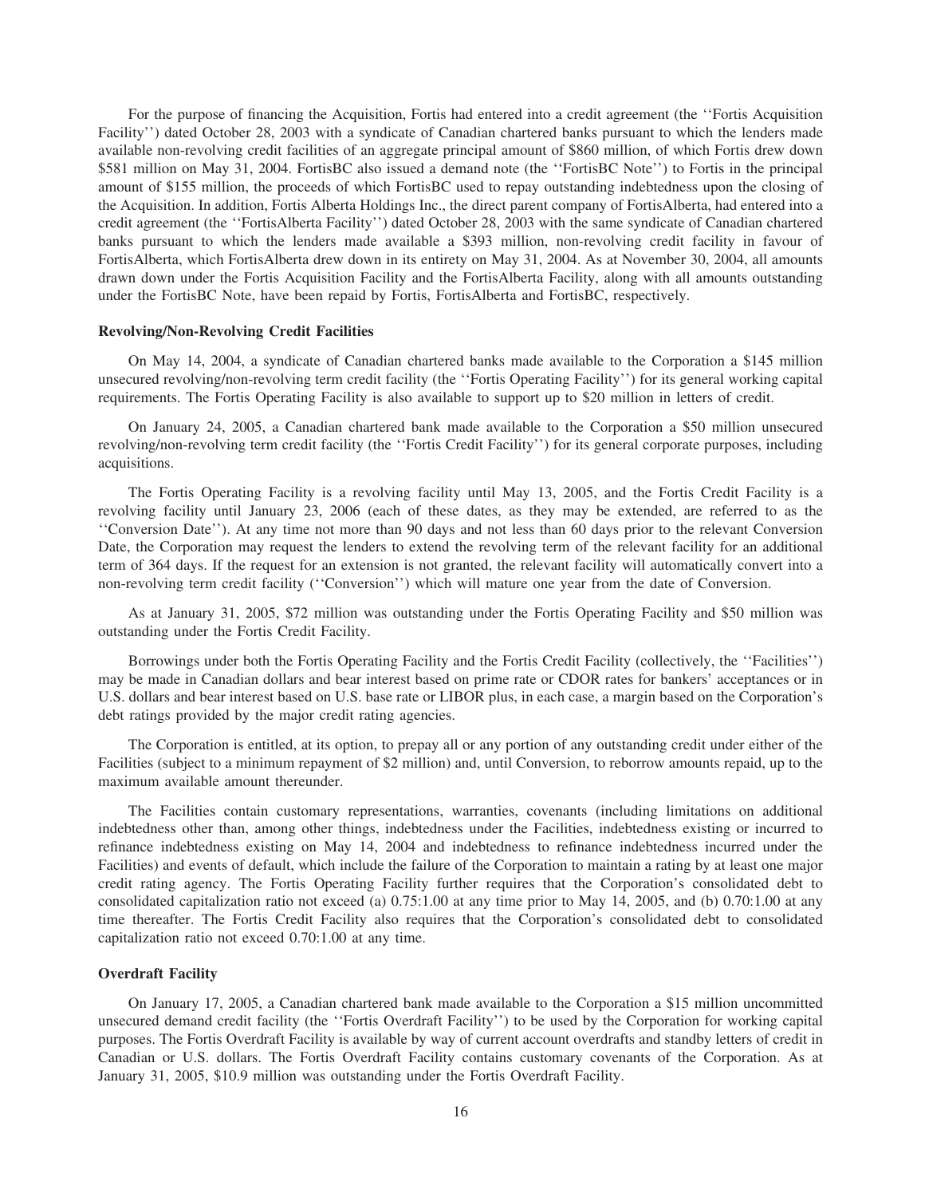For the purpose of financing the Acquisition, Fortis had entered into a credit agreement (the ''Fortis Acquisition Facility'') dated October 28, 2003 with a syndicate of Canadian chartered banks pursuant to which the lenders made available non-revolving credit facilities of an aggregate principal amount of $860 million, of which Fortis drew down $581 million on May 31, 2004. FortisBC also issued a demand note (the ''FortisBC Note'') to Fortis in the principal amount of $155 million, the proceeds of which FortisBC used to repay outstanding indebtedness upon the closing of the Acquisition. In addition, Fortis Alberta Holdings Inc., the direct parent company of FortisAlberta, had entered into a credit agreement (the ''FortisAlberta Facility'') dated October 28, 2003 with the same syndicate of Canadian chartered banks pursuant to which the lenders made available a $393 million, non-revolving credit facility in favour of FortisAlberta, which FortisAlberta drew down in its entirety on May 31, 2004. As at November 30, 2004, all amounts drawn down under the Fortis Acquisition Facility and the FortisAlberta Facility, along with all amounts outstanding under the FortisBC Note, have been repaid by Fortis, FortisAlberta and FortisBC, respectively.

**Revolving/Non-Revolving Credit Facilities**

On May 14, 2004, a syndicate of Canadian chartered banks made available to the Corporation a $145 million unsecured revolving/non-revolving term credit facility (the ''Fortis Operating Facility'') for its general working capital requirements. The Fortis Operating Facility is also available to support up to $20 million in letters of credit.

On January 24, 2005, a Canadian chartered bank made available to the Corporation a $50 million unsecured revolving/non-revolving term credit facility (the ''Fortis Credit Facility'') for its general corporate purposes, including acquisitions.

The Fortis Operating Facility is a revolving facility until May 13, 2005, and the Fortis Credit Facility is a revolving facility until January 23, 2006 (each of these dates, as they may be extended, are referred to as the ''Conversion Date''). At any time not more than 90 days and not less than 60 days prior to the relevant Conversion Date, the Corporation may request the lenders to extend the revolving term of the relevant facility for an additional term of 364 days. If the request for an extension is not granted, the relevant facility will automatically convert into a non-revolving term credit facility (''Conversion'') which will mature one year from the date of Conversion.

As at January 31, 2005, $72 million was outstanding under the Fortis Operating Facility and $50 million was outstanding under the Fortis Credit Facility.

Borrowings under both the Fortis Operating Facility and the Fortis Credit Facility (collectively, the ''Facilities'') may be made in Canadian dollars and bear interest based on prime rate or CDOR rates for bankers' acceptances or in U.S. dollars and bear interest based on U.S. base rate or LIBOR plus, in each case, a margin based on the Corporation's debt ratings provided by the major credit rating agencies.

The Corporation is entitled, at its option, to prepay all or any portion of any outstanding credit under either of the Facilities (subject to a minimum repayment of $2 million) and, until Conversion, to reborrow amounts repaid, up to the maximum available amount thereunder.

The Facilities contain customary representations, warranties, covenants (including limitations on additional indebtedness other than, among other things, indebtedness under the Facilities, indebtedness existing or incurred to refinance indebtedness existing on May 14, 2004 and indebtedness to refinance indebtedness incurred under the Facilities) and events of default, which include the failure of the Corporation to maintain a rating by at least one major credit rating agency. The Fortis Operating Facility further requires that the Corporation's consolidated debt to consolidated capitalization ratio not exceed (a) 0.75:1.00 at any time prior to May 14, 2005, and (b) 0.70:1.00 at any time thereafter. The Fortis Credit Facility also requires that the Corporation's consolidated debt to consolidated capitalization ratio not exceed 0.70:1.00 at any time.

**Overdraft Facility**

On January 17, 2005, a Canadian chartered bank made available to the Corporation a $15 million uncommitted unsecured demand credit facility (the ''Fortis Overdraft Facility'') to be used by the Corporation for working capital purposes. The Fortis Overdraft Facility is available by way of current account overdrafts and standby letters of credit in Canadian or U.S. dollars. The Fortis Overdraft Facility contains customary covenants of the Corporation. As at January 31, 2005, $10.9 million was outstanding under the Fortis Overdraft Facility.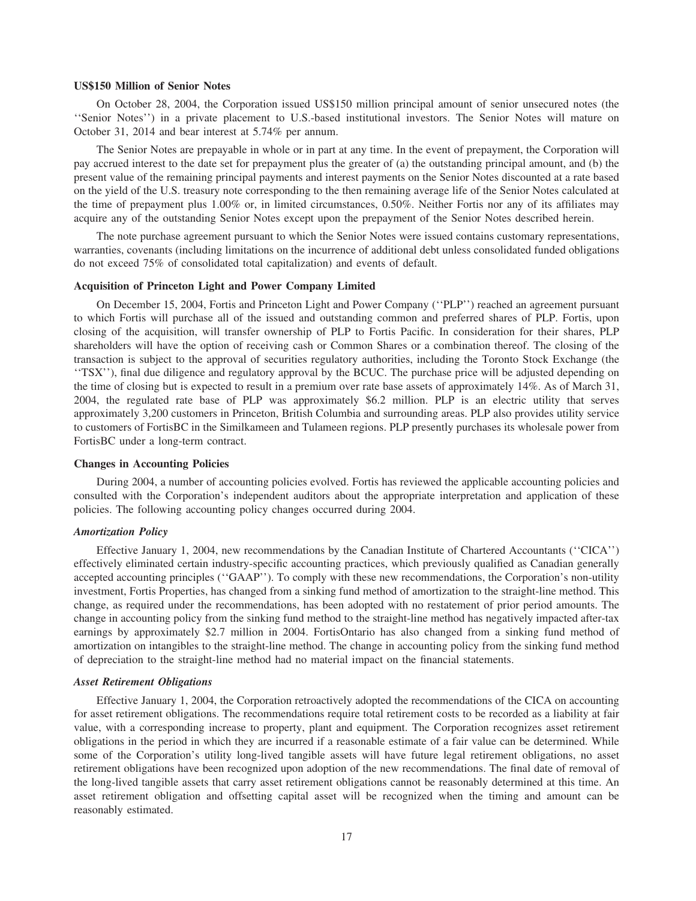### US$150 Million of Senior Notes

On October 28, 2004, the Corporation issued US$150 million principal amount of senior unsecured notes (the ''Senior Notes'') in a private placement to U.S.-based institutional investors. The Senior Notes will mature on October 31, 2014 and bear interest at 5.74% per annum.

The Senior Notes are prepayable in whole or in part at any time. In the event of prepayment, the Corporation will pay accrued interest to the date set for prepayment plus the greater of (a) the outstanding principal amount, and (b) the present value of the remaining principal payments and interest payments on the Senior Notes discounted at a rate based on the yield of the U.S. treasury note corresponding to the then remaining average life of the Senior Notes calculated at the time of prepayment plus 1.00% or, in limited circumstances, 0.50%. Neither Fortis nor any of its affiliates may acquire any of the outstanding Senior Notes except upon the prepayment of the Senior Notes described herein.

The note purchase agreement pursuant to which the Senior Notes were issued contains customary representations, warranties, covenants (including limitations on the incurrence of additional debt unless consolidated funded obligations do not exceed 75% of consolidated total capitalization) and events of default.

### Acquisition of Princeton Light and Power Company Limited

On December 15, 2004, Fortis and Princeton Light and Power Company (''PLP'') reached an agreement pursuant to which Fortis will purchase all of the issued and outstanding common and preferred shares of PLP. Fortis, upon closing of the acquisition, will transfer ownership of PLP to Fortis Pacific. In consideration for their shares, PLP shareholders will have the option of receiving cash or Common Shares or a combination thereof. The closing of the transaction is subject to the approval of securities regulatory authorities, including the Toronto Stock Exchange (the ''TSX''), final due diligence and regulatory approval by the BCUC. The purchase price will be adjusted depending on the time of closing but is expected to result in a premium over rate base assets of approximately 14%. As of March 31, 2004, the regulated rate base of PLP was approximately $6.2 million. PLP is an electric utility that serves approximately 3,200 customers in Princeton, British Columbia and surrounding areas. PLP also provides utility service to customers of FortisBC in the Similkameen and Tulameen regions. PLP presently purchases its wholesale power from FortisBC under a long-term contract.

### Changes in Accounting Policies

During 2004, a number of accounting policies evolved. Fortis has reviewed the applicable accounting policies and consulted with the Corporation's independent auditors about the appropriate interpretation and application of these policies. The following accounting policy changes occurred during 2004.

#### *Amortization Policy*

Effective January 1, 2004, new recommendations by the Canadian Institute of Chartered Accountants (''CICA'') effectively eliminated certain industry-specific accounting practices, which previously qualified as Canadian generally accepted accounting principles (''GAAP''). To comply with these new recommendations, the Corporation's non-utility investment, Fortis Properties, has changed from a sinking fund method of amortization to the straight-line method. This change, as required under the recommendations, has been adopted with no restatement of prior period amounts. The change in accounting policy from the sinking fund method to the straight-line method has negatively impacted after-tax earnings by approximately $2.7 million in 2004. FortisOntario has also changed from a sinking fund method of amortization on intangibles to the straight-line method. The change in accounting policy from the sinking fund method of depreciation to the straight-line method had no material impact on the financial statements.

#### *Asset Retirement Obligations*

Effective January 1, 2004, the Corporation retroactively adopted the recommendations of the CICA on accounting for asset retirement obligations. The recommendations require total retirement costs to be recorded as a liability at fair value, with a corresponding increase to property, plant and equipment. The Corporation recognizes asset retirement obligations in the period in which they are incurred if a reasonable estimate of a fair value can be determined. While some of the Corporation's utility long-lived tangible assets will have future legal retirement obligations, no asset retirement obligations have been recognized upon adoption of the new recommendations. The final date of removal of the long-lived tangible assets that carry asset retirement obligations cannot be reasonably determined at this time. An asset retirement obligation and offsetting capital asset will be recognized when the timing and amount can be reasonably estimated.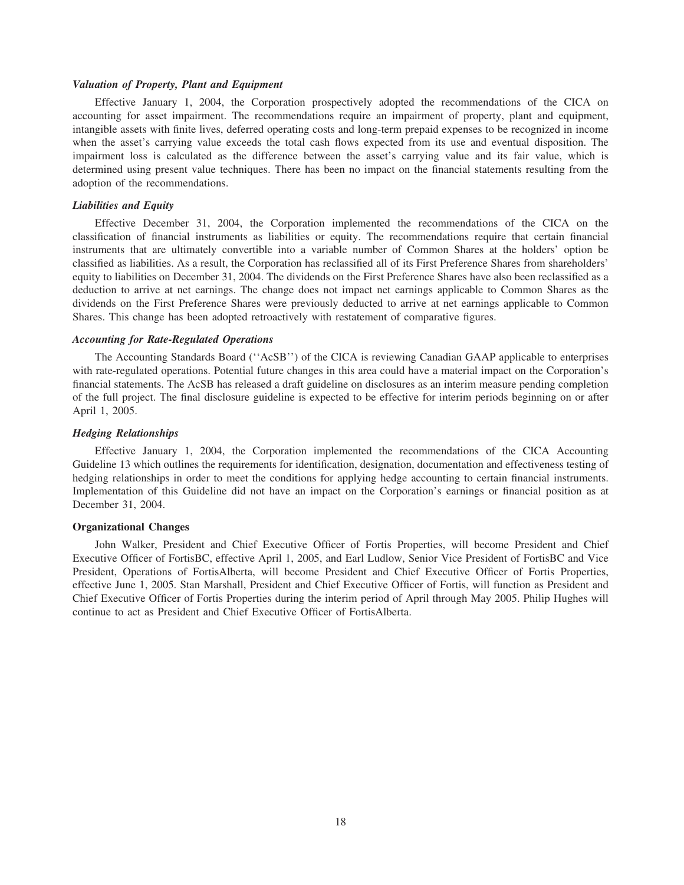***Valuation of Property, Plant and Equipment***

Effective January 1, 2004, the Corporation prospectively adopted the recommendations of the CICA on accounting for asset impairment. The recommendations require an impairment of property, plant and equipment, intangible assets with finite lives, deferred operating costs and long-term prepaid expenses to be recognized in income when the asset's carrying value exceeds the total cash flows expected from its use and eventual disposition. The impairment loss is calculated as the difference between the asset's carrying value and its fair value, which is determined using present value techniques. There has been no impact on the financial statements resulting from the adoption of the recommendations.

***Liabilities and Equity***

Effective December 31, 2004, the Corporation implemented the recommendations of the CICA on the classification of financial instruments as liabilities or equity. The recommendations require that certain financial instruments that are ultimately convertible into a variable number of Common Shares at the holders' option be classified as liabilities. As a result, the Corporation has reclassified all of its First Preference Shares from shareholders' equity to liabilities on December 31, 2004. The dividends on the First Preference Shares have also been reclassified as a deduction to arrive at net earnings. The change does not impact net earnings applicable to Common Shares as the dividends on the First Preference Shares were previously deducted to arrive at net earnings applicable to Common Shares. This change has been adopted retroactively with restatement of comparative figures.

***Accounting for Rate-Regulated Operations***

The Accounting Standards Board (''AcSB'') of the CICA is reviewing Canadian GAAP applicable to enterprises with rate-regulated operations. Potential future changes in this area could have a material impact on the Corporation's financial statements. The AcSB has released a draft guideline on disclosures as an interim measure pending completion of the full project. The final disclosure guideline is expected to be effective for interim periods beginning on or after April 1, 2005.

***Hedging Relationships***

Effective January 1, 2004, the Corporation implemented the recommendations of the CICA Accounting Guideline 13 which outlines the requirements for identification, designation, documentation and effectiveness testing of hedging relationships in order to meet the conditions for applying hedge accounting to certain financial instruments. Implementation of this Guideline did not have an impact on the Corporation's earnings or financial position as at December 31, 2004.

**Organizational Changes**

John Walker, President and Chief Executive Officer of Fortis Properties, will become President and Chief Executive Officer of FortisBC, effective April 1, 2005, and Earl Ludlow, Senior Vice President of FortisBC and Vice President, Operations of FortisAlberta, will become President and Chief Executive Officer of Fortis Properties, effective June 1, 2005. Stan Marshall, President and Chief Executive Officer of Fortis, will function as President and Chief Executive Officer of Fortis Properties during the interim period of April through May 2005. Philip Hughes will continue to act as President and Chief Executive Officer of FortisAlberta.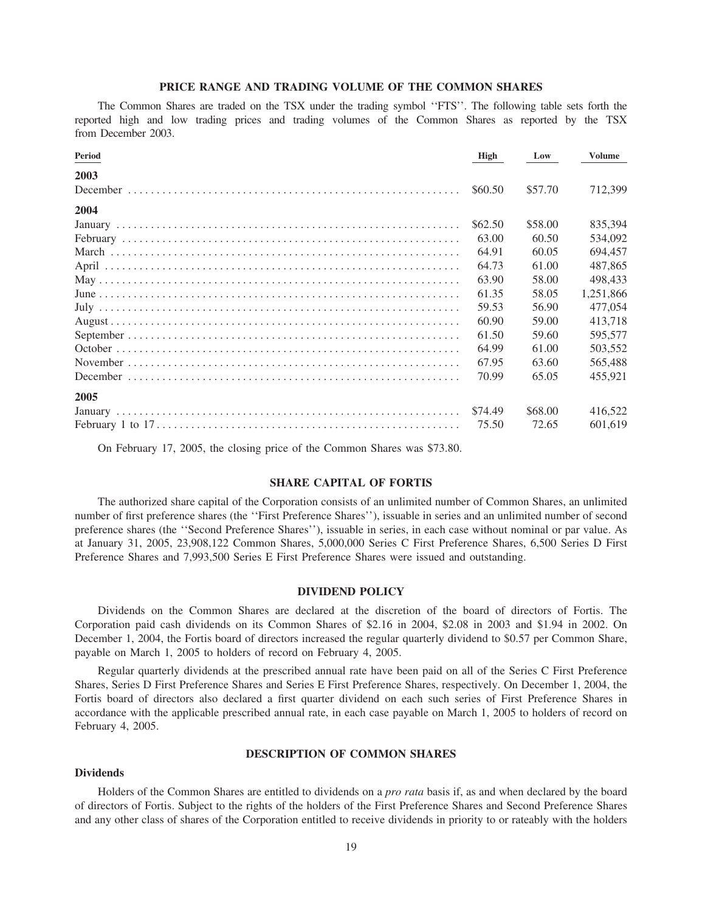## PRICE RANGE AND TRADING VOLUME OF THE COMMON SHARES

The Common Shares are traded on the TSX under the trading symbol ''FTS''. The following table sets forth the reported high and low trading prices and trading volumes of the Common Shares as reported by the TSX from December 2003.

| Period | High | Low | Volume |
|---|---|---|---|
| **2003** | | | |
| December | $60.50 | $57.70 | 712,399 |
| **2004** | | | |
| January | $62.50 | $58.00 | 835,394 |
| February | 63.00 | 60.50 | 534,092 |
| March | 64.91 | 60.05 | 694,457 |
| April | 64.73 | 61.00 | 487,865 |
| May | 63.90 | 58.00 | 498,433 |
| June | 61.35 | 58.05 | 1,251,866 |
| July | 59.53 | 56.90 | 477,054 |
| August | 60.90 | 59.00 | 413,718 |
| September | 61.50 | 59.60 | 595,577 |
| October | 64.99 | 61.00 | 503,552 |
| November | 67.95 | 63.60 | 565,488 |
| December | 70.99 | 65.05 | 455,921 |
| **2005** | | | |
| January | $74.49 | $68.00 | 416,522 |
| February 1 to 17 | 75.50 | 72.65 | 601,619 |

On February 17, 2005, the closing price of the Common Shares was $73.80.

## SHARE CAPITAL OF FORTIS

The authorized share capital of the Corporation consists of an unlimited number of Common Shares, an unlimited number of first preference shares (the ''First Preference Shares''), issuable in series and an unlimited number of second preference shares (the ''Second Preference Shares''), issuable in series, in each case without nominal or par value. As at January 31, 2005, 23,908,122 Common Shares, 5,000,000 Series C First Preference Shares, 6,500 Series D First Preference Shares and 7,993,500 Series E First Preference Shares were issued and outstanding.

## DIVIDEND POLICY

Dividends on the Common Shares are declared at the discretion of the board of directors of Fortis. The Corporation paid cash dividends on its Common Shares of $2.16 in 2004, $2.08 in 2003 and $1.94 in 2002. On December 1, 2004, the Fortis board of directors increased the regular quarterly dividend to $0.57 per Common Share, payable on March 1, 2005 to holders of record on February 4, 2005.

Regular quarterly dividends at the prescribed annual rate have been paid on all of the Series C First Preference Shares, Series D First Preference Shares and Series E First Preference Shares, respectively. On December 1, 2004, the Fortis board of directors also declared a first quarter dividend on each such series of First Preference Shares in accordance with the applicable prescribed annual rate, in each case payable on March 1, 2005 to holders of record on February 4, 2005.

## DESCRIPTION OF COMMON SHARES

### Dividends

Holders of the Common Shares are entitled to dividends on a *pro rata* basis if, as and when declared by the board of directors of Fortis. Subject to the rights of the holders of the First Preference Shares and Second Preference Shares and any other class of shares of the Corporation entitled to receive dividends in priority to or rateably with the holders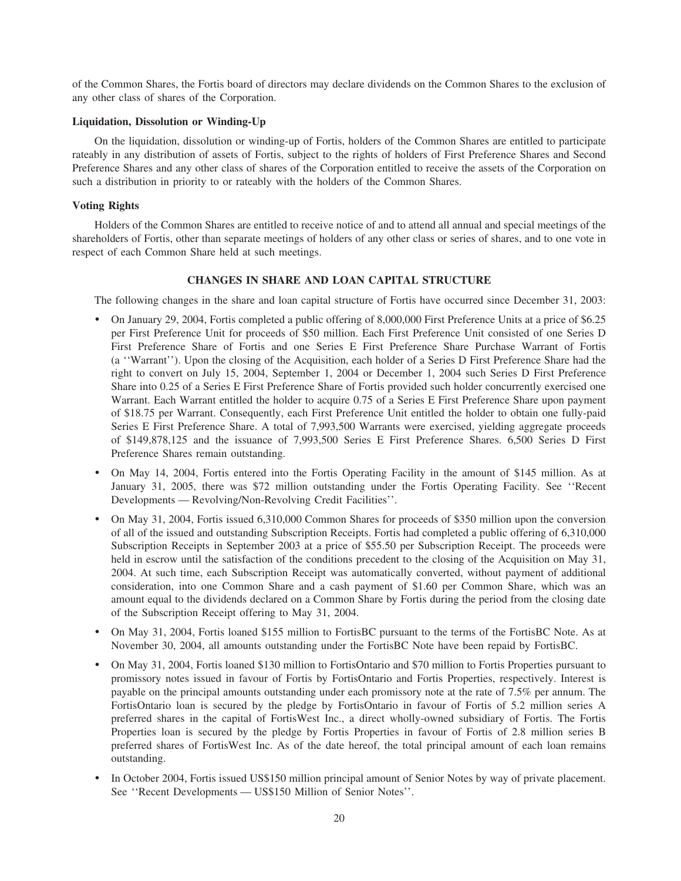of the Common Shares, the Fortis board of directors may declare dividends on the Common Shares to the exclusion of any other class of shares of the Corporation.

### Liquidation, Dissolution or Winding-Up

On the liquidation, dissolution or winding-up of Fortis, holders of the Common Shares are entitled to participate rateably in any distribution of assets of Fortis, subject to the rights of holders of First Preference Shares and Second Preference Shares and any other class of shares of the Corporation entitled to receive the assets of the Corporation on such a distribution in priority to or rateably with the holders of the Common Shares.

### Voting Rights

Holders of the Common Shares are entitled to receive notice of and to attend all annual and special meetings of the shareholders of Fortis, other than separate meetings of holders of any other class or series of shares, and to one vote in respect of each Common Share held at such meetings.

## CHANGES IN SHARE AND LOAN CAPITAL STRUCTURE

The following changes in the share and loan capital structure of Fortis have occurred since December 31, 2003:

- On January 29, 2004, Fortis completed a public offering of 8,000,000 First Preference Units at a price of $6.25 per First Preference Unit for proceeds of $50 million. Each First Preference Unit consisted of one Series D First Preference Share of Fortis and one Series E First Preference Share Purchase Warrant of Fortis (a ''Warrant''). Upon the closing of the Acquisition, each holder of a Series D First Preference Share had the right to convert on July 15, 2004, September 1, 2004 or December 1, 2004 such Series D First Preference Share into 0.25 of a Series E First Preference Share of Fortis provided such holder concurrently exercised one Warrant. Each Warrant entitled the holder to acquire 0.75 of a Series E First Preference Share upon payment of $18.75 per Warrant. Consequently, each First Preference Unit entitled the holder to obtain one fully-paid Series E First Preference Share. A total of 7,993,500 Warrants were exercised, yielding aggregate proceeds of $149,878,125 and the issuance of 7,993,500 Series E First Preference Shares. 6,500 Series D First Preference Shares remain outstanding.
- On May 14, 2004, Fortis entered into the Fortis Operating Facility in the amount of $145 million. As at January 31, 2005, there was $72 million outstanding under the Fortis Operating Facility. See ''Recent Developments — Revolving/Non-Revolving Credit Facilities''.
- On May 31, 2004, Fortis issued 6,310,000 Common Shares for proceeds of $350 million upon the conversion of all of the issued and outstanding Subscription Receipts. Fortis had completed a public offering of 6,310,000 Subscription Receipts in September 2003 at a price of $55.50 per Subscription Receipt. The proceeds were held in escrow until the satisfaction of the conditions precedent to the closing of the Acquisition on May 31, 2004. At such time, each Subscription Receipt was automatically converted, without payment of additional consideration, into one Common Share and a cash payment of $1.60 per Common Share, which was an amount equal to the dividends declared on a Common Share by Fortis during the period from the closing date of the Subscription Receipt offering to May 31, 2004.
- On May 31, 2004, Fortis loaned $155 million to FortisBC pursuant to the terms of the FortisBC Note. As at November 30, 2004, all amounts outstanding under the FortisBC Note have been repaid by FortisBC.
- On May 31, 2004, Fortis loaned $130 million to FortisOntario and $70 million to Fortis Properties pursuant to promissory notes issued in favour of Fortis by FortisOntario and Fortis Properties, respectively. Interest is payable on the principal amounts outstanding under each promissory note at the rate of 7.5% per annum. The FortisOntario loan is secured by the pledge by FortisOntario in favour of Fortis of 5.2 million series A preferred shares in the capital of FortisWest Inc., a direct wholly-owned subsidiary of Fortis. The Fortis Properties loan is secured by the pledge by Fortis Properties in favour of Fortis of 2.8 million series B preferred shares of FortisWest Inc. As of the date hereof, the total principal amount of each loan remains outstanding.
- In October 2004, Fortis issued US$150 million principal amount of Senior Notes by way of private placement. See ''Recent Developments — US$150 Million of Senior Notes''.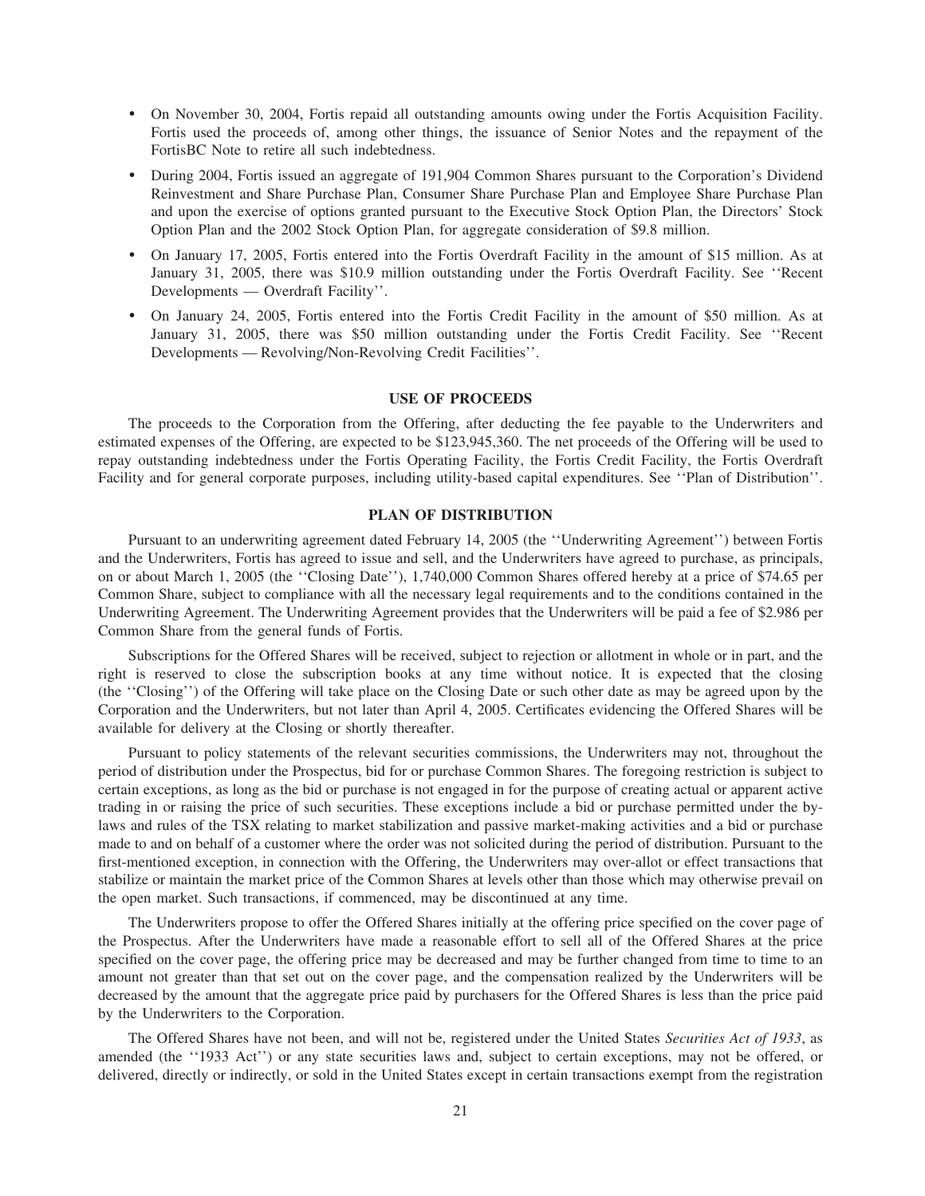- On November 30, 2004, Fortis repaid all outstanding amounts owing under the Fortis Acquisition Facility. Fortis used the proceeds of, among other things, the issuance of Senior Notes and the repayment of the FortisBC Note to retire all such indebtedness.
- During 2004, Fortis issued an aggregate of 191,904 Common Shares pursuant to the Corporation's Dividend Reinvestment and Share Purchase Plan, Consumer Share Purchase Plan and Employee Share Purchase Plan and upon the exercise of options granted pursuant to the Executive Stock Option Plan, the Directors' Stock Option Plan and the 2002 Stock Option Plan, for aggregate consideration of $9.8 million.
- On January 17, 2005, Fortis entered into the Fortis Overdraft Facility in the amount of $15 million. As at January 31, 2005, there was $10.9 million outstanding under the Fortis Overdraft Facility. See ''Recent Developments — Overdraft Facility''.
- On January 24, 2005, Fortis entered into the Fortis Credit Facility in the amount of $50 million. As at January 31, 2005, there was $50 million outstanding under the Fortis Credit Facility. See ''Recent Developments — Revolving/Non-Revolving Credit Facilities''.

## USE OF PROCEEDS

The proceeds to the Corporation from the Offering, after deducting the fee payable to the Underwriters and estimated expenses of the Offering, are expected to be $123,945,360. The net proceeds of the Offering will be used to repay outstanding indebtedness under the Fortis Operating Facility, the Fortis Credit Facility, the Fortis Overdraft Facility and for general corporate purposes, including utility-based capital expenditures. See ''Plan of Distribution''.

## PLAN OF DISTRIBUTION

Pursuant to an underwriting agreement dated February 14, 2005 (the ''Underwriting Agreement'') between Fortis and the Underwriters, Fortis has agreed to issue and sell, and the Underwriters have agreed to purchase, as principals, on or about March 1, 2005 (the ''Closing Date''), 1,740,000 Common Shares offered hereby at a price of $74.65 per Common Share, subject to compliance with all the necessary legal requirements and to the conditions contained in the Underwriting Agreement. The Underwriting Agreement provides that the Underwriters will be paid a fee of $2.986 per Common Share from the general funds of Fortis.

Subscriptions for the Offered Shares will be received, subject to rejection or allotment in whole or in part, and the right is reserved to close the subscription books at any time without notice. It is expected that the closing (the ''Closing'') of the Offering will take place on the Closing Date or such other date as may be agreed upon by the Corporation and the Underwriters, but not later than April 4, 2005. Certificates evidencing the Offered Shares will be available for delivery at the Closing or shortly thereafter.

Pursuant to policy statements of the relevant securities commissions, the Underwriters may not, throughout the period of distribution under the Prospectus, bid for or purchase Common Shares. The foregoing restriction is subject to certain exceptions, as long as the bid or purchase is not engaged in for the purpose of creating actual or apparent active trading in or raising the price of such securities. These exceptions include a bid or purchase permitted under the by-laws and rules of the TSX relating to market stabilization and passive market-making activities and a bid or purchase made to and on behalf of a customer where the order was not solicited during the period of distribution. Pursuant to the first-mentioned exception, in connection with the Offering, the Underwriters may over-allot or effect transactions that stabilize or maintain the market price of the Common Shares at levels other than those which may otherwise prevail on the open market. Such transactions, if commenced, may be discontinued at any time.

The Underwriters propose to offer the Offered Shares initially at the offering price specified on the cover page of the Prospectus. After the Underwriters have made a reasonable effort to sell all of the Offered Shares at the price specified on the cover page, the offering price may be decreased and may be further changed from time to time to an amount not greater than that set out on the cover page, and the compensation realized by the Underwriters will be decreased by the amount that the aggregate price paid by purchasers for the Offered Shares is less than the price paid by the Underwriters to the Corporation.

The Offered Shares have not been, and will not be, registered under the United States *Securities Act of 1933*, as amended (the ''1933 Act'') or any state securities laws and, subject to certain exceptions, may not be offered, or delivered, directly or indirectly, or sold in the United States except in certain transactions exempt from the registration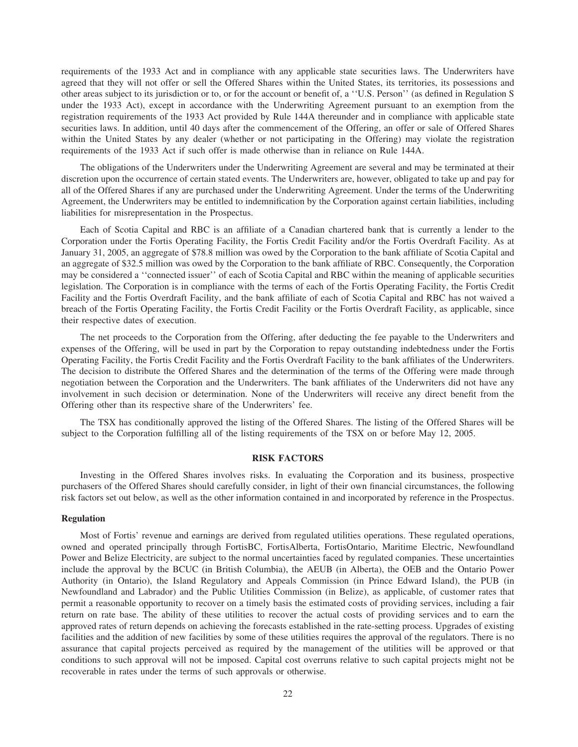requirements of the 1933 Act and in compliance with any applicable state securities laws. The Underwriters have agreed that they will not offer or sell the Offered Shares within the United States, its territories, its possessions and other areas subject to its jurisdiction or to, or for the account or benefit of, a ''U.S. Person'' (as defined in Regulation S under the 1933 Act), except in accordance with the Underwriting Agreement pursuant to an exemption from the registration requirements of the 1933 Act provided by Rule 144A thereunder and in compliance with applicable state securities laws. In addition, until 40 days after the commencement of the Offering, an offer or sale of Offered Shares within the United States by any dealer (whether or not participating in the Offering) may violate the registration requirements of the 1933 Act if such offer is made otherwise than in reliance on Rule 144A.

The obligations of the Underwriters under the Underwriting Agreement are several and may be terminated at their discretion upon the occurrence of certain stated events. The Underwriters are, however, obligated to take up and pay for all of the Offered Shares if any are purchased under the Underwriting Agreement. Under the terms of the Underwriting Agreement, the Underwriters may be entitled to indemnification by the Corporation against certain liabilities, including liabilities for misrepresentation in the Prospectus.

Each of Scotia Capital and RBC is an affiliate of a Canadian chartered bank that is currently a lender to the Corporation under the Fortis Operating Facility, the Fortis Credit Facility and/or the Fortis Overdraft Facility. As at January 31, 2005, an aggregate of $78.8 million was owed by the Corporation to the bank affiliate of Scotia Capital and an aggregate of $32.5 million was owed by the Corporation to the bank affiliate of RBC. Consequently, the Corporation may be considered a ''connected issuer'' of each of Scotia Capital and RBC within the meaning of applicable securities legislation. The Corporation is in compliance with the terms of each of the Fortis Operating Facility, the Fortis Credit Facility and the Fortis Overdraft Facility, and the bank affiliate of each of Scotia Capital and RBC has not waived a breach of the Fortis Operating Facility, the Fortis Credit Facility or the Fortis Overdraft Facility, as applicable, since their respective dates of execution.

The net proceeds to the Corporation from the Offering, after deducting the fee payable to the Underwriters and expenses of the Offering, will be used in part by the Corporation to repay outstanding indebtedness under the Fortis Operating Facility, the Fortis Credit Facility and the Fortis Overdraft Facility to the bank affiliates of the Underwriters. The decision to distribute the Offered Shares and the determination of the terms of the Offering were made through negotiation between the Corporation and the Underwriters. The bank affiliates of the Underwriters did not have any involvement in such decision or determination. None of the Underwriters will receive any direct benefit from the Offering other than its respective share of the Underwriters' fee.

The TSX has conditionally approved the listing of the Offered Shares. The listing of the Offered Shares will be subject to the Corporation fulfilling all of the listing requirements of the TSX on or before May 12, 2005.

## RISK FACTORS

Investing in the Offered Shares involves risks. In evaluating the Corporation and its business, prospective purchasers of the Offered Shares should carefully consider, in light of their own financial circumstances, the following risk factors set out below, as well as the other information contained in and incorporated by reference in the Prospectus.

### Regulation

Most of Fortis' revenue and earnings are derived from regulated utilities operations. These regulated operations, owned and operated principally through FortisBC, FortisAlberta, FortisOntario, Maritime Electric, Newfoundland Power and Belize Electricity, are subject to the normal uncertainties faced by regulated companies. These uncertainties include the approval by the BCUC (in British Columbia), the AEUB (in Alberta), the OEB and the Ontario Power Authority (in Ontario), the Island Regulatory and Appeals Commission (in Prince Edward Island), the PUB (in Newfoundland and Labrador) and the Public Utilities Commission (in Belize), as applicable, of customer rates that permit a reasonable opportunity to recover on a timely basis the estimated costs of providing services, including a fair return on rate base. The ability of these utilities to recover the actual costs of providing services and to earn the approved rates of return depends on achieving the forecasts established in the rate-setting process. Upgrades of existing facilities and the addition of new facilities by some of these utilities requires the approval of the regulators. There is no assurance that capital projects perceived as required by the management of the utilities will be approved or that conditions to such approval will not be imposed. Capital cost overruns relative to such capital projects might not be recoverable in rates under the terms of such approvals or otherwise.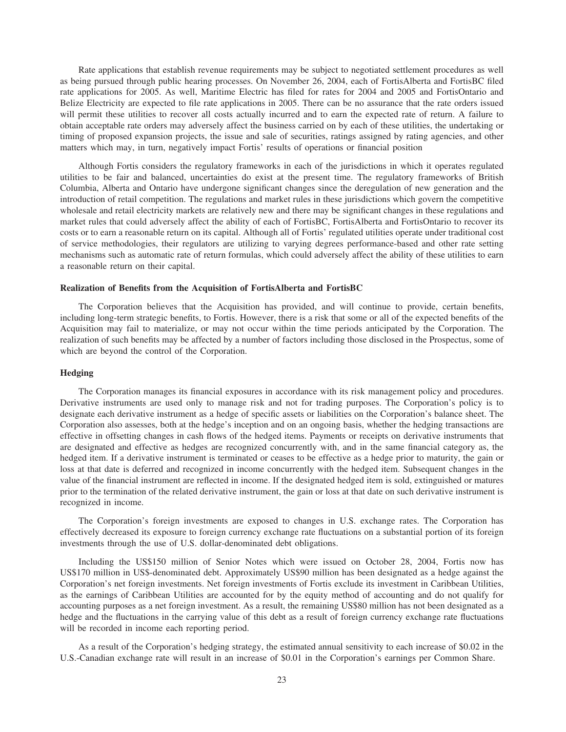Rate applications that establish revenue requirements may be subject to negotiated settlement procedures as well as being pursued through public hearing processes. On November 26, 2004, each of FortisAlberta and FortisBC filed rate applications for 2005. As well, Maritime Electric has filed for rates for 2004 and 2005 and FortisOntario and Belize Electricity are expected to file rate applications in 2005. There can be no assurance that the rate orders issued will permit these utilities to recover all costs actually incurred and to earn the expected rate of return. A failure to obtain acceptable rate orders may adversely affect the business carried on by each of these utilities, the undertaking or timing of proposed expansion projects, the issue and sale of securities, ratings assigned by rating agencies, and other matters which may, in turn, negatively impact Fortis' results of operations or financial position

Although Fortis considers the regulatory frameworks in each of the jurisdictions in which it operates regulated utilities to be fair and balanced, uncertainties do exist at the present time. The regulatory frameworks of British Columbia, Alberta and Ontario have undergone significant changes since the deregulation of new generation and the introduction of retail competition. The regulations and market rules in these jurisdictions which govern the competitive wholesale and retail electricity markets are relatively new and there may be significant changes in these regulations and market rules that could adversely affect the ability of each of FortisBC, FortisAlberta and FortisOntario to recover its costs or to earn a reasonable return on its capital. Although all of Fortis' regulated utilities operate under traditional cost of service methodologies, their regulators are utilizing to varying degrees performance-based and other rate setting mechanisms such as automatic rate of return formulas, which could adversely affect the ability of these utilities to earn a reasonable return on their capital.

**Realization of Benefits from the Acquisition of FortisAlberta and FortisBC**

The Corporation believes that the Acquisition has provided, and will continue to provide, certain benefits, including long-term strategic benefits, to Fortis. However, there is a risk that some or all of the expected benefits of the Acquisition may fail to materialize, or may not occur within the time periods anticipated by the Corporation. The realization of such benefits may be affected by a number of factors including those disclosed in the Prospectus, some of which are beyond the control of the Corporation.

**Hedging**

The Corporation manages its financial exposures in accordance with its risk management policy and procedures. Derivative instruments are used only to manage risk and not for trading purposes. The Corporation's policy is to designate each derivative instrument as a hedge of specific assets or liabilities on the Corporation's balance sheet. The Corporation also assesses, both at the hedge's inception and on an ongoing basis, whether the hedging transactions are effective in offsetting changes in cash flows of the hedged items. Payments or receipts on derivative instruments that are designated and effective as hedges are recognized concurrently with, and in the same financial category as, the hedged item. If a derivative instrument is terminated or ceases to be effective as a hedge prior to maturity, the gain or loss at that date is deferred and recognized in income concurrently with the hedged item. Subsequent changes in the value of the financial instrument are reflected in income. If the designated hedged item is sold, extinguished or matures prior to the termination of the related derivative instrument, the gain or loss at that date on such derivative instrument is recognized in income.

The Corporation's foreign investments are exposed to changes in U.S. exchange rates. The Corporation has effectively decreased its exposure to foreign currency exchange rate fluctuations on a substantial portion of its foreign investments through the use of U.S. dollar-denominated debt obligations.

Including the US$150 million of Senior Notes which were issued on October 28, 2004, Fortis now has US$170 million in US$-denominated debt. Approximately US$90 million has been designated as a hedge against the Corporation's net foreign investments. Net foreign investments of Fortis exclude its investment in Caribbean Utilities, as the earnings of Caribbean Utilities are accounted for by the equity method of accounting and do not qualify for accounting purposes as a net foreign investment. As a result, the remaining US$80 million has not been designated as a hedge and the fluctuations in the carrying value of this debt as a result of foreign currency exchange rate fluctuations will be recorded in income each reporting period.

As a result of the Corporation's hedging strategy, the estimated annual sensitivity to each increase of $0.02 in the U.S.-Canadian exchange rate will result in an increase of $0.01 in the Corporation's earnings per Common Share.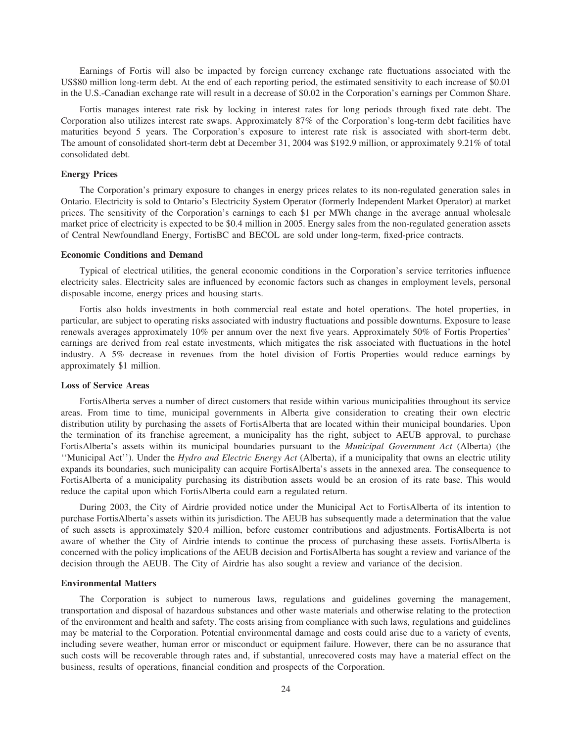Earnings of Fortis will also be impacted by foreign currency exchange rate fluctuations associated with the US$80 million long-term debt. At the end of each reporting period, the estimated sensitivity to each increase of $0.01 in the U.S.-Canadian exchange rate will result in a decrease of $0.02 in the Corporation's earnings per Common Share.

Fortis manages interest rate risk by locking in interest rates for long periods through fixed rate debt. The Corporation also utilizes interest rate swaps. Approximately 87% of the Corporation's long-term debt facilities have maturities beyond 5 years. The Corporation's exposure to interest rate risk is associated with short-term debt. The amount of consolidated short-term debt at December 31, 2004 was $192.9 million, or approximately 9.21% of total consolidated debt.

**Energy Prices**

The Corporation's primary exposure to changes in energy prices relates to its non-regulated generation sales in Ontario. Electricity is sold to Ontario's Electricity System Operator (formerly Independent Market Operator) at market prices. The sensitivity of the Corporation's earnings to each $1 per MWh change in the average annual wholesale market price of electricity is expected to be $0.4 million in 2005. Energy sales from the non-regulated generation assets of Central Newfoundland Energy, FortisBC and BECOL are sold under long-term, fixed-price contracts.

**Economic Conditions and Demand**

Typical of electrical utilities, the general economic conditions in the Corporation's service territories influence electricity sales. Electricity sales are influenced by economic factors such as changes in employment levels, personal disposable income, energy prices and housing starts.

Fortis also holds investments in both commercial real estate and hotel operations. The hotel properties, in particular, are subject to operating risks associated with industry fluctuations and possible downturns. Exposure to lease renewals averages approximately 10% per annum over the next five years. Approximately 50% of Fortis Properties' earnings are derived from real estate investments, which mitigates the risk associated with fluctuations in the hotel industry. A 5% decrease in revenues from the hotel division of Fortis Properties would reduce earnings by approximately $1 million.

**Loss of Service Areas**

FortisAlberta serves a number of direct customers that reside within various municipalities throughout its service areas. From time to time, municipal governments in Alberta give consideration to creating their own electric distribution utility by purchasing the assets of FortisAlberta that are located within their municipal boundaries. Upon the termination of its franchise agreement, a municipality has the right, subject to AEUB approval, to purchase FortisAlberta's assets within its municipal boundaries pursuant to the *Municipal Government Act* (Alberta) (the ''Municipal Act''). Under the *Hydro and Electric Energy Act* (Alberta), if a municipality that owns an electric utility expands its boundaries, such municipality can acquire FortisAlberta's assets in the annexed area. The consequence to FortisAlberta of a municipality purchasing its distribution assets would be an erosion of its rate base. This would reduce the capital upon which FortisAlberta could earn a regulated return.

During 2003, the City of Airdrie provided notice under the Municipal Act to FortisAlberta of its intention to purchase FortisAlberta's assets within its jurisdiction. The AEUB has subsequently made a determination that the value of such assets is approximately $20.4 million, before customer contributions and adjustments. FortisAlberta is not aware of whether the City of Airdrie intends to continue the process of purchasing these assets. FortisAlberta is concerned with the policy implications of the AEUB decision and FortisAlberta has sought a review and variance of the decision through the AEUB. The City of Airdrie has also sought a review and variance of the decision.

**Environmental Matters**

The Corporation is subject to numerous laws, regulations and guidelines governing the management, transportation and disposal of hazardous substances and other waste materials and otherwise relating to the protection of the environment and health and safety. The costs arising from compliance with such laws, regulations and guidelines may be material to the Corporation. Potential environmental damage and costs could arise due to a variety of events, including severe weather, human error or misconduct or equipment failure. However, there can be no assurance that such costs will be recoverable through rates and, if substantial, unrecovered costs may have a material effect on the business, results of operations, financial condition and prospects of the Corporation.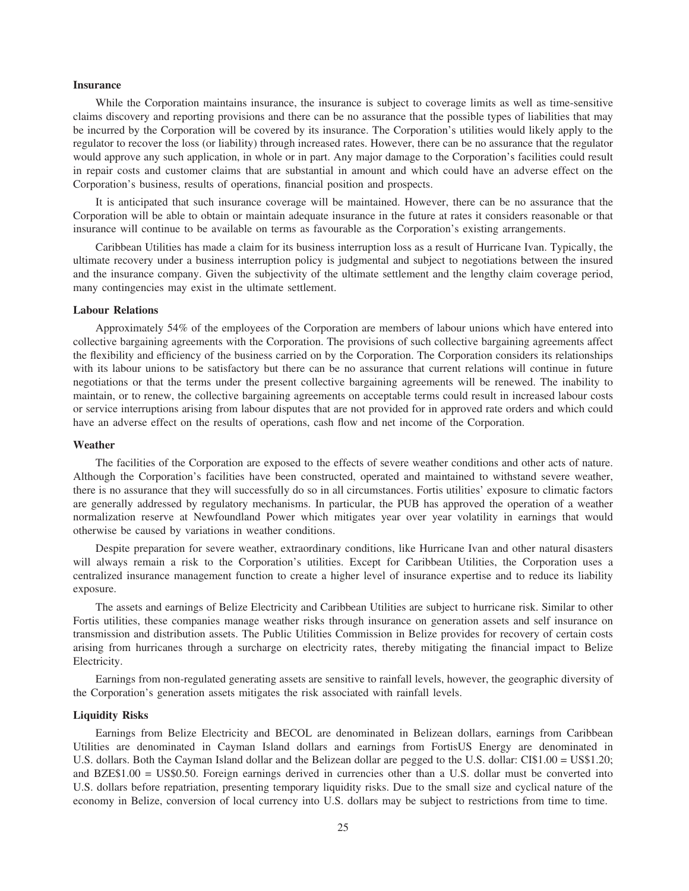**Insurance**

While the Corporation maintains insurance, the insurance is subject to coverage limits as well as time-sensitive claims discovery and reporting provisions and there can be no assurance that the possible types of liabilities that may be incurred by the Corporation will be covered by its insurance. The Corporation's utilities would likely apply to the regulator to recover the loss (or liability) through increased rates. However, there can be no assurance that the regulator would approve any such application, in whole or in part. Any major damage to the Corporation's facilities could result in repair costs and customer claims that are substantial in amount and which could have an adverse effect on the Corporation's business, results of operations, financial position and prospects.

It is anticipated that such insurance coverage will be maintained. However, there can be no assurance that the Corporation will be able to obtain or maintain adequate insurance in the future at rates it considers reasonable or that insurance will continue to be available on terms as favourable as the Corporation's existing arrangements.

Caribbean Utilities has made a claim for its business interruption loss as a result of Hurricane Ivan. Typically, the ultimate recovery under a business interruption policy is judgmental and subject to negotiations between the insured and the insurance company. Given the subjectivity of the ultimate settlement and the lengthy claim coverage period, many contingencies may exist in the ultimate settlement.

**Labour Relations**

Approximately 54% of the employees of the Corporation are members of labour unions which have entered into collective bargaining agreements with the Corporation. The provisions of such collective bargaining agreements affect the flexibility and efficiency of the business carried on by the Corporation. The Corporation considers its relationships with its labour unions to be satisfactory but there can be no assurance that current relations will continue in future negotiations or that the terms under the present collective bargaining agreements will be renewed. The inability to maintain, or to renew, the collective bargaining agreements on acceptable terms could result in increased labour costs or service interruptions arising from labour disputes that are not provided for in approved rate orders and which could have an adverse effect on the results of operations, cash flow and net income of the Corporation.

**Weather**

The facilities of the Corporation are exposed to the effects of severe weather conditions and other acts of nature. Although the Corporation's facilities have been constructed, operated and maintained to withstand severe weather, there is no assurance that they will successfully do so in all circumstances. Fortis utilities' exposure to climatic factors are generally addressed by regulatory mechanisms. In particular, the PUB has approved the operation of a weather normalization reserve at Newfoundland Power which mitigates year over year volatility in earnings that would otherwise be caused by variations in weather conditions.

Despite preparation for severe weather, extraordinary conditions, like Hurricane Ivan and other natural disasters will always remain a risk to the Corporation's utilities. Except for Caribbean Utilities, the Corporation uses a centralized insurance management function to create a higher level of insurance expertise and to reduce its liability exposure.

The assets and earnings of Belize Electricity and Caribbean Utilities are subject to hurricane risk. Similar to other Fortis utilities, these companies manage weather risks through insurance on generation assets and self insurance on transmission and distribution assets. The Public Utilities Commission in Belize provides for recovery of certain costs arising from hurricanes through a surcharge on electricity rates, thereby mitigating the financial impact to Belize Electricity.

Earnings from non-regulated generating assets are sensitive to rainfall levels, however, the geographic diversity of the Corporation's generation assets mitigates the risk associated with rainfall levels.

**Liquidity Risks**

Earnings from Belize Electricity and BECOL are denominated in Belizean dollars, earnings from Caribbean Utilities are denominated in Cayman Island dollars and earnings from FortisUS Energy are denominated in U.S. dollars. Both the Cayman Island dollar and the Belizean dollar are pegged to the U.S. dollar: CI$1.00 = US$1.20; and BZE$1.00 = US$0.50. Foreign earnings derived in currencies other than a U.S. dollar must be converted into U.S. dollars before repatriation, presenting temporary liquidity risks. Due to the small size and cyclical nature of the economy in Belize, conversion of local currency into U.S. dollars may be subject to restrictions from time to time.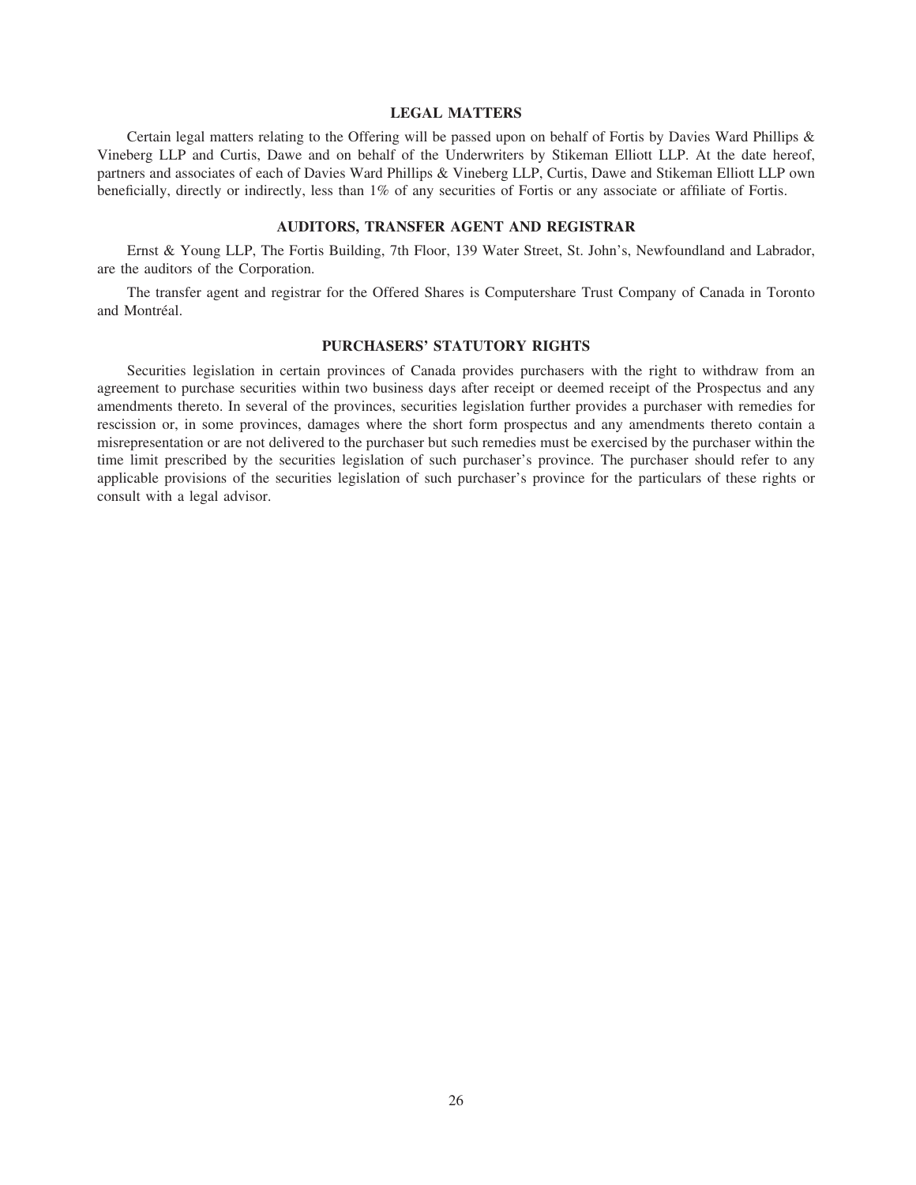## LEGAL MATTERS

Certain legal matters relating to the Offering will be passed upon on behalf of Fortis by Davies Ward Phillips & Vineberg LLP and Curtis, Dawe and on behalf of the Underwriters by Stikeman Elliott LLP. At the date hereof, partners and associates of each of Davies Ward Phillips & Vineberg LLP, Curtis, Dawe and Stikeman Elliott LLP own beneficially, directly or indirectly, less than 1% of any securities of Fortis or any associate or affiliate of Fortis.

## AUDITORS, TRANSFER AGENT AND REGISTRAR

Ernst & Young LLP, The Fortis Building, 7th Floor, 139 Water Street, St. John's, Newfoundland and Labrador, are the auditors of the Corporation.

The transfer agent and registrar for the Offered Shares is Computershare Trust Company of Canada in Toronto and Montréal.

## PURCHASERS' STATUTORY RIGHTS

Securities legislation in certain provinces of Canada provides purchasers with the right to withdraw from an agreement to purchase securities within two business days after receipt or deemed receipt of the Prospectus and any amendments thereto. In several of the provinces, securities legislation further provides a purchaser with remedies for rescission or, in some provinces, damages where the short form prospectus and any amendments thereto contain a misrepresentation or are not delivered to the purchaser but such remedies must be exercised by the purchaser within the time limit prescribed by the securities legislation of such purchaser's province. The purchaser should refer to any applicable provisions of the securities legislation of such purchaser's province for the particulars of these rights or consult with a legal advisor.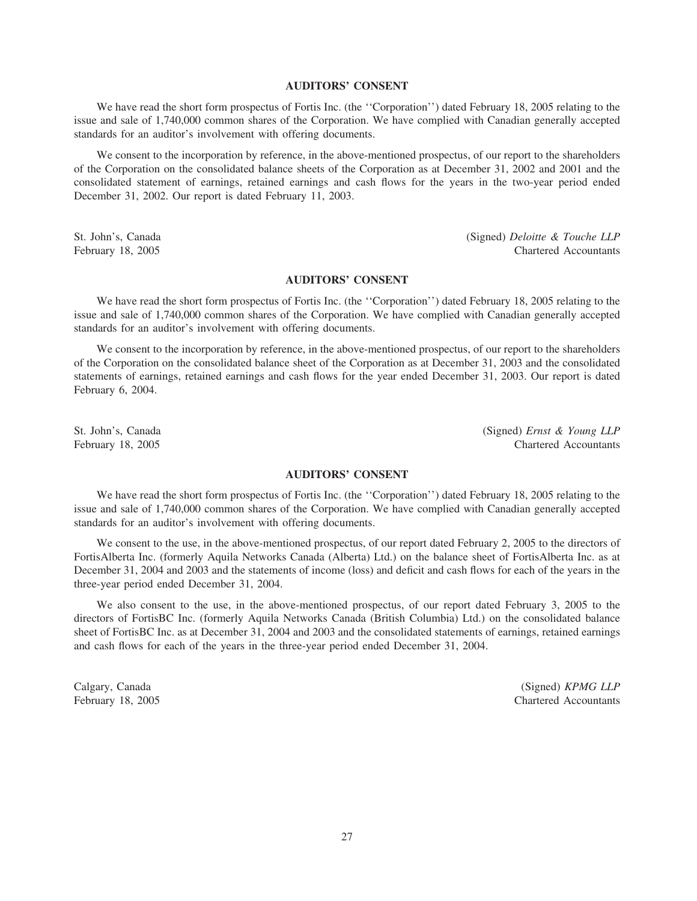## AUDITORS' CONSENT

We have read the short form prospectus of Fortis Inc. (the ''Corporation'') dated February 18, 2005 relating to the issue and sale of 1,740,000 common shares of the Corporation. We have complied with Canadian generally accepted standards for an auditor's involvement with offering documents.

We consent to the incorporation by reference, in the above-mentioned prospectus, of our report to the shareholders of the Corporation on the consolidated balance sheets of the Corporation as at December 31, 2002 and 2001 and the consolidated statement of earnings, retained earnings and cash flows for the years in the two-year period ended December 31, 2002. Our report is dated February 11, 2003.

St. John's, Canada
February 18, 2005

(Signed) *Deloitte & Touche LLP*
Chartered Accountants

## AUDITORS' CONSENT

We have read the short form prospectus of Fortis Inc. (the ''Corporation'') dated February 18, 2005 relating to the issue and sale of 1,740,000 common shares of the Corporation. We have complied with Canadian generally accepted standards for an auditor's involvement with offering documents.

We consent to the incorporation by reference, in the above-mentioned prospectus, of our report to the shareholders of the Corporation on the consolidated balance sheet of the Corporation as at December 31, 2003 and the consolidated statements of earnings, retained earnings and cash flows for the year ended December 31, 2003. Our report is dated February 6, 2004.

St. John's, Canada
February 18, 2005

(Signed) *Ernst & Young LLP*
Chartered Accountants

## AUDITORS' CONSENT

We have read the short form prospectus of Fortis Inc. (the ''Corporation'') dated February 18, 2005 relating to the issue and sale of 1,740,000 common shares of the Corporation. We have complied with Canadian generally accepted standards for an auditor's involvement with offering documents.

We consent to the use, in the above-mentioned prospectus, of our report dated February 2, 2005 to the directors of FortisAlberta Inc. (formerly Aquila Networks Canada (Alberta) Ltd.) on the balance sheet of FortisAlberta Inc. as at December 31, 2004 and 2003 and the statements of income (loss) and deficit and cash flows for each of the years in the three-year period ended December 31, 2004.

We also consent to the use, in the above-mentioned prospectus, of our report dated February 3, 2005 to the directors of FortisBC Inc. (formerly Aquila Networks Canada (British Columbia) Ltd.) on the consolidated balance sheet of FortisBC Inc. as at December 31, 2004 and 2003 and the consolidated statements of earnings, retained earnings and cash flows for each of the years in the three-year period ended December 31, 2004.

Calgary, Canada
February 18, 2005

(Signed) *KPMG LLP*
Chartered Accountants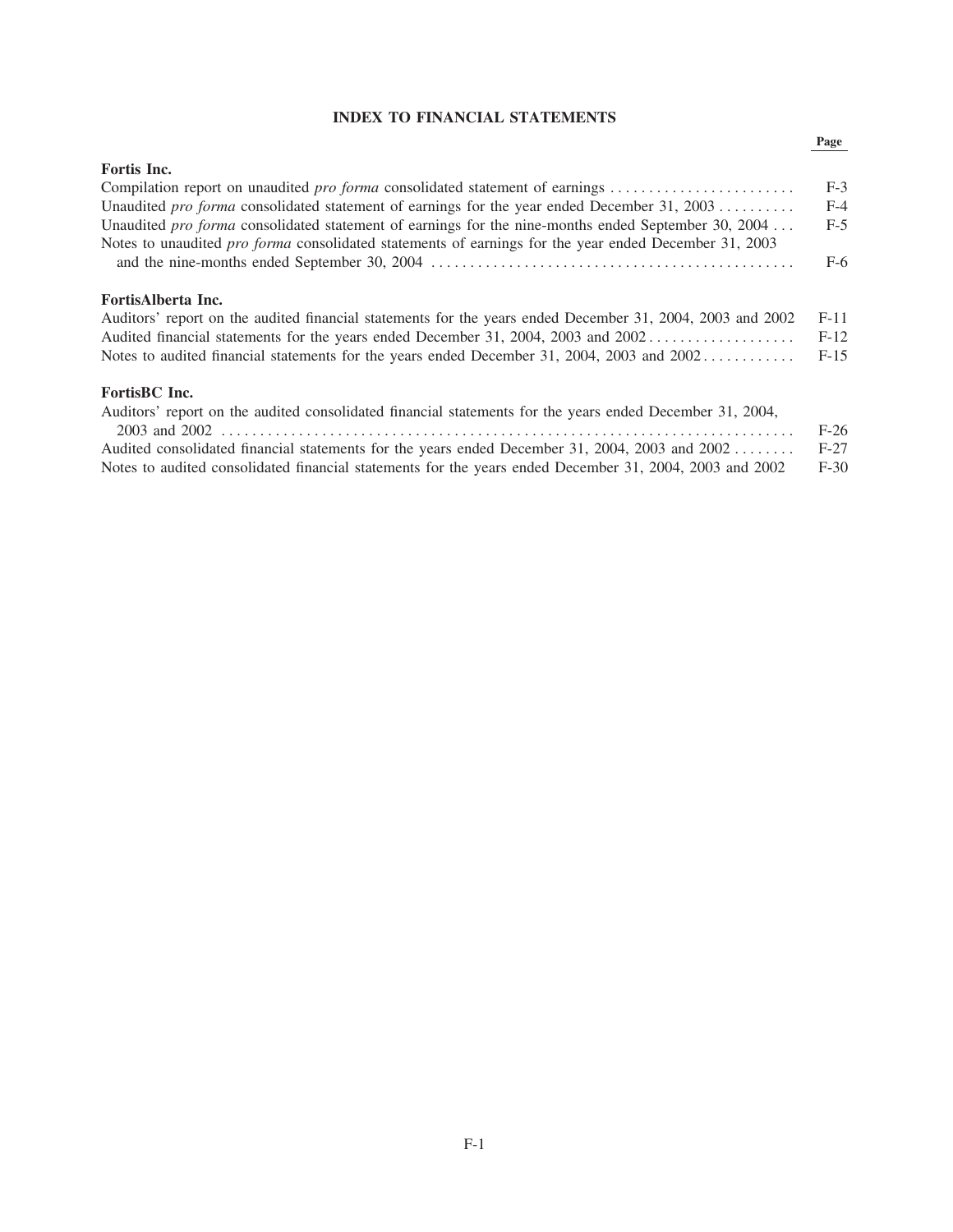# INDEX TO FINANCIAL STATEMENTS

| | Page |
|---|---|
| **Fortis Inc.** | |
| Compilation report on unaudited *pro forma* consolidated statement of earnings | F-3 |
| Unaudited *pro forma* consolidated statement of earnings for the year ended December 31, 2003 | F-4 |
| Unaudited *pro forma* consolidated statement of earnings for the nine-months ended September 30, 2004 | F-5 |
| Notes to unaudited *pro forma* consolidated statements of earnings for the year ended December 31, 2003 and the nine-months ended September 30, 2004 | F-6 |
| **FortisAlberta Inc.** | |
| Auditors' report on the audited financial statements for the years ended December 31, 2004, 2003 and 2002 | F-11 |
| Audited financial statements for the years ended December 31, 2004, 2003 and 2002 | F-12 |
| Notes to audited financial statements for the years ended December 31, 2004, 2003 and 2002 | F-15 |
| **FortisBC Inc.** | |
| Auditors' report on the audited consolidated financial statements for the years ended December 31, 2004, 2003 and 2002 | F-26 |
| Audited consolidated financial statements for the years ended December 31, 2004, 2003 and 2002 | F-27 |
| Notes to audited consolidated financial statements for the years ended December 31, 2004, 2003 and 2002 | F-30 |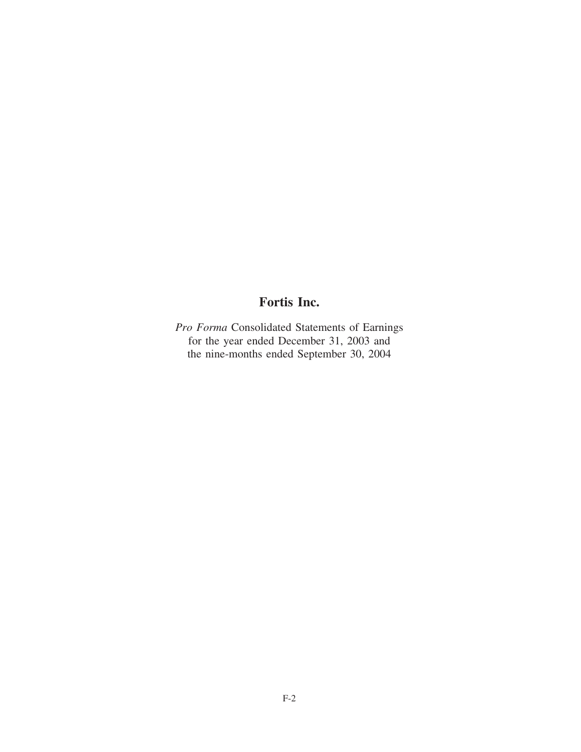# Fortis Inc.

*Pro Forma* Consolidated Statements of Earnings
for the year ended December 31, 2003 and
the nine-months ended September 30, 2004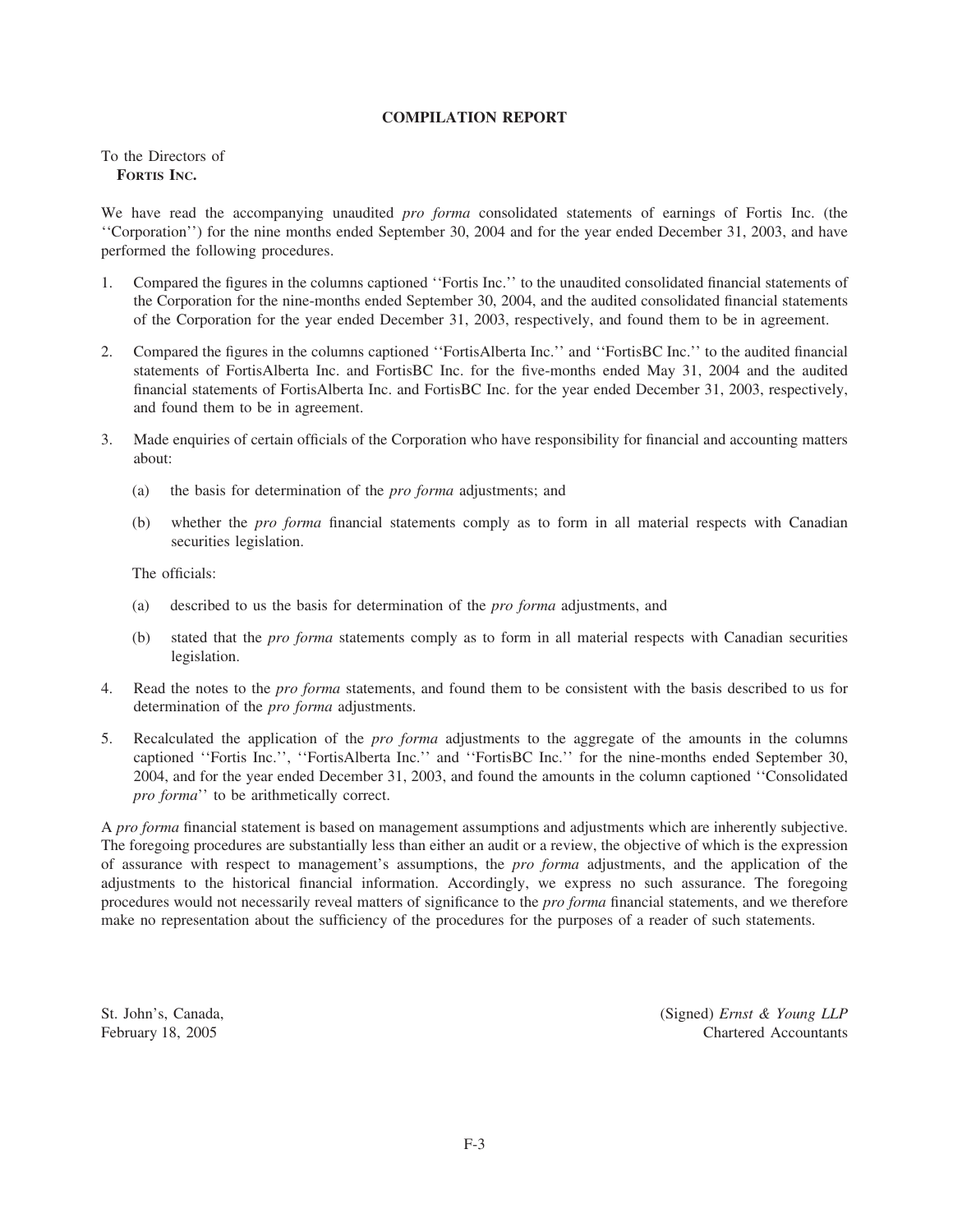# COMPILATION REPORT

To the Directors of
**FORTIS INC.**

We have read the accompanying unaudited *pro forma* consolidated statements of earnings of Fortis Inc. (the ''Corporation'') for the nine months ended September 30, 2004 and for the year ended December 31, 2003, and have performed the following procedures.

1. Compared the figures in the columns captioned ''Fortis Inc.'' to the unaudited consolidated financial statements of the Corporation for the nine-months ended September 30, 2004, and the audited consolidated financial statements of the Corporation for the year ended December 31, 2003, respectively, and found them to be in agreement.

2. Compared the figures in the columns captioned ''FortisAlberta Inc.'' and ''FortisBC Inc.'' to the audited financial statements of FortisAlberta Inc. and FortisBC Inc. for the five-months ended May 31, 2004 and the audited financial statements of FortisAlberta Inc. and FortisBC Inc. for the year ended December 31, 2003, respectively, and found them to be in agreement.

3. Made enquiries of certain officials of the Corporation who have responsibility for financial and accounting matters about:

   (a) the basis for determination of the *pro forma* adjustments; and

   (b) whether the *pro forma* financial statements comply as to form in all material respects with Canadian securities legislation.

   The officials:

   (a) described to us the basis for determination of the *pro forma* adjustments, and

   (b) stated that the *pro forma* statements comply as to form in all material respects with Canadian securities legislation.

4. Read the notes to the *pro forma* statements, and found them to be consistent with the basis described to us for determination of the *pro forma* adjustments.

5. Recalculated the application of the *pro forma* adjustments to the aggregate of the amounts in the columns captioned ''Fortis Inc.'', ''FortisAlberta Inc.'' and ''FortisBC Inc.'' for the nine-months ended September 30, 2004, and for the year ended December 31, 2003, and found the amounts in the column captioned ''Consolidated *pro forma*'' to be arithmetically correct.

A *pro forma* financial statement is based on management assumptions and adjustments which are inherently subjective. The foregoing procedures are substantially less than either an audit or a review, the objective of which is the expression of assurance with respect to management's assumptions, the *pro forma* adjustments, and the application of the adjustments to the historical financial information. Accordingly, we express no such assurance. The foregoing procedures would not necessarily reveal matters of significance to the *pro forma* financial statements, and we therefore make no representation about the sufficiency of the procedures for the purposes of a reader of such statements.

St. John's, Canada,
February 18, 2005

(Signed) *Ernst & Young LLP*
Chartered Accountants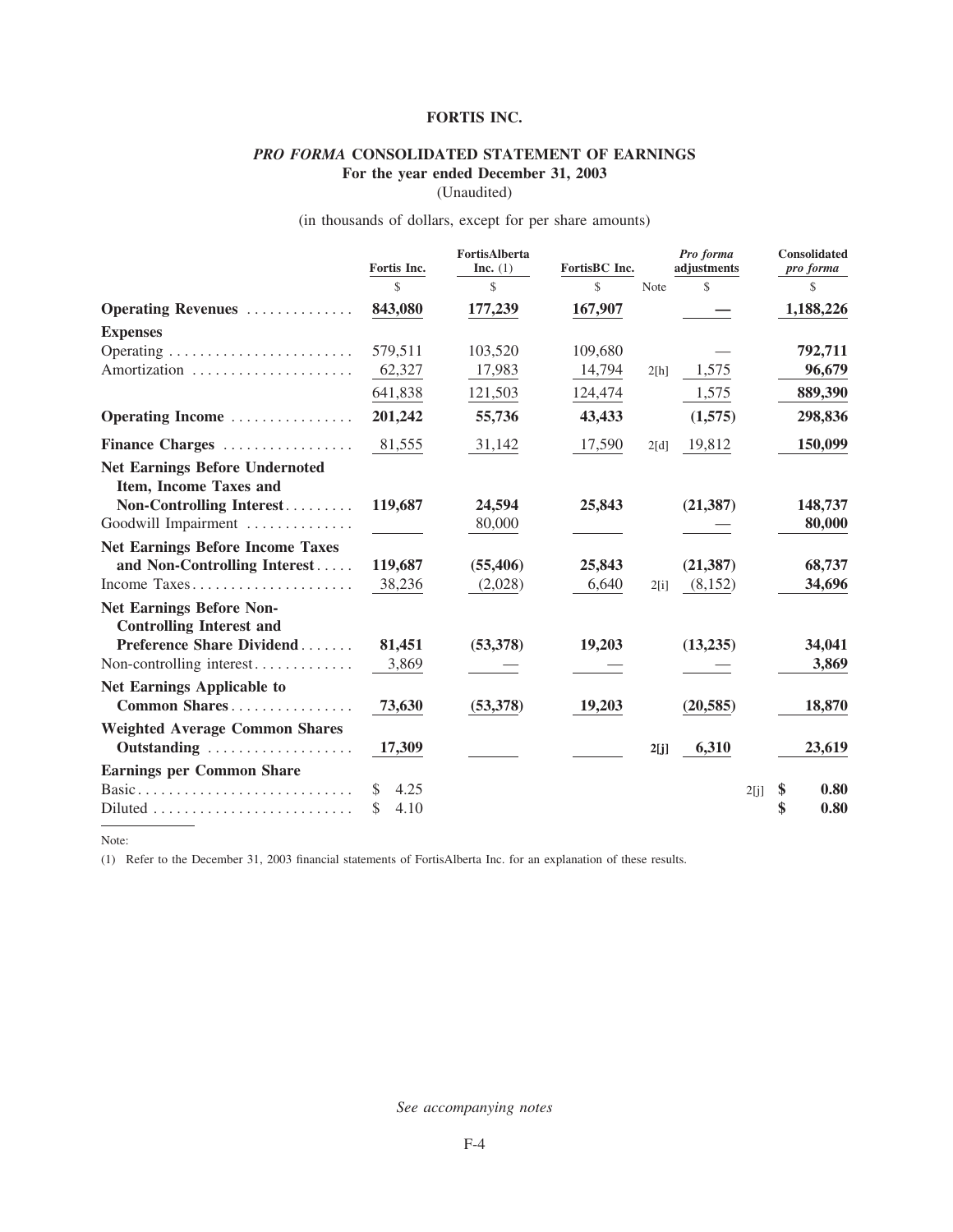# FORTIS INC.

## *PRO FORMA* CONSOLIDATED STATEMENT OF EARNINGS

### For the year ended December 31, 2003

(Unaudited)

(in thousands of dollars, except for per share amounts)

| | Fortis Inc. | FortisAlberta Inc. (1) | FortisBC Inc. | | *Pro forma* adjustments | | Consolidated *pro forma* |
|---|---|---|---|---|---|---|---|
| | $ | $ | $ | Note | $ | | $ |
| **Operating Revenues** | **843,080** | **177,239** | **167,907** | | **—** | | **1,188,226** |
| **Expenses** | | | | | | | |
| Operating | 579,511 | 103,520 | 109,680 | | — | | **792,711** |
| Amortization | 62,327 | 17,983 | 14,794 | 2[h] | 1,575 | | **96,679** |
| | 641,838 | 121,503 | 124,474 | | 1,575 | | **889,390** |
| **Operating Income** | **201,242** | **55,736** | **43,433** | | **(1,575)** | | **298,836** |
| **Finance Charges** | 81,555 | 31,142 | 17,590 | 2[d] | 19,812 | | **150,099** |
| **Net Earnings Before Undernoted Item, Income Taxes and Non-Controlling Interest** | **119,687** | **24,594** | **25,843** | | **(21,387)** | | **148,737** |
| Goodwill Impairment | | 80,000 | | | — | | **80,000** |
| **Net Earnings Before Income Taxes and Non-Controlling Interest** | **119,687** | **(55,406)** | **25,843** | | **(21,387)** | | **68,737** |
| Income Taxes | 38,236 | (2,028) | 6,640 | 2[i] | (8,152) | | **34,696** |
| **Net Earnings Before Non-Controlling Interest and Preference Share Dividend** | **81,451** | **(53,378)** | **19,203** | | **(13,235)** | | **34,041** |
| Non-controlling interest | 3,869 | — | — | | — | | **3,869** |
| **Net Earnings Applicable to Common Shares** | **73,630** | **(53,378)** | **19,203** | | **(20,585)** | | **18,870** |
| **Weighted Average Common Shares Outstanding** | **17,309** | | | **2[j]** | **6,310** | | **23,619** |
| **Earnings per Common Share** | | | | | | | |
| Basic | $ 4.25 | | | | | 2[j] | **$ 0.80** |
| Diluted | $ 4.10 | | | | | | **$ 0.80** |

Note:

(1) Refer to the December 31, 2003 financial statements of FortisAlberta Inc. for an explanation of these results.

*See accompanying notes*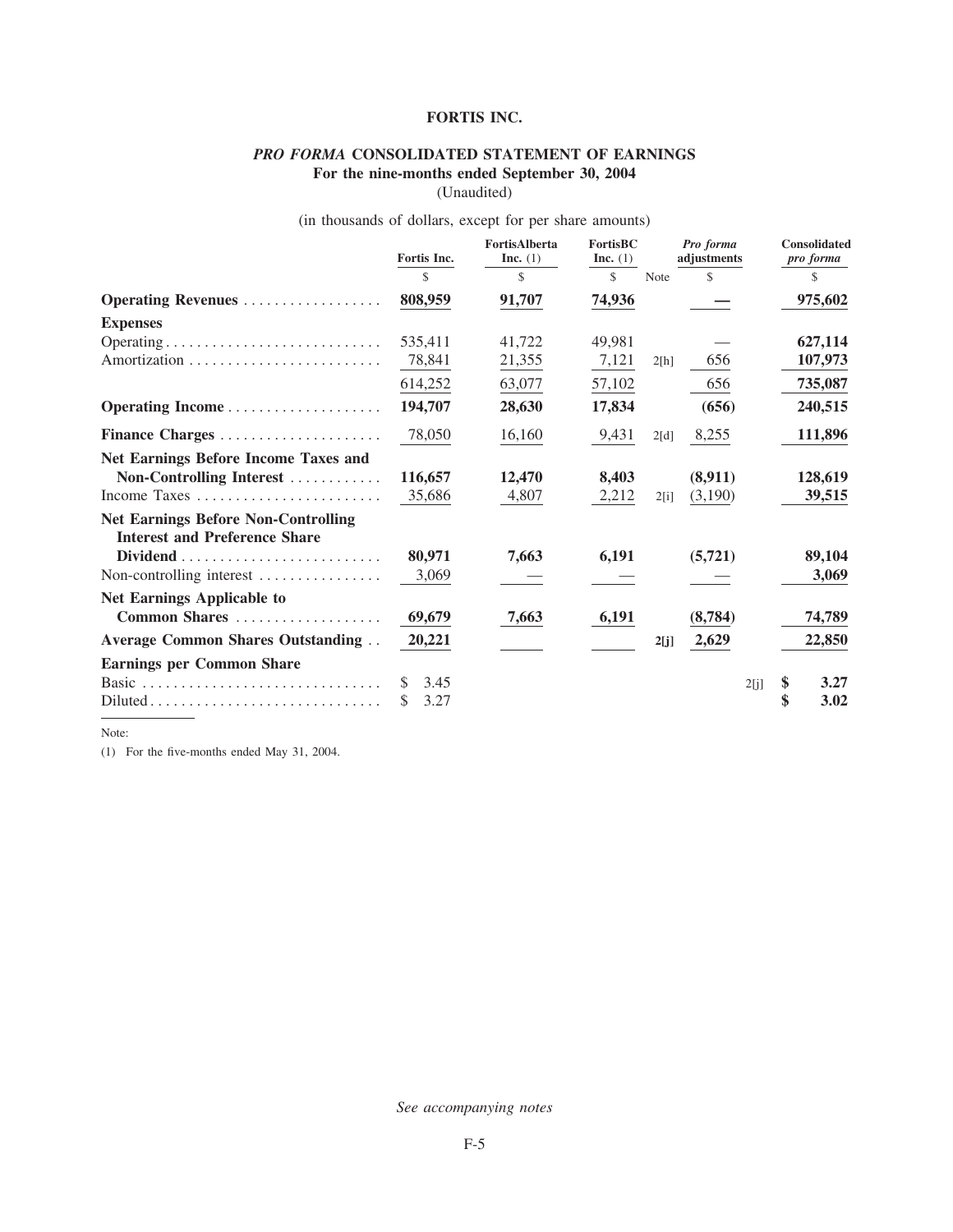**FORTIS INC.**

***PRO FORMA* CONSOLIDATED STATEMENT OF EARNINGS**
**For the nine-months ended September 30, 2004**
(Unaudited)

(in thousands of dollars, except for per share amounts)

| | Fortis Inc. | FortisAlberta Inc. (1) | FortisBC Inc. (1) | Note | *Pro forma* adjustments | Note | Consolidated *pro forma* |
|---|---|---|---|---|---|---|---|
| | $ | $ | $ | | $ | | $ |
| **Operating Revenues** | **808,959** | **91,707** | **74,936** | | **—** | | **975,602** |
| **Expenses** | | | | | | | |
| Operating | 535,411 | 41,722 | 49,981 | | — | | **627,114** |
| Amortization | 78,841 | 21,355 | 7,121 | 2[h] | 656 | | **107,973** |
| | 614,252 | 63,077 | 57,102 | | 656 | | **735,087** |
| **Operating Income** | **194,707** | **28,630** | **17,834** | | **(656)** | | **240,515** |
| **Finance Charges** | 78,050 | 16,160 | 9,431 | 2[d] | 8,255 | | **111,896** |
| **Net Earnings Before Income Taxes and Non-Controlling Interest** | **116,657** | **12,470** | **8,403** | | **(8,911)** | | **128,619** |
| Income Taxes | 35,686 | 4,807 | 2,212 | 2[i] | (3,190) | | **39,515** |
| **Net Earnings Before Non-Controlling Interest and Preference Share Dividend** | **80,971** | **7,663** | **6,191** | | **(5,721)** | | **89,104** |
| Non-controlling interest | 3,069 | — | — | | — | | **3,069** |
| **Net Earnings Applicable to Common Shares** | **69,679** | **7,663** | **6,191** | | **(8,784)** | | **74,789** |
| **Average Common Shares Outstanding** | **20,221** | | | **2[j]** | **2,629** | | **22,850** |
| **Earnings per Common Share** | | | | | | | |
| Basic | $ 3.45 | | | | | 2[j] | **$ 3.27** |
| Diluted | $ 3.27 | | | | | | **$ 3.02** |

Note:

(1) For the five-months ended May 31, 2004.

*See accompanying notes*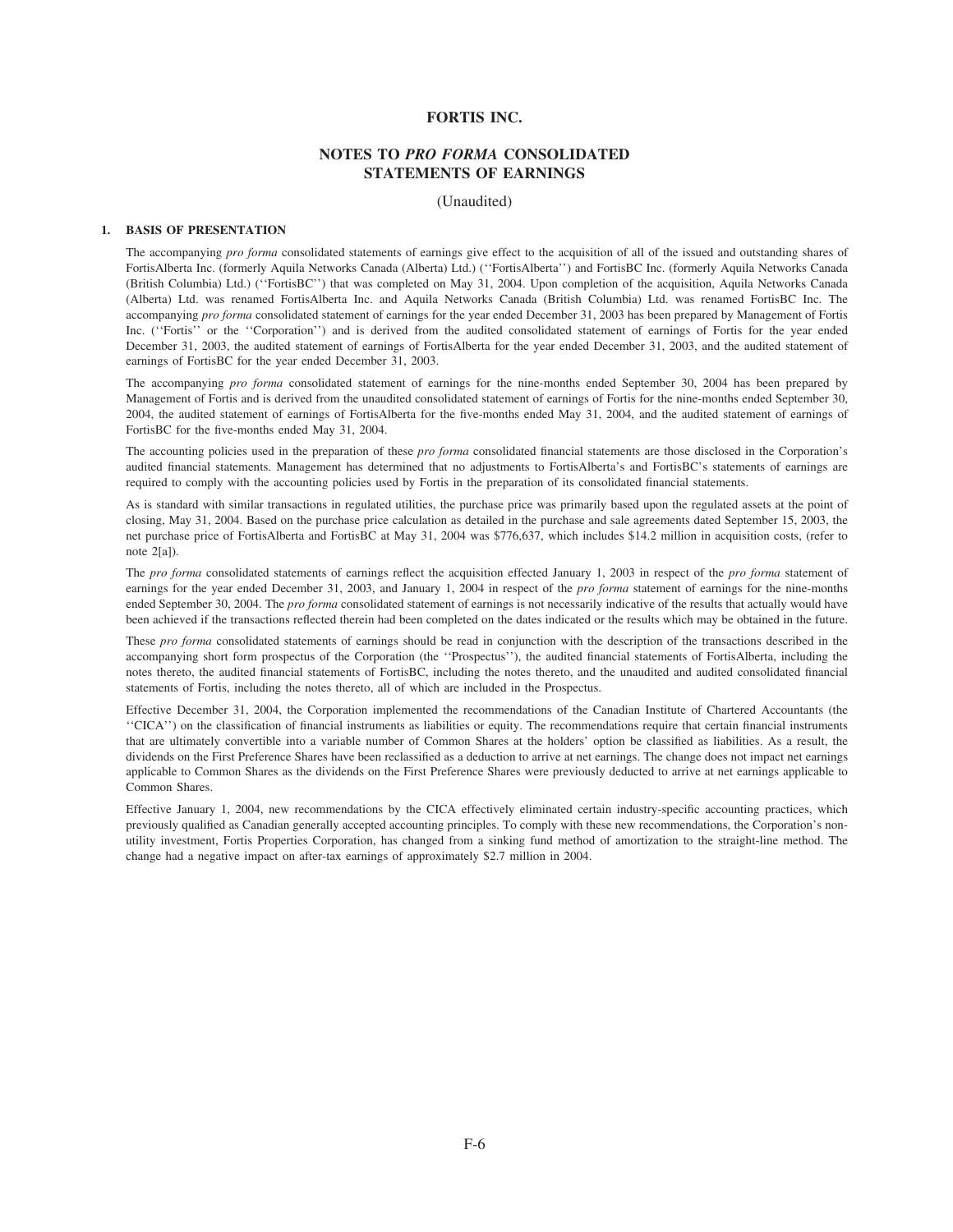# FORTIS INC.

## NOTES TO *PRO FORMA* CONSOLIDATED STATEMENTS OF EARNINGS

(Unaudited)

### 1. BASIS OF PRESENTATION

The accompanying *pro forma* consolidated statements of earnings give effect to the acquisition of all of the issued and outstanding shares of FortisAlberta Inc. (formerly Aquila Networks Canada (Alberta) Ltd.) (''FortisAlberta'') and FortisBC Inc. (formerly Aquila Networks Canada (British Columbia) Ltd.) (''FortisBC'') that was completed on May 31, 2004. Upon completion of the acquisition, Aquila Networks Canada (Alberta) Ltd. was renamed FortisAlberta Inc. and Aquila Networks Canada (British Columbia) Ltd. was renamed FortisBC Inc. The accompanying *pro forma* consolidated statement of earnings for the year ended December 31, 2003 has been prepared by Management of Fortis Inc. (''Fortis'' or the ''Corporation'') and is derived from the audited consolidated statement of earnings of Fortis for the year ended December 31, 2003, the audited statement of earnings of FortisAlberta for the year ended December 31, 2003, and the audited statement of earnings of FortisBC for the year ended December 31, 2003.

The accompanying *pro forma* consolidated statement of earnings for the nine-months ended September 30, 2004 has been prepared by Management of Fortis and is derived from the unaudited consolidated statement of earnings of Fortis for the nine-months ended September 30, 2004, the audited statement of earnings of FortisAlberta for the five-months ended May 31, 2004, and the audited statement of earnings of FortisBC for the five-months ended May 31, 2004.

The accounting policies used in the preparation of these *pro forma* consolidated financial statements are those disclosed in the Corporation's audited financial statements. Management has determined that no adjustments to FortisAlberta's and FortisBC's statements of earnings are required to comply with the accounting policies used by Fortis in the preparation of its consolidated financial statements.

As is standard with similar transactions in regulated utilities, the purchase price was primarily based upon the regulated assets at the point of closing, May 31, 2004. Based on the purchase price calculation as detailed in the purchase and sale agreements dated September 15, 2003, the net purchase price of FortisAlberta and FortisBC at May 31, 2004 was $776,637, which includes $14.2 million in acquisition costs, (refer to note 2[a]).

The *pro forma* consolidated statements of earnings reflect the acquisition effected January 1, 2003 in respect of the *pro forma* statement of earnings for the year ended December 31, 2003, and January 1, 2004 in respect of the *pro forma* statement of earnings for the nine-months ended September 30, 2004. The *pro forma* consolidated statement of earnings is not necessarily indicative of the results that actually would have been achieved if the transactions reflected therein had been completed on the dates indicated or the results which may be obtained in the future.

These *pro forma* consolidated statements of earnings should be read in conjunction with the description of the transactions described in the accompanying short form prospectus of the Corporation (the ''Prospectus''), the audited financial statements of FortisAlberta, including the notes thereto, the audited financial statements of FortisBC, including the notes thereto, and the unaudited and audited consolidated financial statements of Fortis, including the notes thereto, all of which are included in the Prospectus.

Effective December 31, 2004, the Corporation implemented the recommendations of the Canadian Institute of Chartered Accountants (the ''CICA'') on the classification of financial instruments as liabilities or equity. The recommendations require that certain financial instruments that are ultimately convertible into a variable number of Common Shares at the holders' option be classified as liabilities. As a result, the dividends on the First Preference Shares have been reclassified as a deduction to arrive at net earnings. The change does not impact net earnings applicable to Common Shares as the dividends on the First Preference Shares were previously deducted to arrive at net earnings applicable to Common Shares.

Effective January 1, 2004, new recommendations by the CICA effectively eliminated certain industry-specific accounting practices, which previously qualified as Canadian generally accepted accounting principles. To comply with these new recommendations, the Corporation's non-utility investment, Fortis Properties Corporation, has changed from a sinking fund method of amortization to the straight-line method. The change had a negative impact on after-tax earnings of approximately $2.7 million in 2004.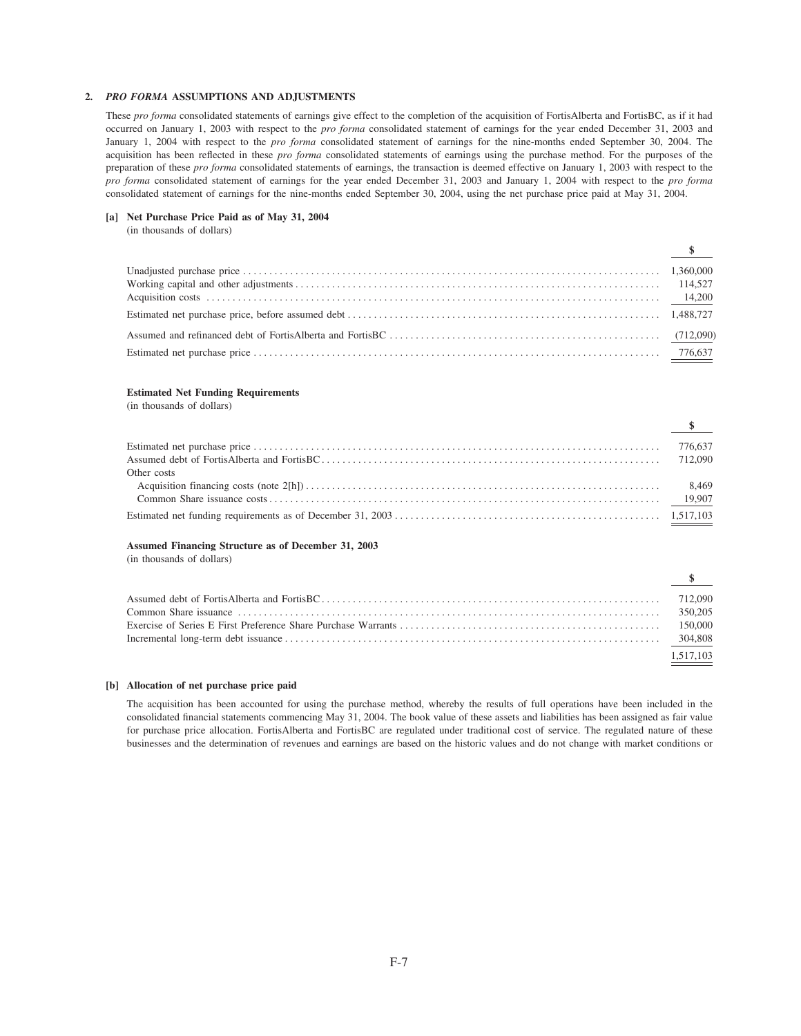## 2. *PRO FORMA* ASSUMPTIONS AND ADJUSTMENTS

These *pro forma* consolidated statements of earnings give effect to the completion of the acquisition of FortisAlberta and FortisBC, as if it had occurred on January 1, 2003 with respect to the *pro forma* consolidated statement of earnings for the year ended December 31, 2003 and January 1, 2004 with respect to the *pro forma* consolidated statement of earnings for the nine-months ended September 30, 2004. The acquisition has been reflected in these *pro forma* consolidated statements of earnings using the purchase method. For the purposes of the preparation of these *pro forma* consolidated statements of earnings, the transaction is deemed effective on January 1, 2003 with respect to the *pro forma* consolidated statement of earnings for the year ended December 31, 2003 and January 1, 2004 with respect to the *pro forma* consolidated statement of earnings for the nine-months ended September 30, 2004, using the net purchase price paid at May 31, 2004.

### [a] Net Purchase Price Paid as of May 31, 2004

(in thousands of dollars)

| | $ |
|---|---|
| Unadjusted purchase price | 1,360,000 |
| Working capital and other adjustments | 114,527 |
| Acquisition costs | 14,200 |
| Estimated net purchase price, before assumed debt | 1,488,727 |
| Assumed and refinanced debt of FortisAlberta and FortisBC | (712,090) |
| Estimated net purchase price | 776,637 |

**Estimated Net Funding Requirements**

(in thousands of dollars)

| | $ |
|---|---|
| Estimated net purchase price | 776,637 |
| Assumed debt of FortisAlberta and FortisBC | 712,090 |
| Other costs | |
| Acquisition financing costs (note 2[h]) | 8,469 |
| Common Share issuance costs | 19,907 |
| Estimated net funding requirements as of December 31, 2003 | 1,517,103 |

**Assumed Financing Structure as of December 31, 2003**

(in thousands of dollars)

| | $ |
|---|---|
| Assumed debt of FortisAlberta and FortisBC | 712,090 |
| Common Share issuance | 350,205 |
| Exercise of Series E First Preference Share Purchase Warrants | 150,000 |
| Incremental long-term debt issuance | 304,808 |
| | 1,517,103 |

### [b] Allocation of net purchase price paid

The acquisition has been accounted for using the purchase method, whereby the results of full operations have been included in the consolidated financial statements commencing May 31, 2004. The book value of these assets and liabilities has been assigned as fair value for purchase price allocation. FortisAlberta and FortisBC are regulated under traditional cost of service. The regulated nature of these businesses and the determination of revenues and earnings are based on the historic values and do not change with market conditions or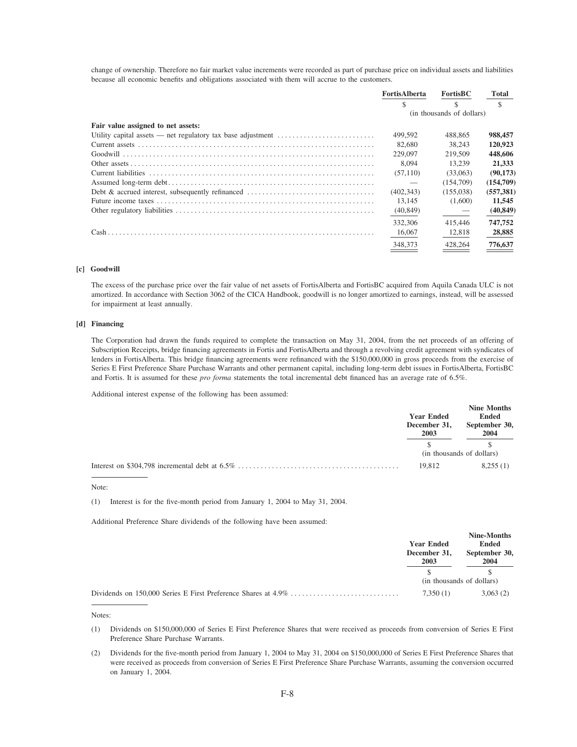change of ownership. Therefore no fair market value increments were recorded as part of purchase price on individual assets and liabilities because all economic benefits and obligations associated with them will accrue to the customers.

| | FortisAlberta | FortisBC | Total |
|---|---|---|---|
| | $ | $ | $ |
| | (in thousands of dollars) | | |
| **Fair value assigned to net assets:** | | | |
| Utility capital assets — net regulatory tax base adjustment | 499,592 | 488,865 | **988,457** |
| Current assets | 82,680 | 38,243 | **120,923** |
| Goodwill | 229,097 | 219,509 | **448,606** |
| Other assets | 8,094 | 13,239 | **21,333** |
| Current liabilities | (57,110) | (33,063) | **(90,173)** |
| Assumed long-term debt | — | (154,709) | **(154,709)** |
| Debt & accrued interest, subsequently refinanced | (402,343) | (155,038) | **(557,381)** |
| Future income taxes | 13,145 | (1,600) | **11,545** |
| Other regulatory liabilities | (40,849) | — | **(40,849)** |
| | 332,306 | 415,446 | **747,752** |
| Cash | 16,067 | 12,818 | **28,885** |
| | 348,373 | 428,264 | **776,637** |

**[c] Goodwill**

The excess of the purchase price over the fair value of net assets of FortisAlberta and FortisBC acquired from Aquila Canada ULC is not amortized. In accordance with Section 3062 of the CICA Handbook, goodwill is no longer amortized to earnings, instead, will be assessed for impairment at least annually.

**[d] Financing**

The Corporation had drawn the funds required to complete the transaction on May 31, 2004, from the net proceeds of an offering of Subscription Receipts, bridge financing agreements in Fortis and FortisAlberta and through a revolving credit agreement with syndicates of lenders in FortisAlberta. This bridge financing agreements were refinanced with the $150,000,000 in gross proceeds from the exercise of Series E First Preference Share Purchase Warrants and other permanent capital, including long-term debt issues in FortisAlberta, FortisBC and Fortis. It is assumed for these *pro forma* statements the total incremental debt financed has an average rate of 6.5%.

Additional interest expense of the following has been assumed:

| | Year Ended December 31, 2003 | Nine Months Ended September 30, 2004 |
|---|---|---|
| | $ | $ |
| | (in thousands of dollars) | |
| Interest on $304,798 incremental debt at 6.5% | 19,812 | 8,255 (1) |

Note:

(1) Interest is for the five-month period from January 1, 2004 to May 31, 2004.

Additional Preference Share dividends of the following have been assumed:

| | Year Ended December 31, 2003 | Nine-Months Ended September 30, 2004 |
|---|---|---|
| | $ | $ |
| | (in thousands of dollars) | |
| Dividends on 150,000 Series E First Preference Shares at 4.9% | 7,350 (1) | 3,063 (2) |

Notes:

(1) Dividends on $150,000,000 of Series E First Preference Shares that were received as proceeds from conversion of Series E First Preference Share Purchase Warrants.

(2) Dividends for the five-month period from January 1, 2004 to May 31, 2004 on $150,000,000 of Series E First Preference Shares that were received as proceeds from conversion of Series E First Preference Share Purchase Warrants, assuming the conversion occurred on January 1, 2004.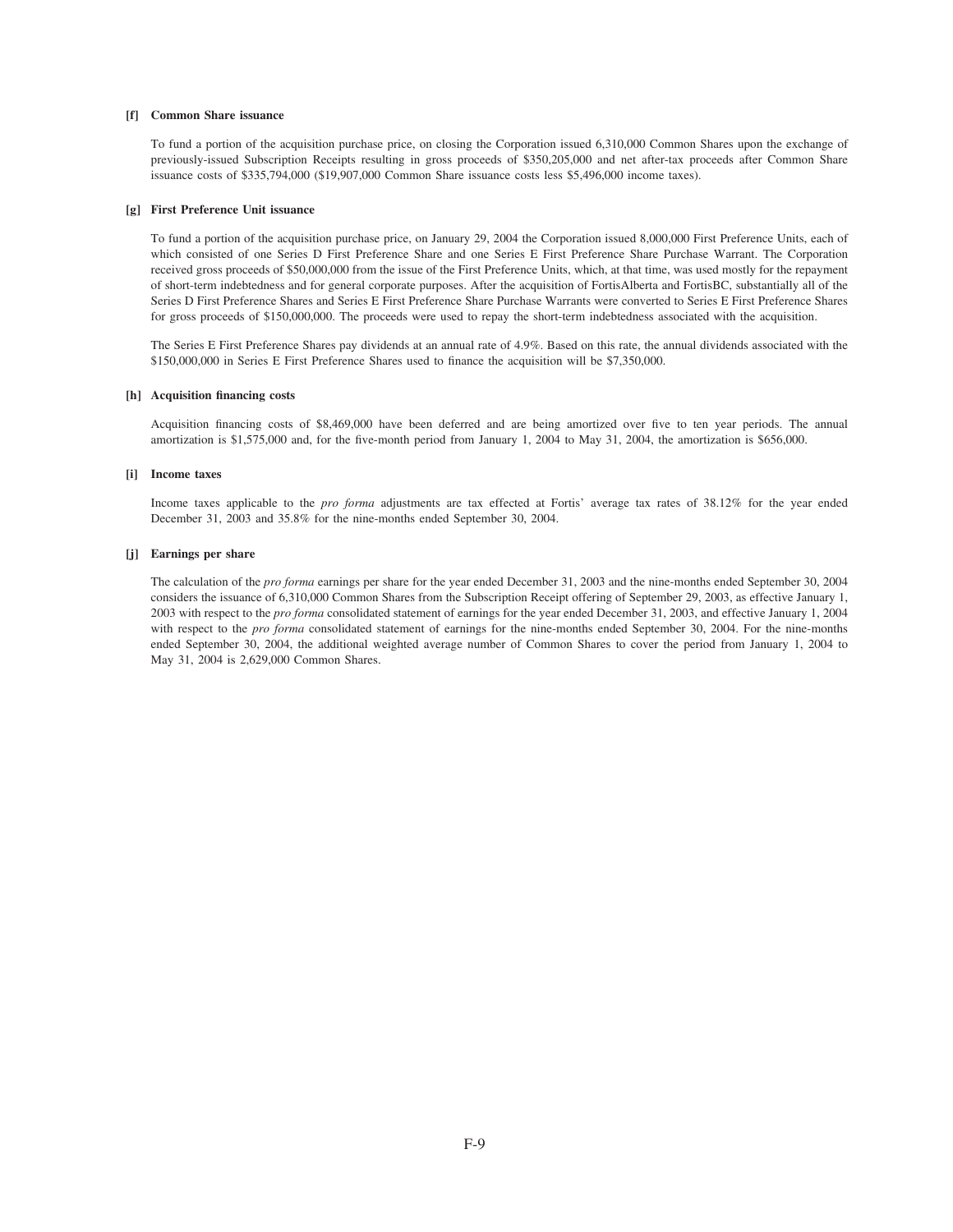**[f] Common Share issuance**

To fund a portion of the acquisition purchase price, on closing the Corporation issued 6,310,000 Common Shares upon the exchange of previously-issued Subscription Receipts resulting in gross proceeds of $350,205,000 and net after-tax proceeds after Common Share issuance costs of $335,794,000 ($19,907,000 Common Share issuance costs less $5,496,000 income taxes).

**[g] First Preference Unit issuance**

To fund a portion of the acquisition purchase price, on January 29, 2004 the Corporation issued 8,000,000 First Preference Units, each of which consisted of one Series D First Preference Share and one Series E First Preference Share Purchase Warrant. The Corporation received gross proceeds of $50,000,000 from the issue of the First Preference Units, which, at that time, was used mostly for the repayment of short-term indebtedness and for general corporate purposes. After the acquisition of FortisAlberta and FortisBC, substantially all of the Series D First Preference Shares and Series E First Preference Share Purchase Warrants were converted to Series E First Preference Shares for gross proceeds of $150,000,000. The proceeds were used to repay the short-term indebtedness associated with the acquisition.

The Series E First Preference Shares pay dividends at an annual rate of 4.9%. Based on this rate, the annual dividends associated with the $150,000,000 in Series E First Preference Shares used to finance the acquisition will be $7,350,000.

**[h] Acquisition financing costs**

Acquisition financing costs of $8,469,000 have been deferred and are being amortized over five to ten year periods. The annual amortization is $1,575,000 and, for the five-month period from January 1, 2004 to May 31, 2004, the amortization is $656,000.

**[i] Income taxes**

Income taxes applicable to the *pro forma* adjustments are tax effected at Fortis' average tax rates of 38.12% for the year ended December 31, 2003 and 35.8% for the nine-months ended September 30, 2004.

**[j] Earnings per share**

The calculation of the *pro forma* earnings per share for the year ended December 31, 2003 and the nine-months ended September 30, 2004 considers the issuance of 6,310,000 Common Shares from the Subscription Receipt offering of September 29, 2003, as effective January 1, 2003 with respect to the *pro forma* consolidated statement of earnings for the year ended December 31, 2003, and effective January 1, 2004 with respect to the *pro forma* consolidated statement of earnings for the nine-months ended September 30, 2004. For the nine-months ended September 30, 2004, the additional weighted average number of Common Shares to cover the period from January 1, 2004 to May 31, 2004 is 2,629,000 Common Shares.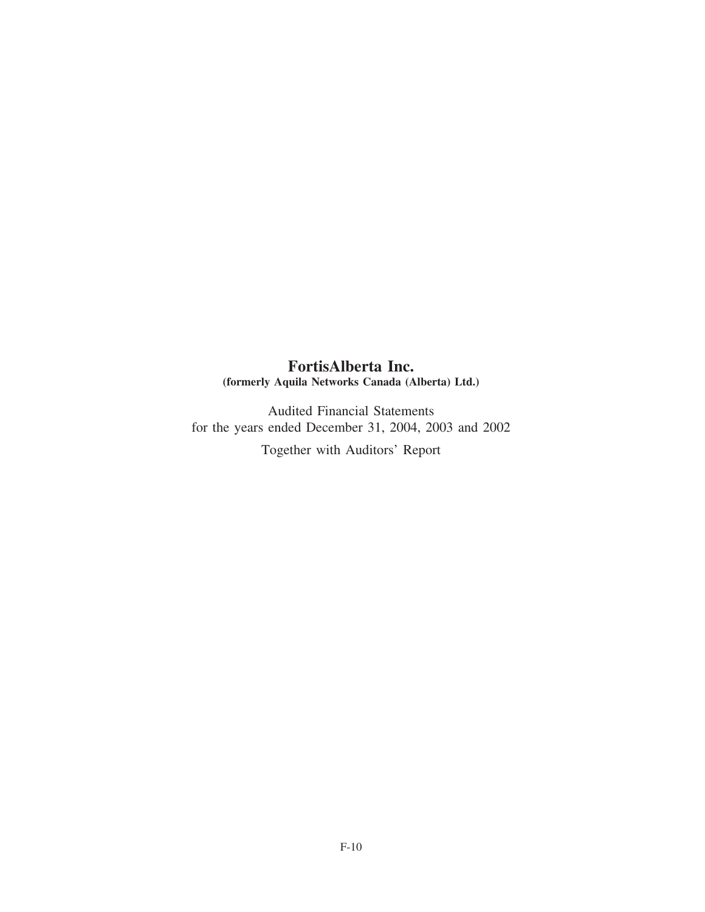# FortisAlberta Inc.

**(formerly Aquila Networks Canada (Alberta) Ltd.)**

Audited Financial Statements
for the years ended December 31, 2004, 2003 and 2002

Together with Auditors' Report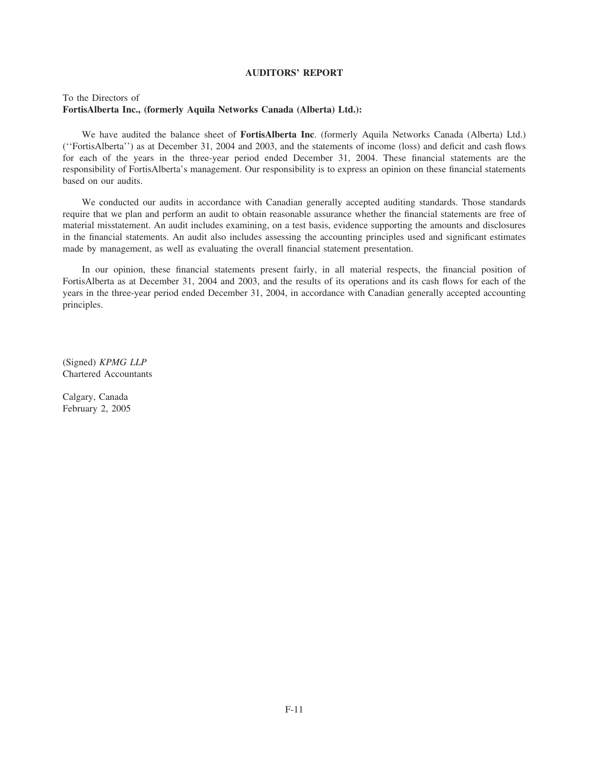## AUDITORS' REPORT

To the Directors of
**FortisAlberta Inc., (formerly Aquila Networks Canada (Alberta) Ltd.):**

We have audited the balance sheet of **FortisAlberta Inc**. (formerly Aquila Networks Canada (Alberta) Ltd.) (''FortisAlberta'') as at December 31, 2004 and 2003, and the statements of income (loss) and deficit and cash flows for each of the years in the three-year period ended December 31, 2004. These financial statements are the responsibility of FortisAlberta's management. Our responsibility is to express an opinion on these financial statements based on our audits.

We conducted our audits in accordance with Canadian generally accepted auditing standards. Those standards require that we plan and perform an audit to obtain reasonable assurance whether the financial statements are free of material misstatement. An audit includes examining, on a test basis, evidence supporting the amounts and disclosures in the financial statements. An audit also includes assessing the accounting principles used and significant estimates made by management, as well as evaluating the overall financial statement presentation.

In our opinion, these financial statements present fairly, in all material respects, the financial position of FortisAlberta as at December 31, 2004 and 2003, and the results of its operations and its cash flows for each of the years in the three-year period ended December 31, 2004, in accordance with Canadian generally accepted accounting principles.

(Signed) *KPMG LLP*
Chartered Accountants

Calgary, Canada
February 2, 2005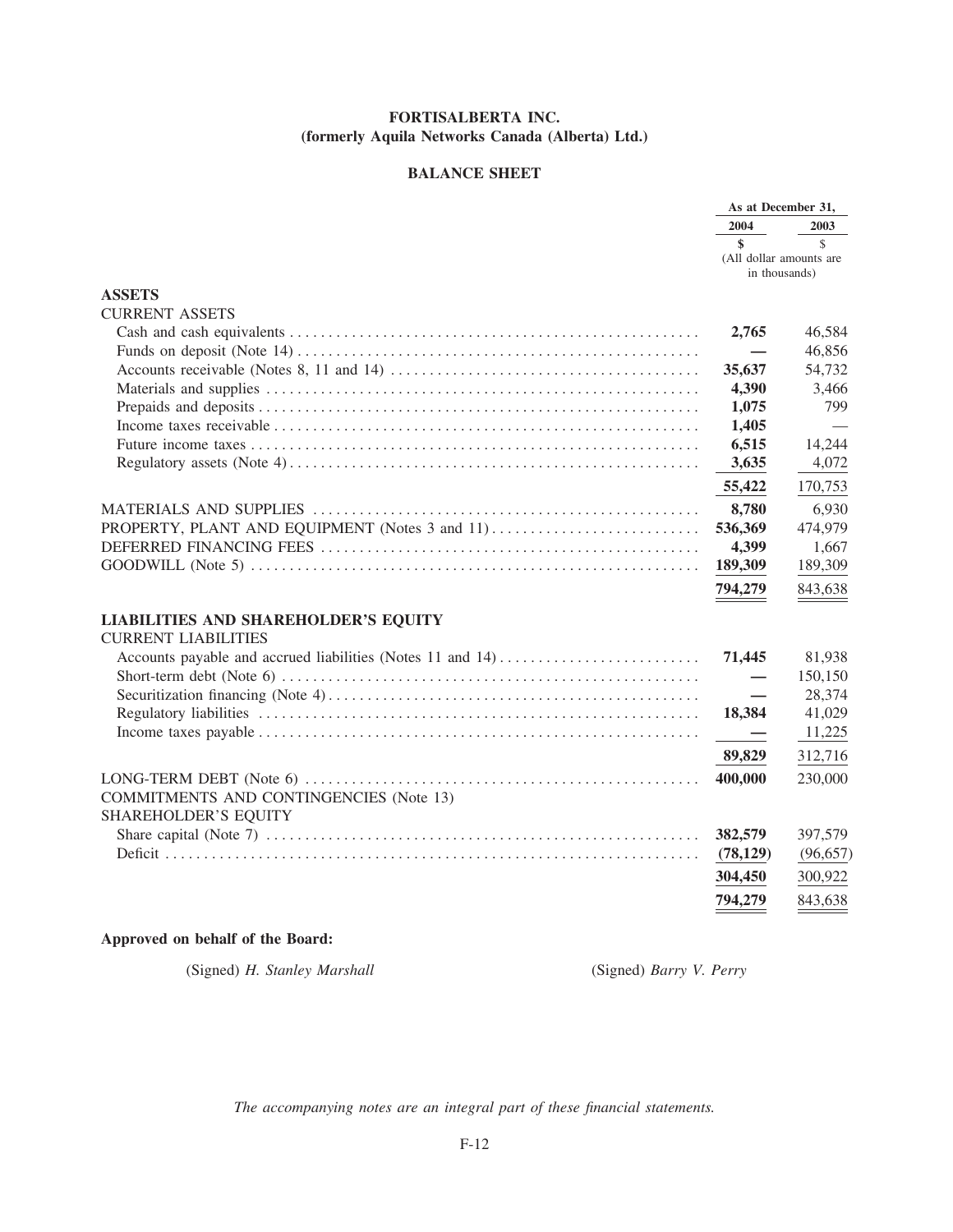**FORTISALBERTA INC.**
**(formerly Aquila Networks Canada (Alberta) Ltd.)**

**BALANCE SHEET**

| | As at December 31, | |
|---|---|---|
| | **2004** | 2003 |
| | **$** | $ |
| | (All dollar amounts are in thousands) | |
| **ASSETS** | | |
| CURRENT ASSETS | | |
| Cash and cash equivalents | **2,765** | 46,584 |
| Funds on deposit (Note 14) | **—** | 46,856 |
| Accounts receivable (Notes 8, 11 and 14) | **35,637** | 54,732 |
| Materials and supplies | **4,390** | 3,466 |
| Prepaids and deposits | **1,075** | 799 |
| Income taxes receivable | **1,405** | — |
| Future income taxes | **6,515** | 14,244 |
| Regulatory assets (Note 4) | **3,635** | 4,072 |
| | **55,422** | 170,753 |
| MATERIALS AND SUPPLIES | **8,780** | 6,930 |
| PROPERTY, PLANT AND EQUIPMENT (Notes 3 and 11) | **536,369** | 474,979 |
| DEFERRED FINANCING FEES | **4,399** | 1,667 |
| GOODWILL (Note 5) | **189,309** | 189,309 |
| | **794,279** | 843,638 |
| **LIABILITIES AND SHAREHOLDER'S EQUITY** | | |
| CURRENT LIABILITIES | | |
| Accounts payable and accrued liabilities (Notes 11 and 14) | **71,445** | 81,938 |
| Short-term debt (Note 6) | **—** | 150,150 |
| Securitization financing (Note 4) | **—** | 28,374 |
| Regulatory liabilities | **18,384** | 41,029 |
| Income taxes payable | **—** | 11,225 |
| | **89,829** | 312,716 |
| LONG-TERM DEBT (Note 6) | **400,000** | 230,000 |
| COMMITMENTS AND CONTINGENCIES (Note 13) | | |
| SHAREHOLDER'S EQUITY | | |
| Share capital (Note 7) | **382,579** | 397,579 |
| Deficit | **(78,129)** | (96,657) |
| | **304,450** | 300,922 |
| | **794,279** | 843,638 |

**Approved on behalf of the Board:**

(Signed) *H. Stanley Marshall* (Signed) *Barry V. Perry*

*The accompanying notes are an integral part of these financial statements.*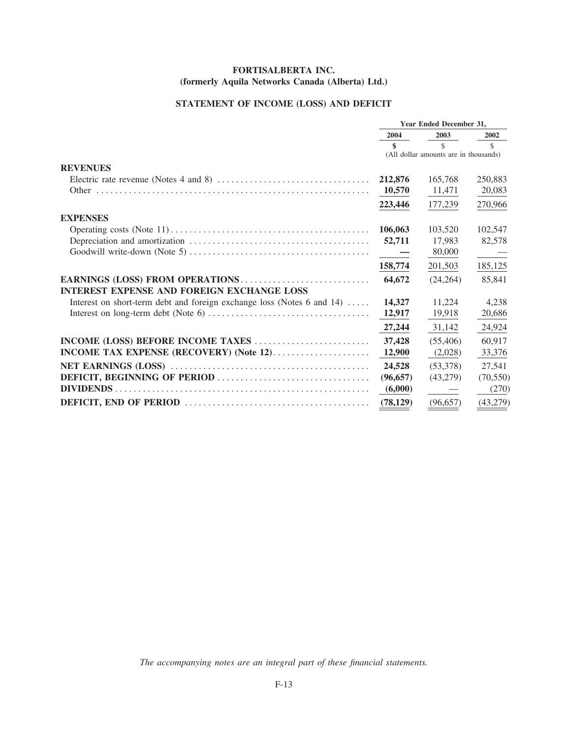**FORTISALBERTA INC.**
**(formerly Aquila Networks Canada (Alberta) Ltd.)**

**STATEMENT OF INCOME (LOSS) AND DEFICIT**

| | Year Ended December 31, | | |
|---|---|---|---|
| | **2004** | 2003 | 2002 |
| | **$** | $ | $ |
| | (All dollar amounts are in thousands) | | |
| **REVENUES** | | | |
| Electric rate revenue (Notes 4 and 8) | **212,876** | 165,768 | 250,883 |
| Other | **10,570** | 11,471 | 20,083 |
| | **223,446** | 177,239 | 270,966 |
| **EXPENSES** | | | |
| Operating costs (Note 11) | **106,063** | 103,520 | 102,547 |
| Depreciation and amortization | **52,711** | 17,983 | 82,578 |
| Goodwill write-down (Note 5) | **—** | 80,000 | — |
| | **158,774** | 201,503 | 185,125 |
| **EARNINGS (LOSS) FROM OPERATIONS** | **64,672** | (24,264) | 85,841 |
| **INTEREST EXPENSE AND FOREIGN EXCHANGE LOSS** | | | |
| Interest on short-term debt and foreign exchange loss (Notes 6 and 14) | **14,327** | 11,224 | 4,238 |
| Interest on long-term debt (Note 6) | **12,917** | 19,918 | 20,686 |
| | **27,244** | 31,142 | 24,924 |
| **INCOME (LOSS) BEFORE INCOME TAXES** | **37,428** | (55,406) | 60,917 |
| **INCOME TAX EXPENSE (RECOVERY) (Note 12)** | **12,900** | (2,028) | 33,376 |
| **NET EARNINGS (LOSS)** | **24,528** | (53,378) | 27,541 |
| **DEFICIT, BEGINNING OF PERIOD** | **(96,657)** | (43,279) | (70,550) |
| **DIVIDENDS** | **(6,000)** | — | (270) |
| **DEFICIT, END OF PERIOD** | **(78,129)** | (96,657) | (43,279) |

*The accompanying notes are an integral part of these financial statements.*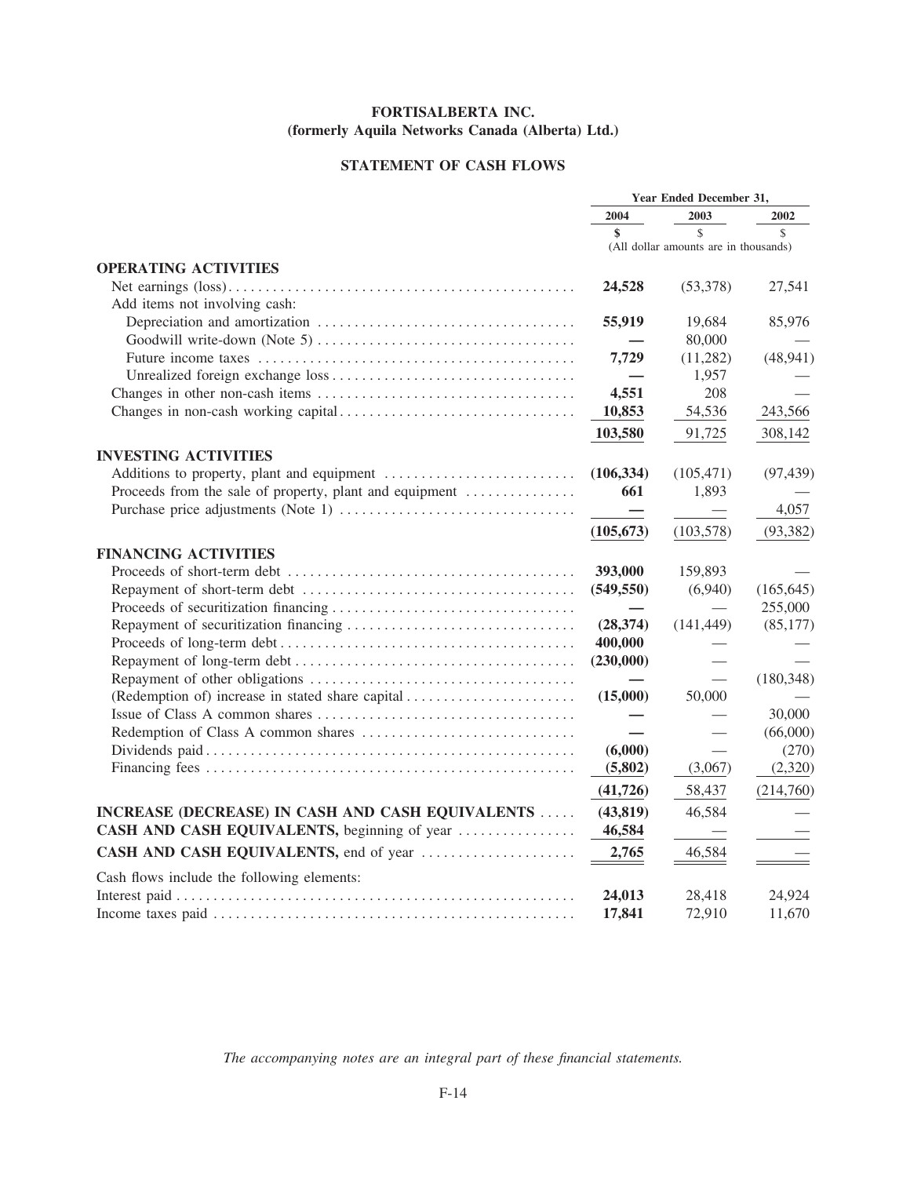# FORTISALBERTA INC.
## (formerly Aquila Networks Canada (Alberta) Ltd.)

## STATEMENT OF CASH FLOWS

| | Year Ended December 31, | | |
|---|---|---|---|
| | **2004** | 2003 | 2002 |
| | **$** | $ | $ |
| | (All dollar amounts are in thousands) | | |
| **OPERATING ACTIVITIES** | | | |
| Net earnings (loss) | **24,528** | (53,378) | 27,541 |
| Add items not involving cash: | | | |
| Depreciation and amortization | **55,919** | 19,684 | 85,976 |
| Goodwill write-down (Note 5) | **—** | 80,000 | — |
| Future income taxes | **7,729** | (11,282) | (48,941) |
| Unrealized foreign exchange loss | **—** | 1,957 | — |
| Changes in other non-cash items | **4,551** | 208 | — |
| Changes in non-cash working capital | **10,853** | 54,536 | 243,566 |
| | **103,580** | 91,725 | 308,142 |
| **INVESTING ACTIVITIES** | | | |
| Additions to property, plant and equipment | **(106,334)** | (105,471) | (97,439) |
| Proceeds from the sale of property, plant and equipment | **661** | 1,893 | — |
| Purchase price adjustments (Note 1) | **—** | — | 4,057 |
| | **(105,673)** | (103,578) | (93,382) |
| **FINANCING ACTIVITIES** | | | |
| Proceeds of short-term debt | **393,000** | 159,893 | — |
| Repayment of short-term debt | **(549,550)** | (6,940) | (165,645) |
| Proceeds of securitization financing | **—** | — | 255,000 |
| Repayment of securitization financing | **(28,374)** | (141,449) | (85,177) |
| Proceeds of long-term debt | **400,000** | — | — |
| Repayment of long-term debt | **(230,000)** | — | — |
| Repayment of other obligations | **—** | — | (180,348) |
| (Redemption of) increase in stated share capital | **(15,000)** | 50,000 | — |
| Issue of Class A common shares | **—** | — | 30,000 |
| Redemption of Class A common shares | **—** | — | (66,000) |
| Dividends paid | **(6,000)** | — | (270) |
| Financing fees | **(5,802)** | (3,067) | (2,320) |
| | **(41,726)** | 58,437 | (214,760) |
| **INCREASE (DECREASE) IN CASH AND CASH EQUIVALENTS** | **(43,819)** | 46,584 | — |
| **CASH AND CASH EQUIVALENTS,** beginning of year | **46,584** | — | — |
| **CASH AND CASH EQUIVALENTS,** end of year | **2,765** | 46,584 | — |
| Cash flows include the following elements: | | | |
| Interest paid | **24,013** | 28,418 | 24,924 |
| Income taxes paid | **17,841** | 72,910 | 11,670 |

*The accompanying notes are an integral part of these financial statements.*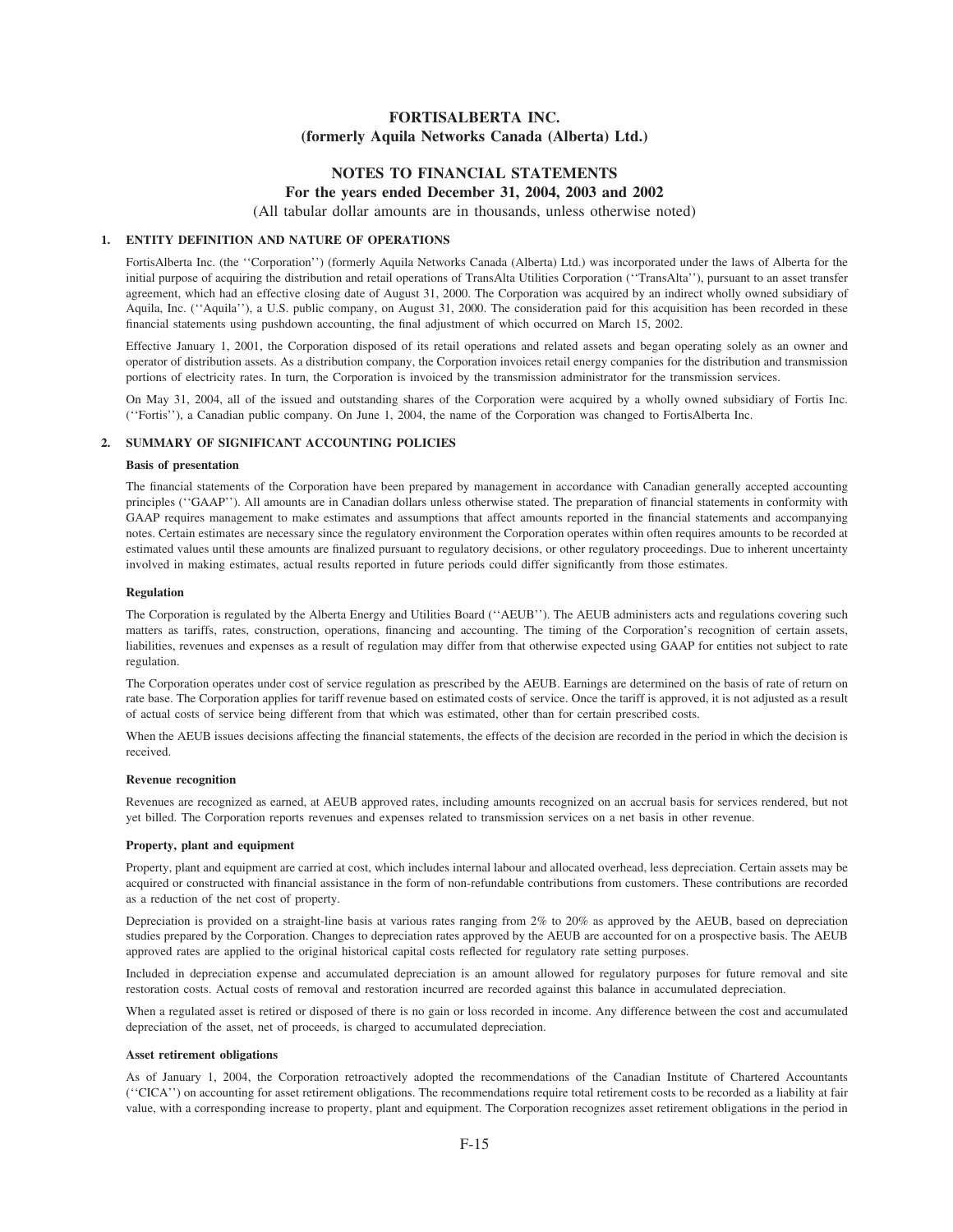# FORTISALBERTA INC.
## (formerly Aquila Networks Canada (Alberta) Ltd.)

## NOTES TO FINANCIAL STATEMENTS
### For the years ended December 31, 2004, 2003 and 2002
(All tabular dollar amounts are in thousands, unless otherwise noted)

**1. ENTITY DEFINITION AND NATURE OF OPERATIONS**

FortisAlberta Inc. (the ''Corporation'') (formerly Aquila Networks Canada (Alberta) Ltd.) was incorporated under the laws of Alberta for the initial purpose of acquiring the distribution and retail operations of TransAlta Utilities Corporation (''TransAlta''), pursuant to an asset transfer agreement, which had an effective closing date of August 31, 2000. The Corporation was acquired by an indirect wholly owned subsidiary of Aquila, Inc. (''Aquila''), a U.S. public company, on August 31, 2000. The consideration paid for this acquisition has been recorded in these financial statements using pushdown accounting, the final adjustment of which occurred on March 15, 2002.

Effective January 1, 2001, the Corporation disposed of its retail operations and related assets and began operating solely as an owner and operator of distribution assets. As a distribution company, the Corporation invoices retail energy companies for the distribution and transmission portions of electricity rates. In turn, the Corporation is invoiced by the transmission administrator for the transmission services.

On May 31, 2004, all of the issued and outstanding shares of the Corporation were acquired by a wholly owned subsidiary of Fortis Inc. (''Fortis''), a Canadian public company. On June 1, 2004, the name of the Corporation was changed to FortisAlberta Inc.

**2. SUMMARY OF SIGNIFICANT ACCOUNTING POLICIES**

**Basis of presentation**

The financial statements of the Corporation have been prepared by management in accordance with Canadian generally accepted accounting principles (''GAAP''). All amounts are in Canadian dollars unless otherwise stated. The preparation of financial statements in conformity with GAAP requires management to make estimates and assumptions that affect amounts reported in the financial statements and accompanying notes. Certain estimates are necessary since the regulatory environment the Corporation operates within often requires amounts to be recorded at estimated values until these amounts are finalized pursuant to regulatory decisions, or other regulatory proceedings. Due to inherent uncertainty involved in making estimates, actual results reported in future periods could differ significantly from those estimates.

**Regulation**

The Corporation is regulated by the Alberta Energy and Utilities Board (''AEUB''). The AEUB administers acts and regulations covering such matters as tariffs, rates, construction, operations, financing and accounting. The timing of the Corporation's recognition of certain assets, liabilities, revenues and expenses as a result of regulation may differ from that otherwise expected using GAAP for entities not subject to rate regulation.

The Corporation operates under cost of service regulation as prescribed by the AEUB. Earnings are determined on the basis of rate of return on rate base. The Corporation applies for tariff revenue based on estimated costs of service. Once the tariff is approved, it is not adjusted as a result of actual costs of service being different from that which was estimated, other than for certain prescribed costs.

When the AEUB issues decisions affecting the financial statements, the effects of the decision are recorded in the period in which the decision is received.

**Revenue recognition**

Revenues are recognized as earned, at AEUB approved rates, including amounts recognized on an accrual basis for services rendered, but not yet billed. The Corporation reports revenues and expenses related to transmission services on a net basis in other revenue.

**Property, plant and equipment**

Property, plant and equipment are carried at cost, which includes internal labour and allocated overhead, less depreciation. Certain assets may be acquired or constructed with financial assistance in the form of non-refundable contributions from customers. These contributions are recorded as a reduction of the net cost of property.

Depreciation is provided on a straight-line basis at various rates ranging from 2% to 20% as approved by the AEUB, based on depreciation studies prepared by the Corporation. Changes to depreciation rates approved by the AEUB are accounted for on a prospective basis. The AEUB approved rates are applied to the original historical capital costs reflected for regulatory rate setting purposes.

Included in depreciation expense and accumulated depreciation is an amount allowed for regulatory purposes for future removal and site restoration costs. Actual costs of removal and restoration incurred are recorded against this balance in accumulated depreciation.

When a regulated asset is retired or disposed of there is no gain or loss recorded in income. Any difference between the cost and accumulated depreciation of the asset, net of proceeds, is charged to accumulated depreciation.

**Asset retirement obligations**

As of January 1, 2004, the Corporation retroactively adopted the recommendations of the Canadian Institute of Chartered Accountants (''CICA'') on accounting for asset retirement obligations. The recommendations require total retirement costs to be recorded as a liability at fair value, with a corresponding increase to property, plant and equipment. The Corporation recognizes asset retirement obligations in the period in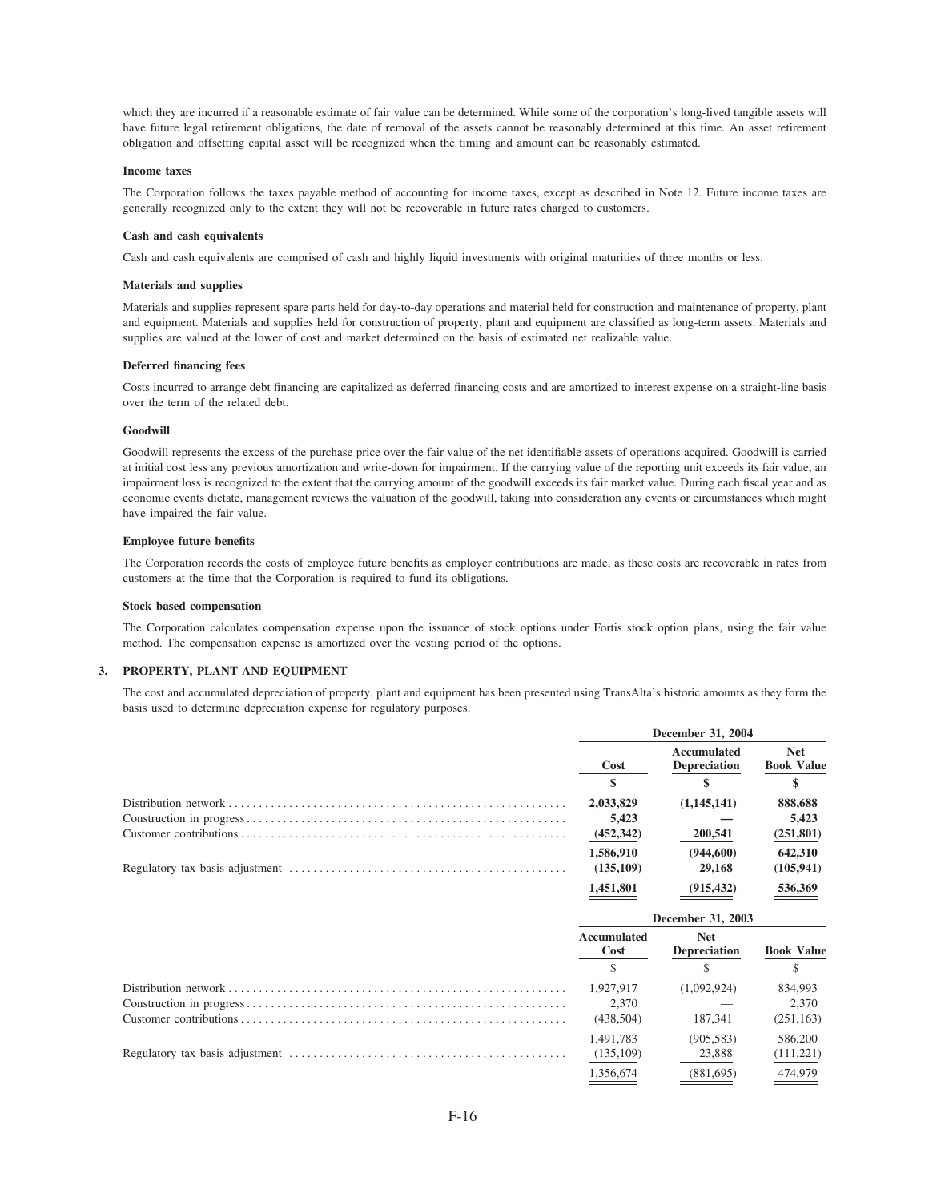which they are incurred if a reasonable estimate of fair value can be determined. While some of the corporation's long-lived tangible assets will have future legal retirement obligations, the date of removal of the assets cannot be reasonably determined at this time. An asset retirement obligation and offsetting capital asset will be recognized when the timing and amount can be reasonably estimated.

**Income taxes**

The Corporation follows the taxes payable method of accounting for income taxes, except as described in Note 12. Future income taxes are generally recognized only to the extent they will not be recoverable in future rates charged to customers.

**Cash and cash equivalents**

Cash and cash equivalents are comprised of cash and highly liquid investments with original maturities of three months or less.

**Materials and supplies**

Materials and supplies represent spare parts held for day-to-day operations and material held for construction and maintenance of property, plant and equipment. Materials and supplies held for construction of property, plant and equipment are classified as long-term assets. Materials and supplies are valued at the lower of cost and market determined on the basis of estimated net realizable value.

**Deferred financing fees**

Costs incurred to arrange debt financing are capitalized as deferred financing costs and are amortized to interest expense on a straight-line basis over the term of the related debt.

**Goodwill**

Goodwill represents the excess of the purchase price over the fair value of the net identifiable assets of operations acquired. Goodwill is carried at initial cost less any previous amortization and write-down for impairment. If the carrying value of the reporting unit exceeds its fair value, an impairment loss is recognized to the extent that the carrying amount of the goodwill exceeds its fair market value. During each fiscal year and as economic events dictate, management reviews the valuation of the goodwill, taking into consideration any events or circumstances which might have impaired the fair value.

**Employee future benefits**

The Corporation records the costs of employee future benefits as employer contributions are made, as these costs are recoverable in rates from customers at the time that the Corporation is required to fund its obligations.

**Stock based compensation**

The Corporation calculates compensation expense upon the issuance of stock options under Fortis stock option plans, using the fair value method. The compensation expense is amortized over the vesting period of the options.

## 3. PROPERTY, PLANT AND EQUIPMENT

The cost and accumulated depreciation of property, plant and equipment has been presented using TransAlta's historic amounts as they form the basis used to determine depreciation expense for regulatory purposes.

| | December 31, 2004 | | |
|---|---|---|---|
| | **Cost** | **Accumulated Depreciation** | **Net Book Value** |
| | **$** | **$** | **$** |
| Distribution network | **2,033,829** | **(1,145,141)** | **888,688** |
| Construction in progress | **5,423** | **—** | **5,423** |
| Customer contributions | **(452,342)** | **200,541** | **(251,801)** |
| | **1,586,910** | **(944,600)** | **642,310** |
| Regulatory tax basis adjustment | **(135,109)** | **29,168** | **(105,941)** |
| | **1,451,801** | **(915,432)** | **536,369** |

| | December 31, 2003 | | |
|---|---|---|---|
| | Accumulated Cost | Net Depreciation | Book Value |
| | $ | $ | $ |
| Distribution network | 1,927,917 | (1,092,924) | 834,993 |
| Construction in progress | 2,370 | — | 2,370 |
| Customer contributions | (438,504) | 187,341 | (251,163) |
| | 1,491,783 | (905,583) | 586,200 |
| Regulatory tax basis adjustment | (135,109) | 23,888 | (111,221) |
| | 1,356,674 | (881,695) | 474,979 |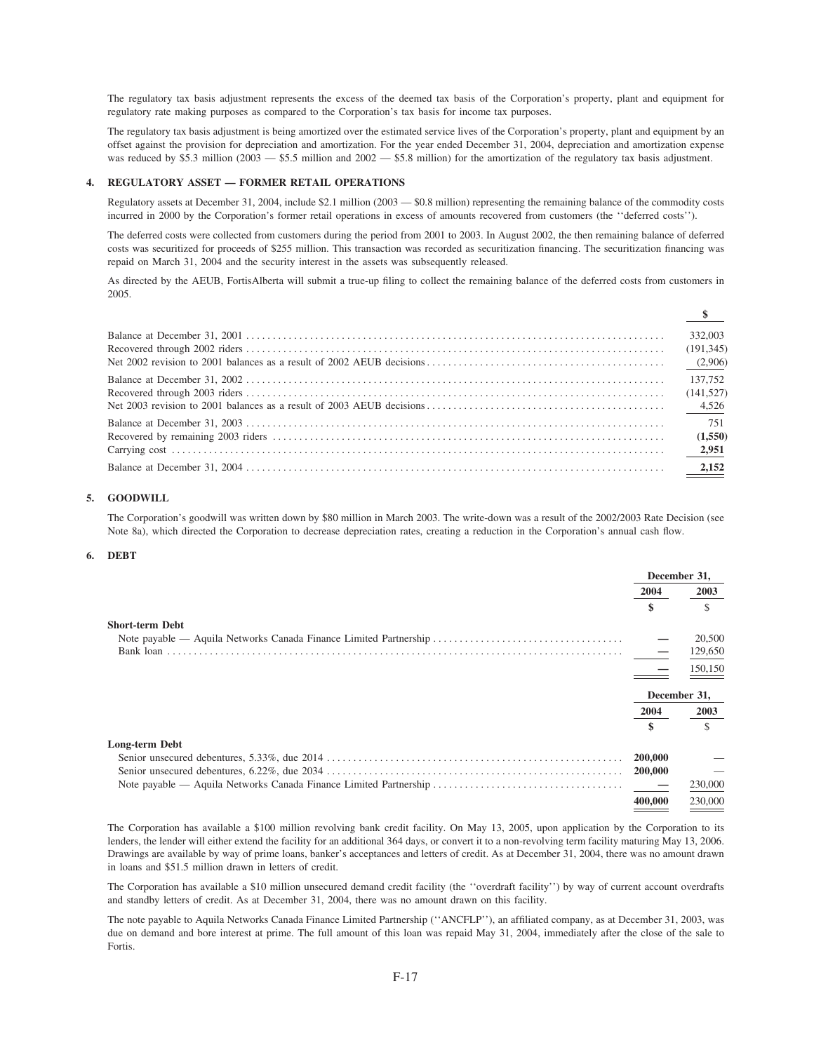The regulatory tax basis adjustment represents the excess of the deemed tax basis of the Corporation's property, plant and equipment for regulatory rate making purposes as compared to the Corporation's tax basis for income tax purposes.

The regulatory tax basis adjustment is being amortized over the estimated service lives of the Corporation's property, plant and equipment by an offset against the provision for depreciation and amortization. For the year ended December 31, 2004, depreciation and amortization expense was reduced by $5.3 million (2003 — $5.5 million and 2002 — $5.8 million) for the amortization of the regulatory tax basis adjustment.

## 4. REGULATORY ASSET — FORMER RETAIL OPERATIONS

Regulatory assets at December 31, 2004, include $2.1 million (2003 — $0.8 million) representing the remaining balance of the commodity costs incurred in 2000 by the Corporation's former retail operations in excess of amounts recovered from customers (the ''deferred costs'').

The deferred costs were collected from customers during the period from 2001 to 2003. In August 2002, the then remaining balance of deferred costs was securitized for proceeds of $255 million. This transaction was recorded as securitization financing. The securitization financing was repaid on March 31, 2004 and the security interest in the assets was subsequently released.

As directed by the AEUB, FortisAlberta will submit a true-up filing to collect the remaining balance of the deferred costs from customers in 2005.

| | $ |
|---|---|
| Balance at December 31, 2001 | 332,003 |
| Recovered through 2002 riders | (191,345) |
| Net 2002 revision to 2001 balances as a result of 2002 AEUB decisions | (2,906) |
| Balance at December 31, 2002 | 137,752 |
| Recovered through 2003 riders | (141,527) |
| Net 2003 revision to 2001 balances as a result of 2003 AEUB decisions | 4,526 |
| Balance at December 31, 2003 | 751 |
| Recovered by remaining 2003 riders | **(1,550)** |
| Carrying cost | **2,951** |
| Balance at December 31, 2004 | **2,152** |

## 5. GOODWILL

The Corporation's goodwill was written down by $80 million in March 2003. The write-down was a result of the 2002/2003 Rate Decision (see Note 8a), which directed the Corporation to decrease depreciation rates, creating a reduction in the Corporation's annual cash flow.

## 6. DEBT

| | December 31, 2004 | December 31, 2003 |
|---|---|---|
| | **$** | $ |
| **Short-term Debt** | | |
| Note payable — Aquila Networks Canada Finance Limited Partnership | **—** | 20,500 |
| Bank loan | **—** | 129,650 |
| | **—** | 150,150 |

| | December 31, 2004 | December 31, 2003 |
|---|---|---|
| | **$** | $ |
| **Long-term Debt** | | |
| Senior unsecured debentures, 5.33%, due 2014 | **200,000** | — |
| Senior unsecured debentures, 6.22%, due 2034 | **200,000** | — |
| Note payable — Aquila Networks Canada Finance Limited Partnership | **—** | 230,000 |
| | **400,000** | 230,000 |

The Corporation has available a $100 million revolving bank credit facility. On May 13, 2005, upon application by the Corporation to its lenders, the lender will either extend the facility for an additional 364 days, or convert it to a non-revolving term facility maturing May 13, 2006. Drawings are available by way of prime loans, banker's acceptances and letters of credit. As at December 31, 2004, there was no amount drawn in loans and $51.5 million drawn in letters of credit.

The Corporation has available a $10 million unsecured demand credit facility (the ''overdraft facility'') by way of current account overdrafts and standby letters of credit. As at December 31, 2004, there was no amount drawn on this facility.

The note payable to Aquila Networks Canada Finance Limited Partnership (''ANCFLP''), an affiliated company, as at December 31, 2003, was due on demand and bore interest at prime. The full amount of this loan was repaid May 31, 2004, immediately after the close of the sale to Fortis.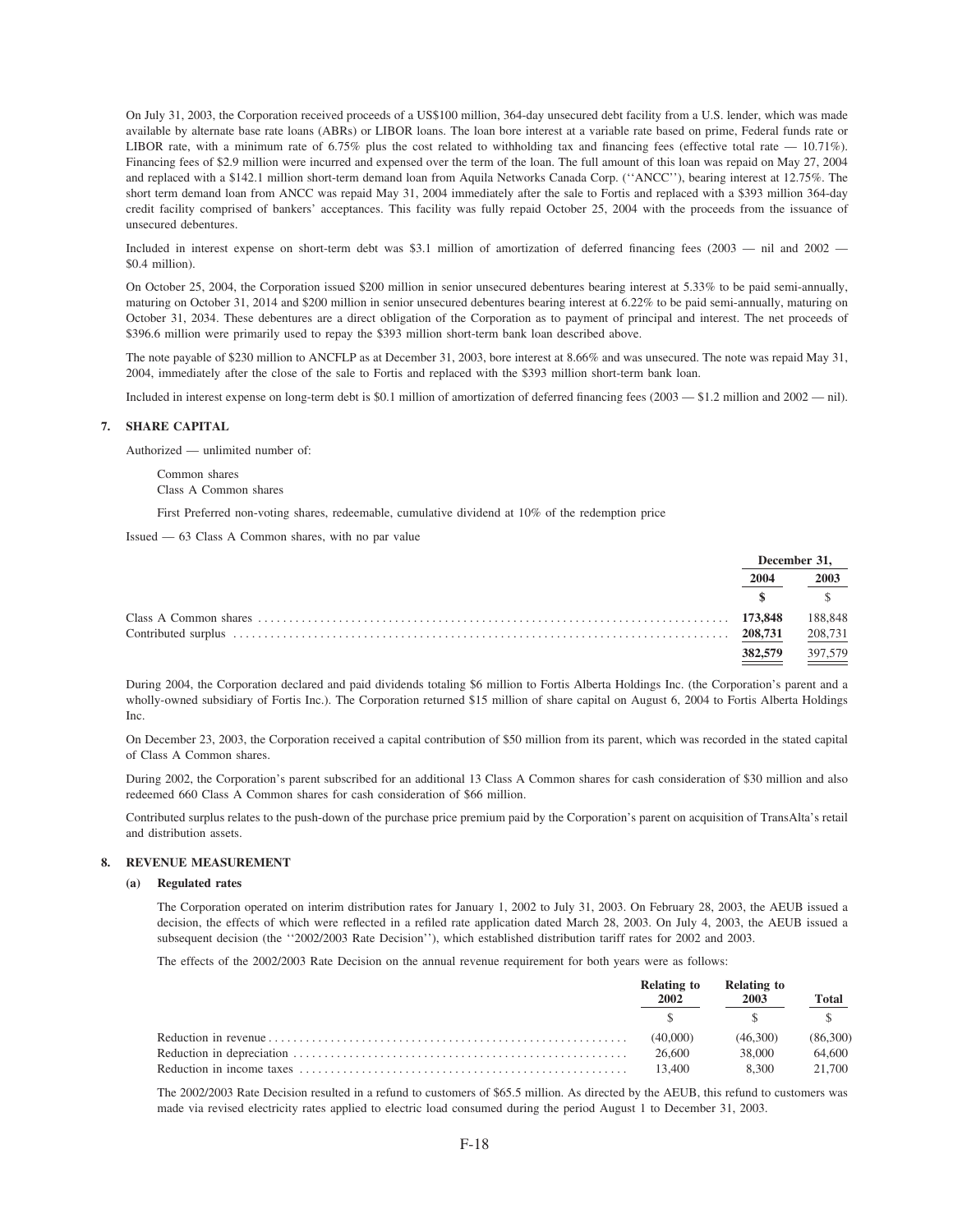On July 31, 2003, the Corporation received proceeds of a US$100 million, 364-day unsecured debt facility from a U.S. lender, which was made available by alternate base rate loans (ABRs) or LIBOR loans. The loan bore interest at a variable rate based on prime, Federal funds rate or LIBOR rate, with a minimum rate of 6.75% plus the cost related to withholding tax and financing fees (effective total rate — 10.71%). Financing fees of $2.9 million were incurred and expensed over the term of the loan. The full amount of this loan was repaid on May 27, 2004 and replaced with a $142.1 million short-term demand loan from Aquila Networks Canada Corp. (''ANCC''), bearing interest at 12.75%. The short term demand loan from ANCC was repaid May 31, 2004 immediately after the sale to Fortis and replaced with a $393 million 364-day credit facility comprised of bankers' acceptances. This facility was fully repaid October 25, 2004 with the proceeds from the issuance of unsecured debentures.

Included in interest expense on short-term debt was $3.1 million of amortization of deferred financing fees (2003 — nil and 2002 — $0.4 million).

On October 25, 2004, the Corporation issued $200 million in senior unsecured debentures bearing interest at 5.33% to be paid semi-annually, maturing on October 31, 2014 and $200 million in senior unsecured debentures bearing interest at 6.22% to be paid semi-annually, maturing on October 31, 2034. These debentures are a direct obligation of the Corporation as to payment of principal and interest. The net proceeds of $396.6 million were primarily used to repay the $393 million short-term bank loan described above.

The note payable of $230 million to ANCFLP as at December 31, 2003, bore interest at 8.66% and was unsecured. The note was repaid May 31, 2004, immediately after the close of the sale to Fortis and replaced with the $393 million short-term bank loan.

Included in interest expense on long-term debt is $0.1 million of amortization of deferred financing fees (2003 — $1.2 million and 2002 — nil).

## 7. SHARE CAPITAL

Authorized — unlimited number of:

Common shares
Class A Common shares

First Preferred non-voting shares, redeemable, cumulative dividend at 10% of the redemption price

Issued — 63 Class A Common shares, with no par value

| | December 31, | |
|---|---|---|
| | **2004** | 2003 |
| | **$** | $ |
| Class A Common shares | **173,848** | 188,848 |
| Contributed surplus | **208,731** | 208,731 |
| | **382,579** | 397,579 |

During 2004, the Corporation declared and paid dividends totaling $6 million to Fortis Alberta Holdings Inc. (the Corporation's parent and a wholly-owned subsidiary of Fortis Inc.). The Corporation returned $15 million of share capital on August 6, 2004 to Fortis Alberta Holdings Inc.

On December 23, 2003, the Corporation received a capital contribution of $50 million from its parent, which was recorded in the stated capital of Class A Common shares.

During 2002, the Corporation's parent subscribed for an additional 13 Class A Common shares for cash consideration of $30 million and also redeemed 660 Class A Common shares for cash consideration of $66 million.

Contributed surplus relates to the push-down of the purchase price premium paid by the Corporation's parent on acquisition of TransAlta's retail and distribution assets.

## 8. REVENUE MEASUREMENT

### (a) Regulated rates

The Corporation operated on interim distribution rates for January 1, 2002 to July 31, 2003. On February 28, 2003, the AEUB issued a decision, the effects of which were reflected in a refiled rate application dated March 28, 2003. On July 4, 2003, the AEUB issued a subsequent decision (the ''2002/2003 Rate Decision''), which established distribution tariff rates for 2002 and 2003.

The effects of the 2002/2003 Rate Decision on the annual revenue requirement for both years were as follows:

| | Relating to 2002 | Relating to 2003 | Total |
|---|---|---|---|
| | $ | $ | $ |
| Reduction in revenue | (40,000) | (46,300) | (86,300) |
| Reduction in depreciation | 26,600 | 38,000 | 64,600 |
| Reduction in income taxes | 13,400 | 8,300 | 21,700 |

The 2002/2003 Rate Decision resulted in a refund to customers of $65.5 million. As directed by the AEUB, this refund to customers was made via revised electricity rates applied to electric load consumed during the period August 1 to December 31, 2003.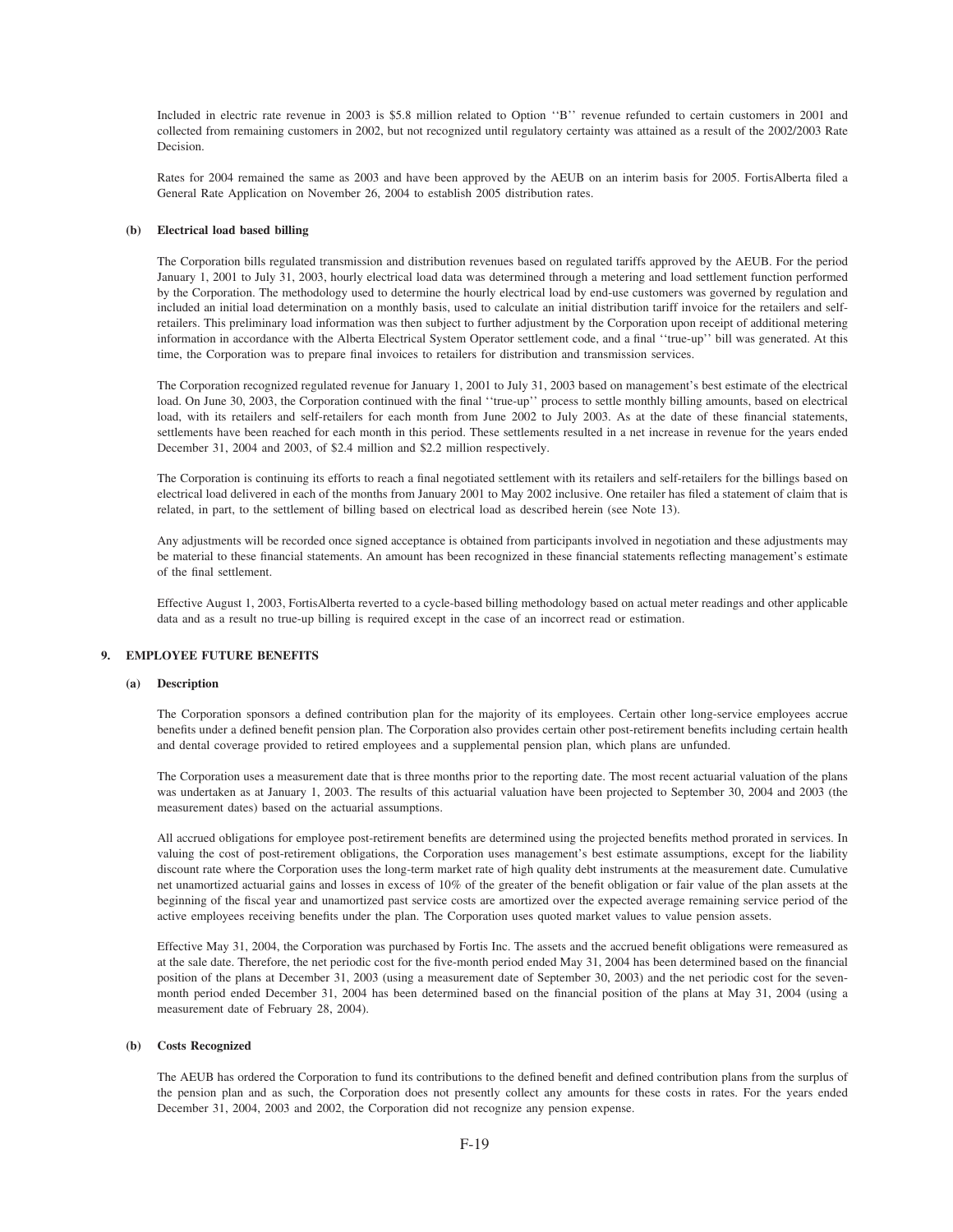Included in electric rate revenue in 2003 is $5.8 million related to Option ''B'' revenue refunded to certain customers in 2001 and collected from remaining customers in 2002, but not recognized until regulatory certainty was attained as a result of the 2002/2003 Rate Decision.

Rates for 2004 remained the same as 2003 and have been approved by the AEUB on an interim basis for 2005. FortisAlberta filed a General Rate Application on November 26, 2004 to establish 2005 distribution rates.

**(b) Electrical load based billing**

The Corporation bills regulated transmission and distribution revenues based on regulated tariffs approved by the AEUB. For the period January 1, 2001 to July 31, 2003, hourly electrical load data was determined through a metering and load settlement function performed by the Corporation. The methodology used to determine the hourly electrical load by end-use customers was governed by regulation and included an initial load determination on a monthly basis, used to calculate an initial distribution tariff invoice for the retailers and self-retailers. This preliminary load information was then subject to further adjustment by the Corporation upon receipt of additional metering information in accordance with the Alberta Electrical System Operator settlement code, and a final ''true-up'' bill was generated. At this time, the Corporation was to prepare final invoices to retailers for distribution and transmission services.

The Corporation recognized regulated revenue for January 1, 2001 to July 31, 2003 based on management's best estimate of the electrical load. On June 30, 2003, the Corporation continued with the final ''true-up'' process to settle monthly billing amounts, based on electrical load, with its retailers and self-retailers for each month from June 2002 to July 2003. As at the date of these financial statements, settlements have been reached for each month in this period. These settlements resulted in a net increase in revenue for the years ended December 31, 2004 and 2003, of $2.4 million and $2.2 million respectively.

The Corporation is continuing its efforts to reach a final negotiated settlement with its retailers and self-retailers for the billings based on electrical load delivered in each of the months from January 2001 to May 2002 inclusive. One retailer has filed a statement of claim that is related, in part, to the settlement of billing based on electrical load as described herein (see Note 13).

Any adjustments will be recorded once signed acceptance is obtained from participants involved in negotiation and these adjustments may be material to these financial statements. An amount has been recognized in these financial statements reflecting management's estimate of the final settlement.

Effective August 1, 2003, FortisAlberta reverted to a cycle-based billing methodology based on actual meter readings and other applicable data and as a result no true-up billing is required except in the case of an incorrect read or estimation.

## 9. EMPLOYEE FUTURE BENEFITS

**(a) Description**

The Corporation sponsors a defined contribution plan for the majority of its employees. Certain other long-service employees accrue benefits under a defined benefit pension plan. The Corporation also provides certain other post-retirement benefits including certain health and dental coverage provided to retired employees and a supplemental pension plan, which plans are unfunded.

The Corporation uses a measurement date that is three months prior to the reporting date. The most recent actuarial valuation of the plans was undertaken as at January 1, 2003. The results of this actuarial valuation have been projected to September 30, 2004 and 2003 (the measurement dates) based on the actuarial assumptions.

All accrued obligations for employee post-retirement benefits are determined using the projected benefits method prorated in services. In valuing the cost of post-retirement obligations, the Corporation uses management's best estimate assumptions, except for the liability discount rate where the Corporation uses the long-term market rate of high quality debt instruments at the measurement date. Cumulative net unamortized actuarial gains and losses in excess of 10% of the greater of the benefit obligation or fair value of the plan assets at the beginning of the fiscal year and unamortized past service costs are amortized over the expected average remaining service period of the active employees receiving benefits under the plan. The Corporation uses quoted market values to value pension assets.

Effective May 31, 2004, the Corporation was purchased by Fortis Inc. The assets and the accrued benefit obligations were remeasured as at the sale date. Therefore, the net periodic cost for the five-month period ended May 31, 2004 has been determined based on the financial position of the plans at December 31, 2003 (using a measurement date of September 30, 2003) and the net periodic cost for the seven-month period ended December 31, 2004 has been determined based on the financial position of the plans at May 31, 2004 (using a measurement date of February 28, 2004).

**(b) Costs Recognized**

The AEUB has ordered the Corporation to fund its contributions to the defined benefit and defined contribution plans from the surplus of the pension plan and as such, the Corporation does not presently collect any amounts for these costs in rates. For the years ended December 31, 2004, 2003 and 2002, the Corporation did not recognize any pension expense.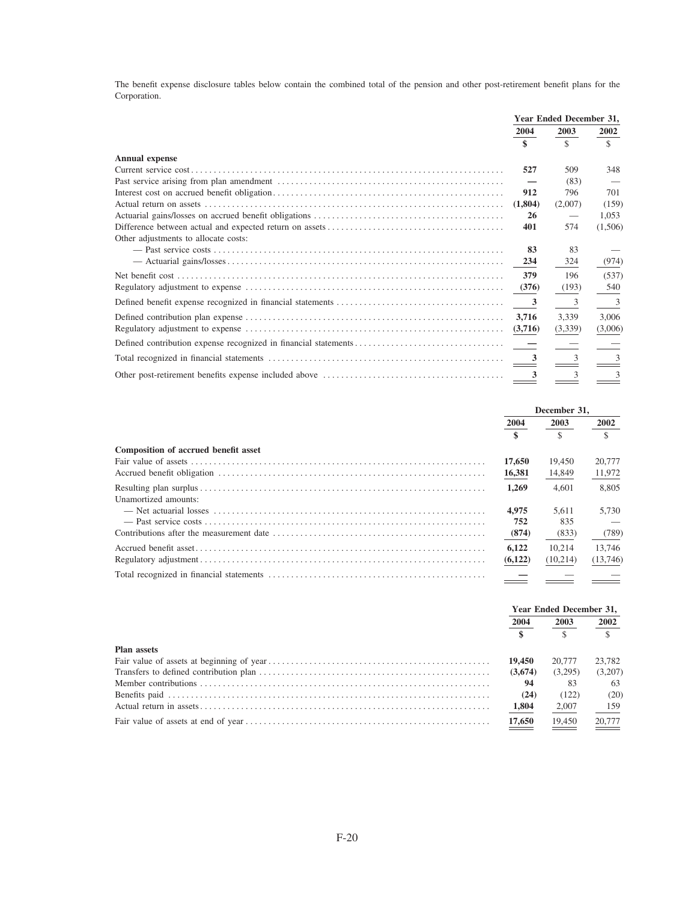The benefit expense disclosure tables below contain the combined total of the pension and other post-retirement benefit plans for the Corporation.

| | Year Ended December 31, | | |
|---|---|---|---|
| | 2004 | 2003 | 2002 |
| | $ | $ | $ |
| **Annual expense** | | | |
| Current service cost | 527 | 509 | 348 |
| Past service arising from plan amendment | — | (83) | — |
| Interest cost on accrued benefit obligation | 912 | 796 | 701 |
| Actual return on assets | (1,804) | (2,007) | (159) |
| Actuarial gains/losses on accrued benefit obligations | 26 | — | 1,053 |
| Difference between actual and expected return on assets | 401 | 574 | (1,506) |
| Other adjustments to allocate costs: | | | |
| — Past service costs | 83 | 83 | — |
| — Actuarial gains/losses | 234 | 324 | (974) |
| Net benefit cost | 379 | 196 | (537) |
| Regulatory adjustment to expense | (376) | (193) | 540 |
| Defined benefit expense recognized in financial statements | 3 | 3 | 3 |
| Defined contribution plan expense | 3,716 | 3,339 | 3,006 |
| Regulatory adjustment to expense | (3,716) | (3,339) | (3,006) |
| Defined contribution expense recognized in financial statements | — | — | — |
| Total recognized in financial statements | 3 | 3 | 3 |
| Other post-retirement benefits expense included above | 3 | 3 | 3 |

| | December 31, | | |
|---|---|---|---|
| | 2004 | 2003 | 2002 |
| | $ | $ | $ |
| **Composition of accrued benefit asset** | | | |
| Fair value of assets | 17,650 | 19,450 | 20,777 |
| Accrued benefit obligation | 16,381 | 14,849 | 11,972 |
| Resulting plan surplus | 1,269 | 4,601 | 8,805 |
| Unamortized amounts: | | | |
| — Net actuarial losses | 4,975 | 5,611 | 5,730 |
| — Past service costs | 752 | 835 | — |
| Contributions after the measurement date | (874) | (833) | (789) |
| Accrued benefit asset | 6,122 | 10,214 | 13,746 |
| Regulatory adjustment | (6,122) | (10,214) | (13,746) |
| Total recognized in financial statements | — | — | — |

| | Year Ended December 31, | | |
|---|---|---|---|
| | 2004 | 2003 | 2002 |
| | $ | $ | $ |
| **Plan assets** | | | |
| Fair value of assets at beginning of year | 19,450 | 20,777 | 23,782 |
| Transfers to defined contribution plan | (3,674) | (3,295) | (3,207) |
| Member contributions | 94 | 83 | 63 |
| Benefits paid | (24) | (122) | (20) |
| Actual return in assets | 1,804 | 2,007 | 159 |
| Fair value of assets at end of year | 17,650 | 19,450 | 20,777 |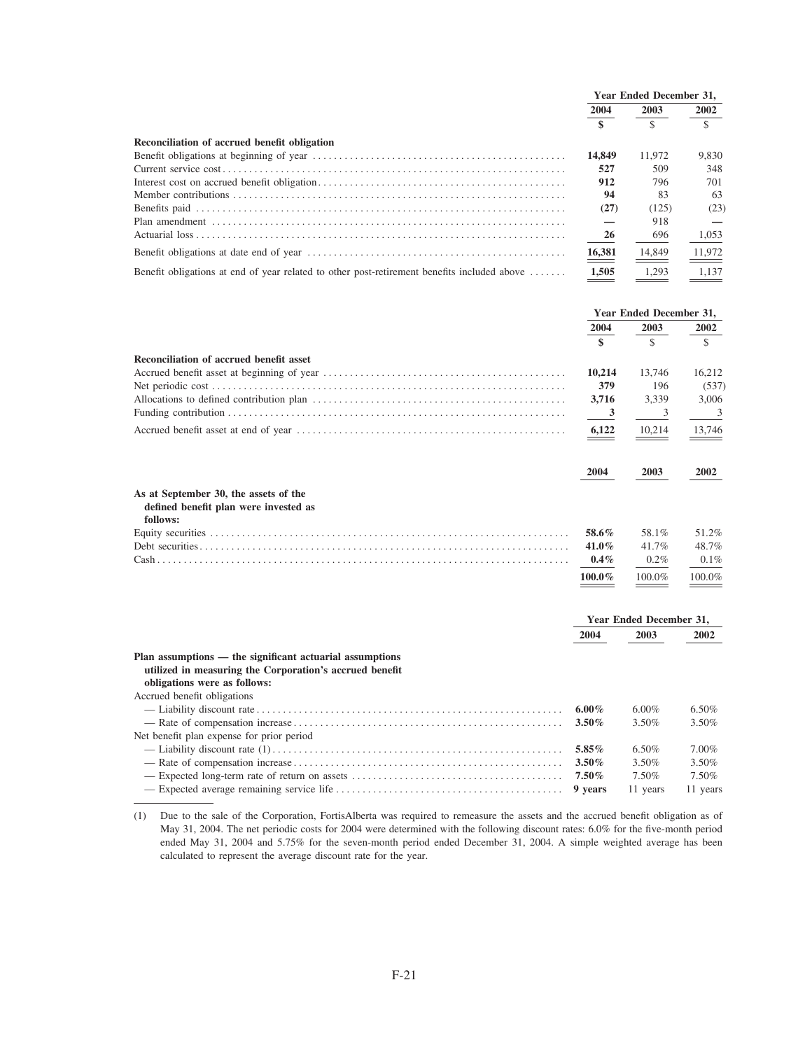| | Year Ended December 31, | | |
|---|---|---|---|
| | 2004 | 2003 | 2002 |
| | $ | $ | $ |
| **Reconciliation of accrued benefit obligation** | | | |
| Benefit obligations at beginning of year | **14,849** | 11,972 | 9,830 |
| Current service cost | **527** | 509 | 348 |
| Interest cost on accrued benefit obligation | **912** | 796 | 701 |
| Member contributions | **94** | 83 | 63 |
| Benefits paid | **(27)** | (125) | (23) |
| Plan amendment | **—** | 918 | — |
| Actuarial loss | **26** | 696 | 1,053 |
| Benefit obligations at date end of year | **16,381** | 14,849 | 11,972 |
| Benefit obligations at end of year related to other post-retirement benefits included above | **1,505** | 1,293 | 1,137 |

| | Year Ended December 31, | | |
|---|---|---|---|
| | 2004 | 2003 | 2002 |
| | $ | $ | $ |
| **Reconciliation of accrued benefit asset** | | | |
| Accrued benefit asset at beginning of year | **10,214** | 13,746 | 16,212 |
| Net periodic cost | **379** | 196 | (537) |
| Allocations to defined contribution plan | **3,716** | 3,339 | 3,006 |
| Funding contribution | **3** | 3 | 3 |
| Accrued benefit asset at end of year | **6,122** | 10,214 | 13,746 |

| | 2004 | 2003 | 2002 |
|---|---|---|---|
| **As at September 30, the assets of the defined benefit plan were invested as follows:** | | | |
| Equity securities | **58.6%** | 58.1% | 51.2% |
| Debt securities | **41.0%** | 41.7% | 48.7% |
| Cash | **0.4%** | 0.2% | 0.1% |
| | **100.0%** | 100.0% | 100.0% |

| | Year Ended December 31, | | |
|---|---|---|---|
| | 2004 | 2003 | 2002 |
| **Plan assumptions — the significant actuarial assumptions utilized in measuring the Corporation's accrued benefit obligations were as follows:** | | | |
| Accrued benefit obligations | | | |
| — Liability discount rate | **6.00%** | 6.00% | 6.50% |
| — Rate of compensation increase | **3.50%** | 3.50% | 3.50% |
| Net benefit plan expense for prior period | | | |
| — Liability discount rate (1) | **5.85%** | 6.50% | 7.00% |
| — Rate of compensation increase | **3.50%** | 3.50% | 3.50% |
| — Expected long-term rate of return on assets | **7.50%** | 7.50% | 7.50% |
| — Expected average remaining service life | **9 years** | 11 years | 11 years |

(1) Due to the sale of the Corporation, FortisAlberta was required to remeasure the assets and the accrued benefit obligation as of May 31, 2004. The net periodic costs for 2004 were determined with the following discount rates: 6.0% for the five-month period ended May 31, 2004 and 5.75% for the seven-month period ended December 31, 2004. A simple weighted average has been calculated to represent the average discount rate for the year.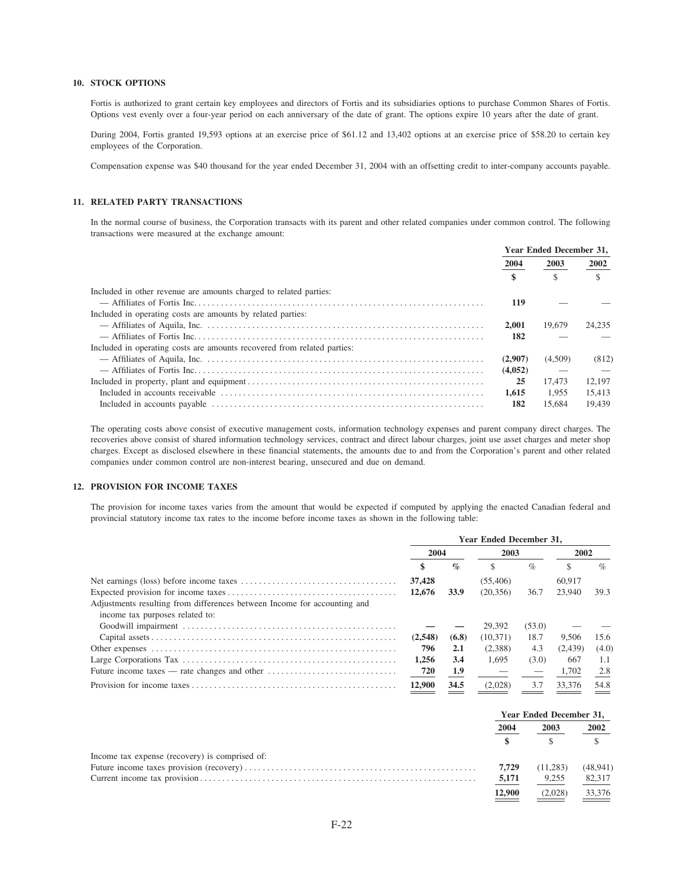## 10. STOCK OPTIONS

Fortis is authorized to grant certain key employees and directors of Fortis and its subsidiaries options to purchase Common Shares of Fortis. Options vest evenly over a four-year period on each anniversary of the date of grant. The options expire 10 years after the date of grant.

During 2004, Fortis granted 19,593 options at an exercise price of $61.12 and 13,402 options at an exercise price of $58.20 to certain key employees of the Corporation.

Compensation expense was $40 thousand for the year ended December 31, 2004 with an offsetting credit to inter-company accounts payable.

## 11. RELATED PARTY TRANSACTIONS

In the normal course of business, the Corporation transacts with its parent and other related companies under common control. The following transactions were measured at the exchange amount:

| | Year Ended December 31, | | |
|---|---|---|---|
| | **2004** | 2003 | 2002 |
| | **$** | $ | $ |
| Included in other revenue are amounts charged to related parties: | | | |
| — Affiliates of Fortis Inc. | **119** | — | — |
| Included in operating costs are amounts by related parties: | | | |
| — Affiliates of Aquila, Inc. | **2,001** | 19,679 | 24,235 |
| — Affiliates of Fortis Inc. | **182** | — | — |
| Included in operating costs are amounts recovered from related parties: | | | |
| — Affiliates of Aquila, Inc. | **(2,907)** | (4,509) | (812) |
| — Affiliates of Fortis Inc. | **(4,052)** | — | — |
| Included in property, plant and equipment | **25** | 17,473 | 12,197 |
| Included in accounts receivable | **1,615** | 1,955 | 15,413 |
| Included in accounts payable | **182** | 15,684 | 19,439 |

The operating costs above consist of executive management costs, information technology expenses and parent company direct charges. The recoveries above consist of shared information technology services, contract and direct labour charges, joint use asset charges and meter shop charges. Except as disclosed elsewhere in these financial statements, the amounts due to and from the Corporation's parent and other related companies under common control are non-interest bearing, unsecured and due on demand.

## 12. PROVISION FOR INCOME TAXES

The provision for income taxes varies from the amount that would be expected if computed by applying the enacted Canadian federal and provincial statutory income tax rates to the income before income taxes as shown in the following table:

| | Year Ended December 31, | | | | | |
|---|---|---|---|---|---|---|
| | **2004** | | 2003 | | 2002 | |
| | **$** | **%** | $ | % | $ | % |
| Net earnings (loss) before income taxes | **37,428** | | (55,406) | | 60,917 | |
| Expected provision for income taxes | **12,676** | **33.9** | (20,356) | 36.7 | 23,940 | 39.3 |
| Adjustments resulting from differences between Income for accounting and income tax purposes related to: | | | | | | |
| Goodwill impairment | **—** | **—** | 29,392 | (53.0) | — | — |
| Capital assets | **(2,548)** | **(6.8)** | (10,371) | 18.7 | 9,506 | 15.6 |
| Other expenses | **796** | **2.1** | (2,388) | 4.3 | (2,439) | (4.0) |
| Large Corporations Tax | **1,256** | **3.4** | 1,695 | (3.0) | 667 | 1.1 |
| Future income taxes — rate changes and other | **720** | **1.9** | — | — | 1,702 | 2.8 |
| Provision for income taxes | **12,900** | **34.5** | (2,028) | 3.7 | 33,376 | 54.8 |

| | Year Ended December 31, | | |
|---|---|---|---|
| | **2004** | 2003 | 2002 |
| | **$** | $ | $ |
| Income tax expense (recovery) is comprised of: | | | |
| Future income taxes provision (recovery) | **7,729** | (11,283) | (48,941) |
| Current income tax provision | **5,171** | 9,255 | 82,317 |
| | **12,900** | (2,028) | 33,376 |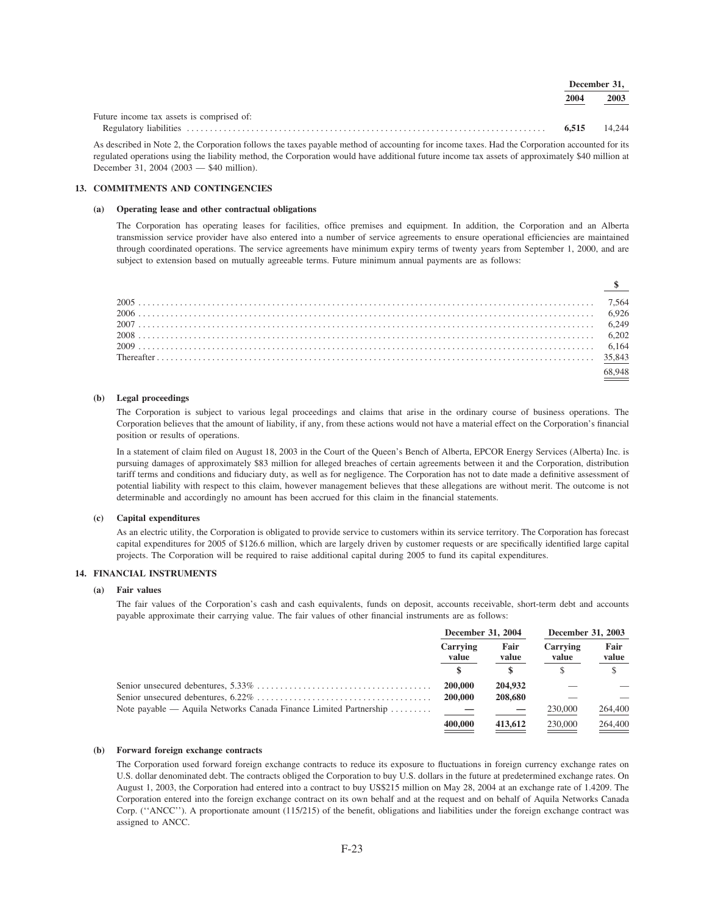| | December 31, | |
|---|---|---|
| | **2004** | 2003 |
| Future income tax assets is comprised of: | | |
| Regulatory liabilities | **6,515** | 14,244 |

As described in Note 2, the Corporation follows the taxes payable method of accounting for income taxes. Had the Corporation accounted for its regulated operations using the liability method, the Corporation would have additional future income tax assets of approximately $40 million at December 31, 2004 (2003 — $40 million).

## 13. COMMITMENTS AND CONTINGENCIES

### (a) Operating lease and other contractual obligations

The Corporation has operating leases for facilities, office premises and equipment. In addition, the Corporation and an Alberta transmission service provider have also entered into a number of service agreements to ensure operational efficiencies are maintained through coordinated operations. The service agreements have minimum expiry terms of twenty years from September 1, 2000, and are subject to extension based on mutually agreeable terms. Future minimum annual payments are as follows:

| | $ |
|---|---|
| 2005 | 7,564 |
| 2006 | 6,926 |
| 2007 | 6,249 |
| 2008 | 6,202 |
| 2009 | 6,164 |
| Thereafter | 35,843 |
| | 68,948 |

### (b) Legal proceedings

The Corporation is subject to various legal proceedings and claims that arise in the ordinary course of business operations. The Corporation believes that the amount of liability, if any, from these actions would not have a material effect on the Corporation's financial position or results of operations.

In a statement of claim filed on August 18, 2003 in the Court of the Queen's Bench of Alberta, EPCOR Energy Services (Alberta) Inc. is pursuing damages of approximately $83 million for alleged breaches of certain agreements between it and the Corporation, distribution tariff terms and conditions and fiduciary duty, as well as for negligence. The Corporation has not to date made a definitive assessment of potential liability with respect to this claim, however management believes that these allegations are without merit. The outcome is not determinable and accordingly no amount has been accrued for this claim in the financial statements.

### (c) Capital expenditures

As an electric utility, the Corporation is obligated to provide service to customers within its service territory. The Corporation has forecast capital expenditures for 2005 of $126.6 million, which are largely driven by customer requests or are specifically identified large capital projects. The Corporation will be required to raise additional capital during 2005 to fund its capital expenditures.

## 14. FINANCIAL INSTRUMENTS

### (a) Fair values

The fair values of the Corporation's cash and cash equivalents, funds on deposit, accounts receivable, short-term debt and accounts payable approximate their carrying value. The fair values of other financial instruments are as follows:

| | December 31, 2004 | | December 31, 2003 | |
|---|---|---|---|---|
| | Carrying value | Fair value | Carrying value | Fair value |
| | $ | $ | $ | $ |
| Senior unsecured debentures, 5.33% | **200,000** | **204,932** | — | — |
| Senior unsecured debentures, 6.22% | **200,000** | **208,680** | — | — |
| Note payable — Aquila Networks Canada Finance Limited Partnership | **—** | **—** | 230,000 | 264,400 |
| | **400,000** | **413,612** | 230,000 | 264,400 |

### (b) Forward foreign exchange contracts

The Corporation used forward foreign exchange contracts to reduce its exposure to fluctuations in foreign currency exchange rates on U.S. dollar denominated debt. The contracts obliged the Corporation to buy U.S. dollars in the future at predetermined exchange rates. On August 1, 2003, the Corporation had entered into a contract to buy US$215 million on May 28, 2004 at an exchange rate of 1.4209. The Corporation entered into the foreign exchange contract on its own behalf and at the request and on behalf of Aquila Networks Canada Corp. (''ANCC''). A proportionate amount (115/215) of the benefit, obligations and liabilities under the foreign exchange contract was assigned to ANCC.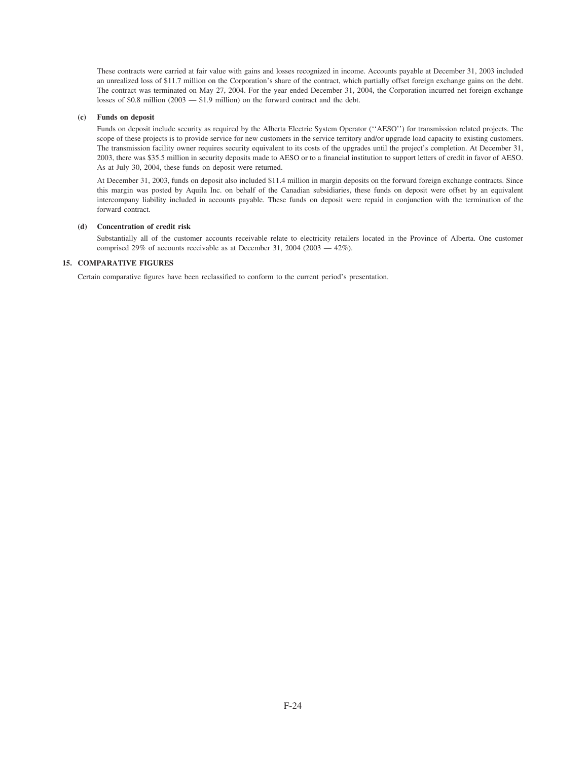These contracts were carried at fair value with gains and losses recognized in income. Accounts payable at December 31, 2003 included an unrealized loss of $11.7 million on the Corporation's share of the contract, which partially offset foreign exchange gains on the debt. The contract was terminated on May 27, 2004. For the year ended December 31, 2004, the Corporation incurred net foreign exchange losses of $0.8 million (2003 — $1.9 million) on the forward contract and the debt.

**(c) Funds on deposit**

Funds on deposit include security as required by the Alberta Electric System Operator (''AESO'') for transmission related projects. The scope of these projects is to provide service for new customers in the service territory and/or upgrade load capacity to existing customers. The transmission facility owner requires security equivalent to its costs of the upgrades until the project's completion. At December 31, 2003, there was $35.5 million in security deposits made to AESO or to a financial institution to support letters of credit in favor of AESO. As at July 30, 2004, these funds on deposit were returned.

At December 31, 2003, funds on deposit also included $11.4 million in margin deposits on the forward foreign exchange contracts. Since this margin was posted by Aquila Inc. on behalf of the Canadian subsidiaries, these funds on deposit were offset by an equivalent intercompany liability included in accounts payable. These funds on deposit were repaid in conjunction with the termination of the forward contract.

**(d) Concentration of credit risk**

Substantially all of the customer accounts receivable relate to electricity retailers located in the Province of Alberta. One customer comprised 29% of accounts receivable as at December 31, 2004 (2003 — 42%).

## 15. COMPARATIVE FIGURES

Certain comparative figures have been reclassified to conform to the current period's presentation.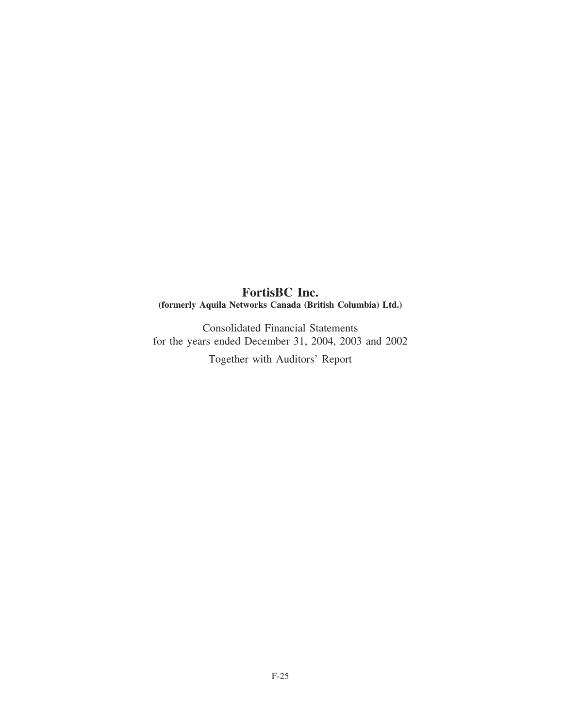# FortisBC Inc.

**(formerly Aquila Networks Canada (British Columbia) Ltd.)**

Consolidated Financial Statements
for the years ended December 31, 2004, 2003 and 2002

Together with Auditors' Report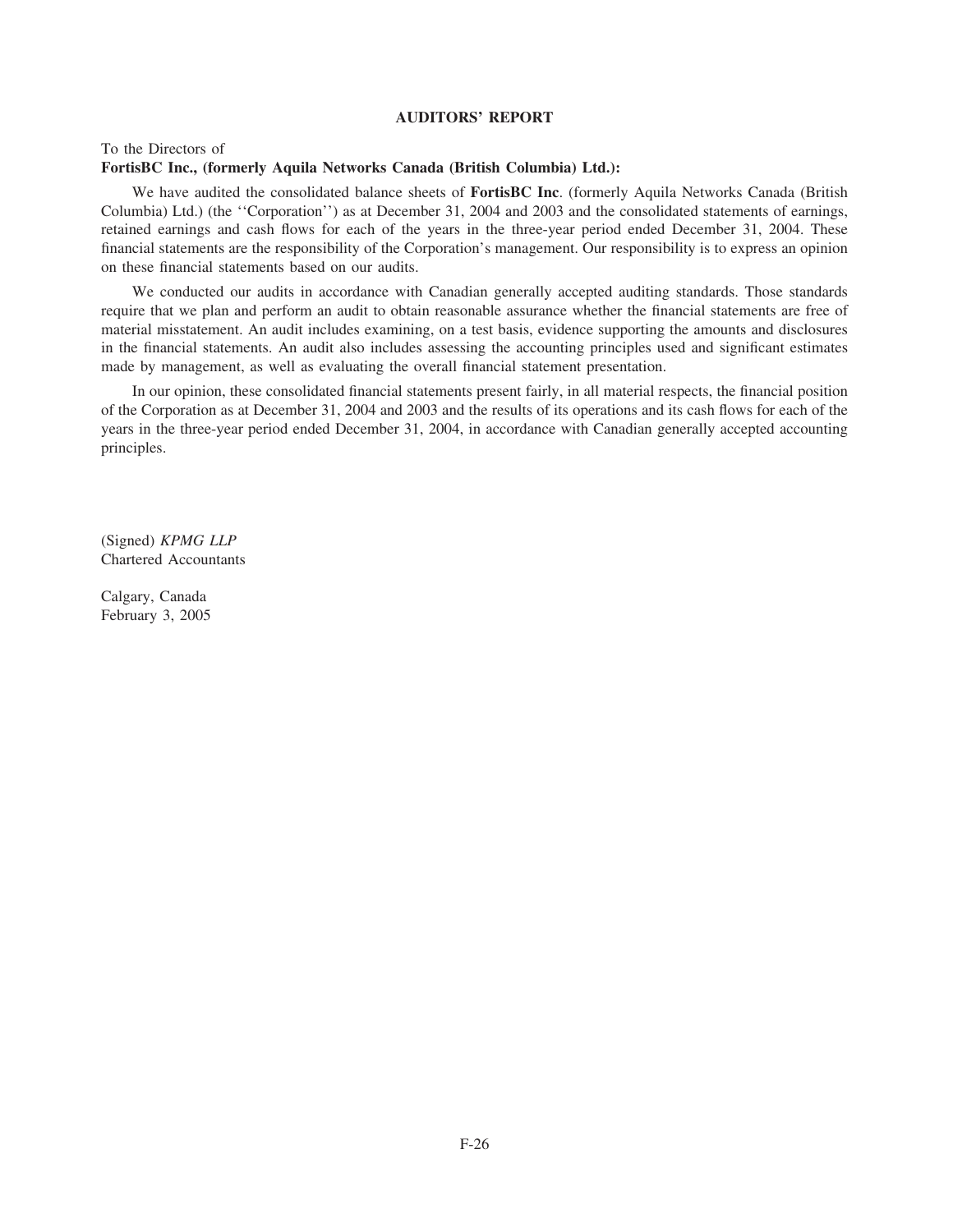## AUDITORS' REPORT

To the Directors of
**FortisBC Inc., (formerly Aquila Networks Canada (British Columbia) Ltd.):**

We have audited the consolidated balance sheets of **FortisBC Inc**. (formerly Aquila Networks Canada (British Columbia) Ltd.) (the ''Corporation'') as at December 31, 2004 and 2003 and the consolidated statements of earnings, retained earnings and cash flows for each of the years in the three-year period ended December 31, 2004. These financial statements are the responsibility of the Corporation's management. Our responsibility is to express an opinion on these financial statements based on our audits.

We conducted our audits in accordance with Canadian generally accepted auditing standards. Those standards require that we plan and perform an audit to obtain reasonable assurance whether the financial statements are free of material misstatement. An audit includes examining, on a test basis, evidence supporting the amounts and disclosures in the financial statements. An audit also includes assessing the accounting principles used and significant estimates made by management, as well as evaluating the overall financial statement presentation.

In our opinion, these consolidated financial statements present fairly, in all material respects, the financial position of the Corporation as at December 31, 2004 and 2003 and the results of its operations and its cash flows for each of the years in the three-year period ended December 31, 2004, in accordance with Canadian generally accepted accounting principles.

(Signed) *KPMG LLP*
Chartered Accountants

Calgary, Canada
February 3, 2005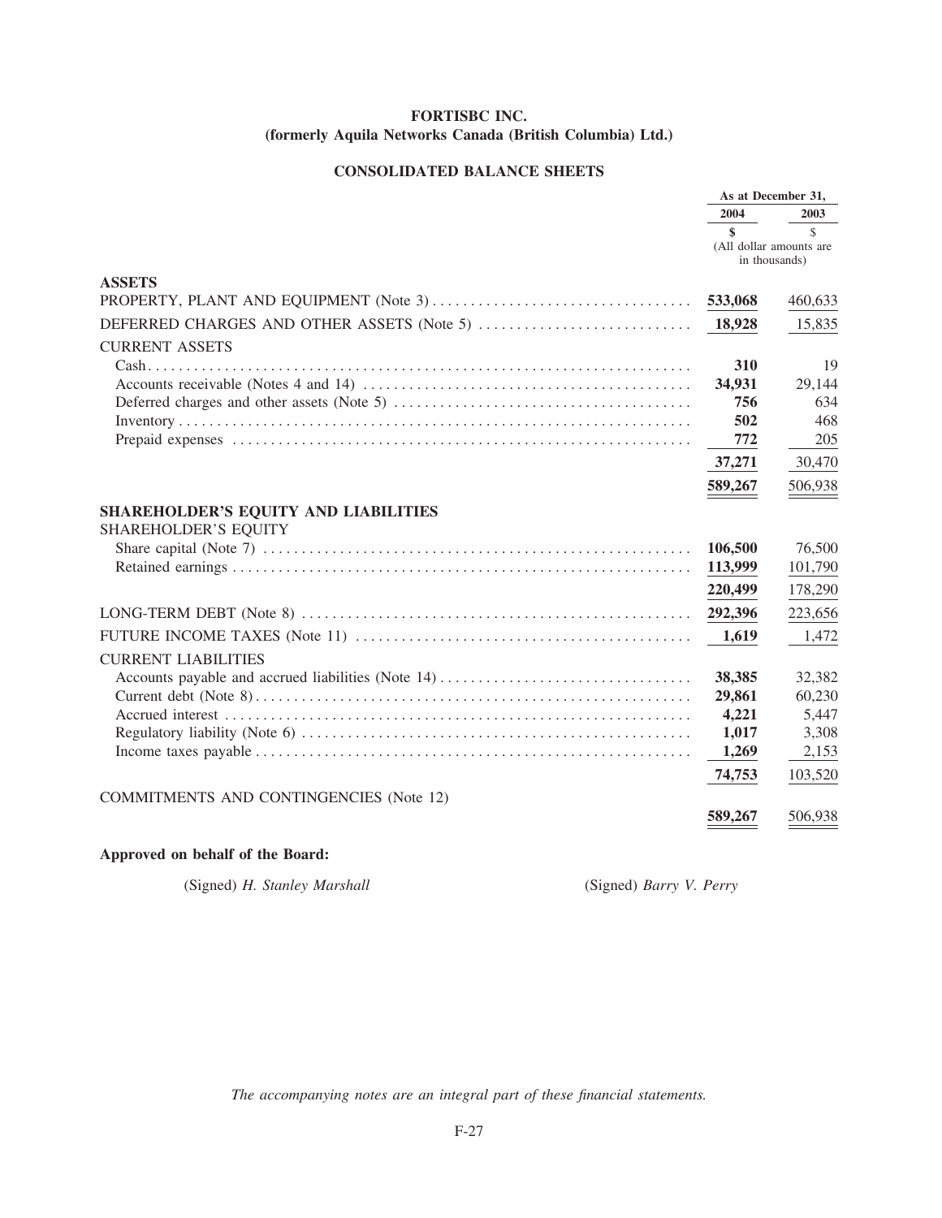# FORTISBC INC.
## (formerly Aquila Networks Canada (British Columbia) Ltd.)

### CONSOLIDATED BALANCE SHEETS

| | As at December 31, | |
|---|---|---|
| | **2004** | 2003 |
| | **$** | $ |
| | (All dollar amounts are in thousands) | |
| **ASSETS** | | |
| PROPERTY, PLANT AND EQUIPMENT (Note 3) | **533,068** | 460,633 |
| DEFERRED CHARGES AND OTHER ASSETS (Note 5) | **18,928** | 15,835 |
| CURRENT ASSETS | | |
| Cash | **310** | 19 |
| Accounts receivable (Notes 4 and 14) | **34,931** | 29,144 |
| Deferred charges and other assets (Note 5) | **756** | 634 |
| Inventory | **502** | 468 |
| Prepaid expenses | **772** | 205 |
| | **37,271** | 30,470 |
| | **589,267** | 506,938 |
| **SHAREHOLDER'S EQUITY AND LIABILITIES** | | |
| SHAREHOLDER'S EQUITY | | |
| Share capital (Note 7) | **106,500** | 76,500 |
| Retained earnings | **113,999** | 101,790 |
| | **220,499** | 178,290 |
| LONG-TERM DEBT (Note 8) | **292,396** | 223,656 |
| FUTURE INCOME TAXES (Note 11) | **1,619** | 1,472 |
| CURRENT LIABILITIES | | |
| Accounts payable and accrued liabilities (Note 14) | **38,385** | 32,382 |
| Current debt (Note 8) | **29,861** | 60,230 |
| Accrued interest | **4,221** | 5,447 |
| Regulatory liability (Note 6) | **1,017** | 3,308 |
| Income taxes payable | **1,269** | 2,153 |
| | **74,753** | 103,520 |
| COMMITMENTS AND CONTINGENCIES (Note 12) | | |
| | **589,267** | 506,938 |

**Approved on behalf of the Board:**

(Signed) *H. Stanley Marshall* (Signed) *Barry V. Perry*

*The accompanying notes are an integral part of these financial statements.*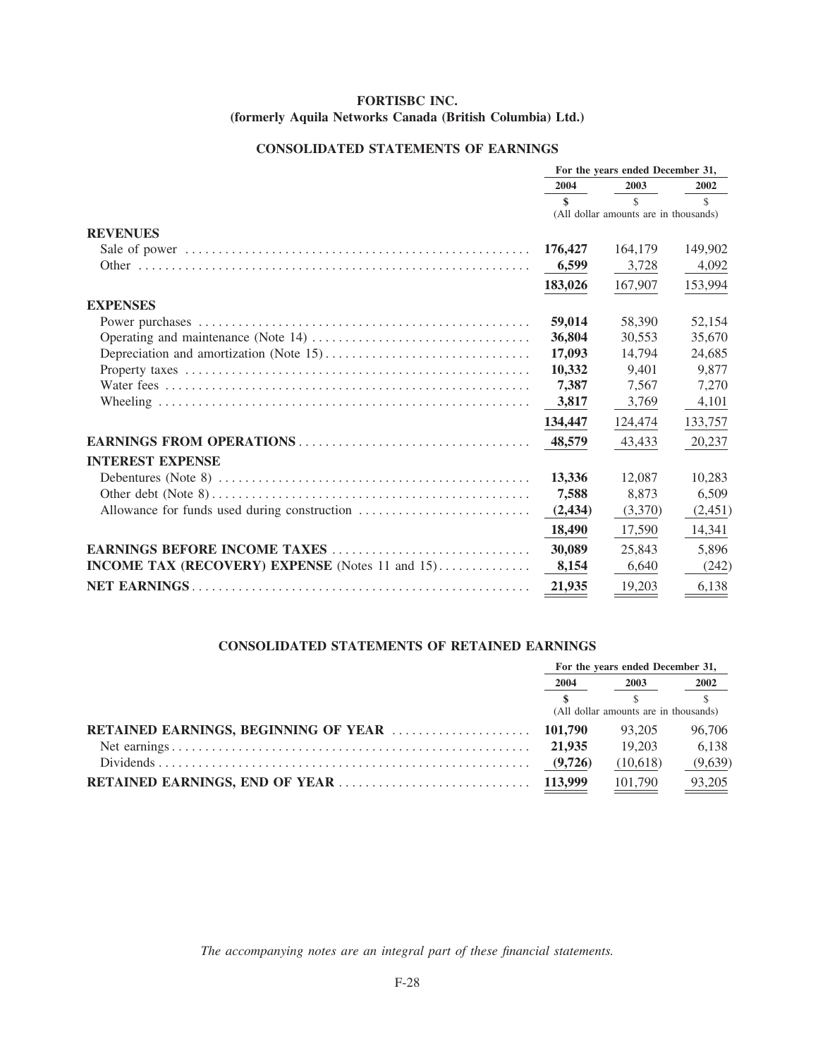# FORTISBC INC.
## (formerly Aquila Networks Canada (British Columbia) Ltd.)

### CONSOLIDATED STATEMENTS OF EARNINGS

| | For the years ended December 31, | | |
|---|---|---|---|
| | **2004** | 2003 | 2002 |
| | **$** | $ | $ |
| | (All dollar amounts are in thousands) | | |
| **REVENUES** | | | |
| Sale of power | **176,427** | 164,179 | 149,902 |
| Other | **6,599** | 3,728 | 4,092 |
| | **183,026** | 167,907 | 153,994 |
| **EXPENSES** | | | |
| Power purchases | **59,014** | 58,390 | 52,154 |
| Operating and maintenance (Note 14) | **36,804** | 30,553 | 35,670 |
| Depreciation and amortization (Note 15) | **17,093** | 14,794 | 24,685 |
| Property taxes | **10,332** | 9,401 | 9,877 |
| Water fees | **7,387** | 7,567 | 7,270 |
| Wheeling | **3,817** | 3,769 | 4,101 |
| | **134,447** | 124,474 | 133,757 |
| **EARNINGS FROM OPERATIONS** | **48,579** | 43,433 | 20,237 |
| **INTEREST EXPENSE** | | | |
| Debentures (Note 8) | **13,336** | 12,087 | 10,283 |
| Other debt (Note 8) | **7,588** | 8,873 | 6,509 |
| Allowance for funds used during construction | **(2,434)** | (3,370) | (2,451) |
| | **18,490** | 17,590 | 14,341 |
| **EARNINGS BEFORE INCOME TAXES** | **30,089** | 25,843 | 5,896 |
| **INCOME TAX (RECOVERY) EXPENSE** (Notes 11 and 15) | **8,154** | 6,640 | (242) |
| **NET EARNINGS** | **21,935** | 19,203 | 6,138 |

### CONSOLIDATED STATEMENTS OF RETAINED EARNINGS

| | For the years ended December 31, | | |
|---|---|---|---|
| | **2004** | 2003 | 2002 |
| | **$** | $ | $ |
| | (All dollar amounts are in thousands) | | |
| **RETAINED EARNINGS, BEGINNING OF YEAR** | **101,790** | 93,205 | 96,706 |
| Net earnings | **21,935** | 19,203 | 6,138 |
| Dividends | **(9,726)** | (10,618) | (9,639) |
| **RETAINED EARNINGS, END OF YEAR** | **113,999** | 101,790 | 93,205 |

*The accompanying notes are an integral part of these financial statements.*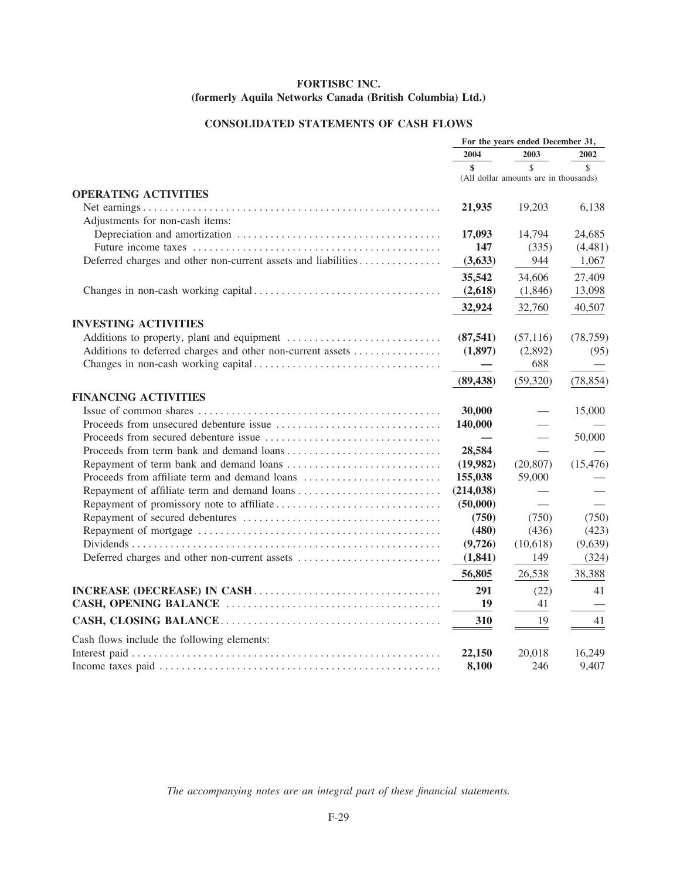# FORTISBC INC.
## (formerly Aquila Networks Canada (British Columbia) Ltd.)

## CONSOLIDATED STATEMENTS OF CASH FLOWS

| | For the years ended December 31, | | |
|---|---|---|---|
| | **2004** | 2003 | 2002 |
| | **$** | $ | $ |
| | (All dollar amounts are in thousands) | | |
| **OPERATING ACTIVITIES** | | | |
| Net earnings | **21,935** | 19,203 | 6,138 |
| Adjustments for non-cash items: | | | |
| Depreciation and amortization | **17,093** | 14,794 | 24,685 |
| Future income taxes | **147** | (335) | (4,481) |
| Deferred charges and other non-current assets and liabilities | **(3,633)** | 944 | 1,067 |
| | **35,542** | 34,606 | 27,409 |
| Changes in non-cash working capital | **(2,618)** | (1,846) | 13,098 |
| | **32,924** | 32,760 | 40,507 |
| **INVESTING ACTIVITIES** | | | |
| Additions to property, plant and equipment | **(87,541)** | (57,116) | (78,759) |
| Additions to deferred charges and other non-current assets | **(1,897)** | (2,892) | (95) |
| Changes in non-cash working capital | **—** | 688 | — |
| | **(89,438)** | (59,320) | (78,854) |
| **FINANCING ACTIVITIES** | | | |
| Issue of common shares | **30,000** | — | 15,000 |
| Proceeds from unsecured debenture issue | **140,000** | — | — |
| Proceeds from secured debenture issue | **—** | — | 50,000 |
| Proceeds from term bank and demand loans | **28,584** | — | — |
| Repayment of term bank and demand loans | **(19,982)** | (20,807) | (15,476) |
| Proceeds from affiliate term and demand loans | **155,038** | 59,000 | — |
| Repayment of affiliate term and demand loans | **(214,038)** | — | — |
| Repayment of promissory note to affiliate | **(50,000)** | — | — |
| Repayment of secured debentures | **(750)** | (750) | (750) |
| Repayment of mortgage | **(480)** | (436) | (423) |
| Dividends | **(9,726)** | (10,618) | (9,639) |
| Deferred charges and other non-current assets | **(1,841)** | 149 | (324) |
| | **56,805** | 26,538 | 38,388 |
| **INCREASE (DECREASE) IN CASH** | **291** | (22) | 41 |
| **CASH, OPENING BALANCE** | **19** | 41 | — |
| **CASH, CLOSING BALANCE** | **310** | 19 | 41 |
| Cash flows include the following elements: | | | |
| Interest paid | **22,150** | 20,018 | 16,249 |
| Income taxes paid | **8,100** | 246 | 9,407 |

*The accompanying notes are an integral part of these financial statements.*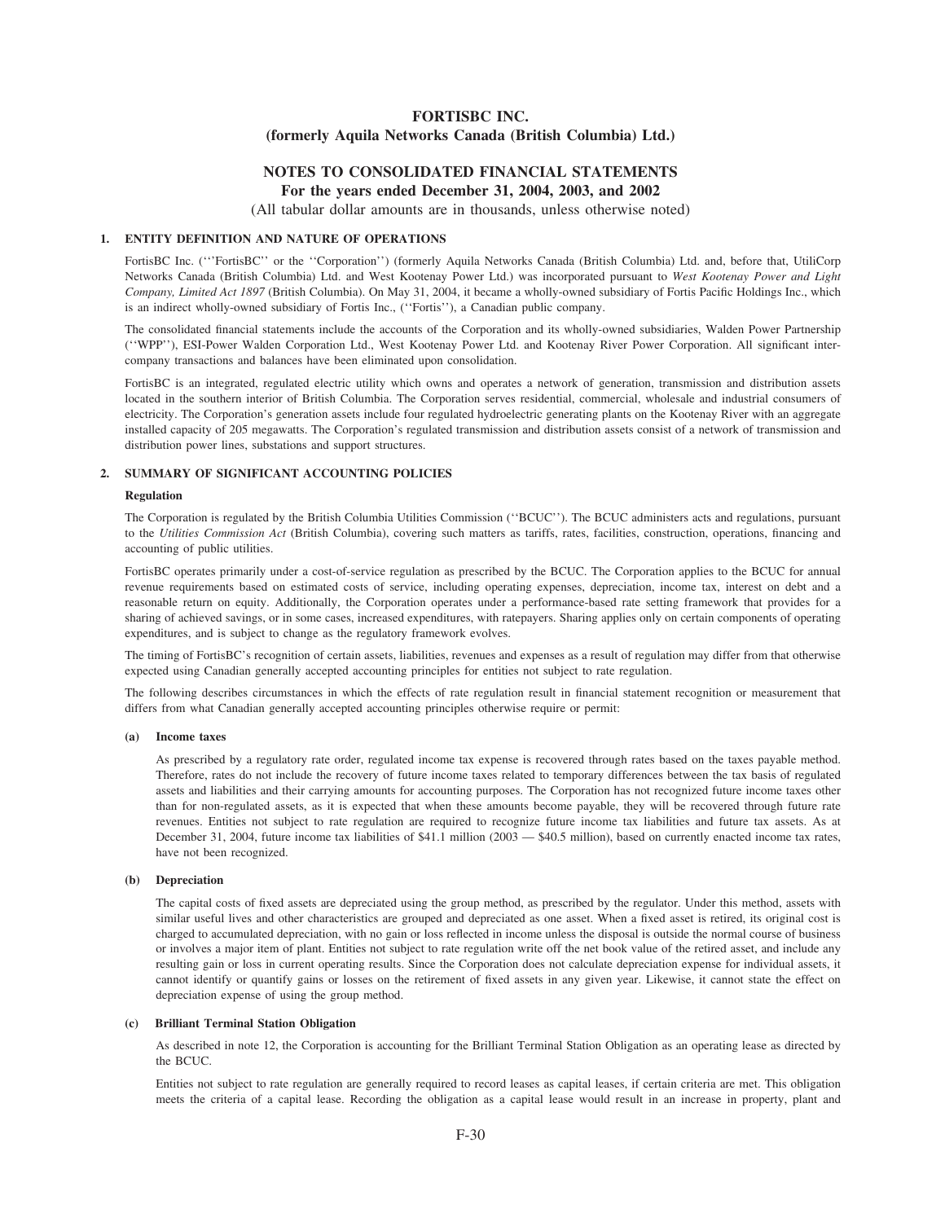# FORTISBC INC.
## (formerly Aquila Networks Canada (British Columbia) Ltd.)

## NOTES TO CONSOLIDATED FINANCIAL STATEMENTS
### For the years ended December 31, 2004, 2003, and 2002
(All tabular dollar amounts are in thousands, unless otherwise noted)

### 1. ENTITY DEFINITION AND NATURE OF OPERATIONS

FortisBC Inc. ('''FortisBC'' or the ''Corporation'') (formerly Aquila Networks Canada (British Columbia) Ltd. and, before that, UtiliCorp Networks Canada (British Columbia) Ltd. and West Kootenay Power Ltd.) was incorporated pursuant to *West Kootenay Power and Light Company, Limited Act 1897* (British Columbia). On May 31, 2004, it became a wholly-owned subsidiary of Fortis Pacific Holdings Inc., which is an indirect wholly-owned subsidiary of Fortis Inc., (''Fortis''), a Canadian public company.

The consolidated financial statements include the accounts of the Corporation and its wholly-owned subsidiaries, Walden Power Partnership (''WPP''), ESI-Power Walden Corporation Ltd., West Kootenay Power Ltd. and Kootenay River Power Corporation. All significant inter-company transactions and balances have been eliminated upon consolidation.

FortisBC is an integrated, regulated electric utility which owns and operates a network of generation, transmission and distribution assets located in the southern interior of British Columbia. The Corporation serves residential, commercial, wholesale and industrial consumers of electricity. The Corporation's generation assets include four regulated hydroelectric generating plants on the Kootenay River with an aggregate installed capacity of 205 megawatts. The Corporation's regulated transmission and distribution assets consist of a network of transmission and distribution power lines, substations and support structures.

### 2. SUMMARY OF SIGNIFICANT ACCOUNTING POLICIES

**Regulation**

The Corporation is regulated by the British Columbia Utilities Commission (''BCUC''). The BCUC administers acts and regulations, pursuant to the *Utilities Commission Act* (British Columbia), covering such matters as tariffs, rates, facilities, construction, operations, financing and accounting of public utilities.

FortisBC operates primarily under a cost-of-service regulation as prescribed by the BCUC. The Corporation applies to the BCUC for annual revenue requirements based on estimated costs of service, including operating expenses, depreciation, income tax, interest on debt and a reasonable return on equity. Additionally, the Corporation operates under a performance-based rate setting framework that provides for a sharing of achieved savings, or in some cases, increased expenditures, with ratepayers. Sharing applies only on certain components of operating expenditures, and is subject to change as the regulatory framework evolves.

The timing of FortisBC's recognition of certain assets, liabilities, revenues and expenses as a result of regulation may differ from that otherwise expected using Canadian generally accepted accounting principles for entities not subject to rate regulation.

The following describes circumstances in which the effects of rate regulation result in financial statement recognition or measurement that differs from what Canadian generally accepted accounting principles otherwise require or permit:

**(a) Income taxes**

As prescribed by a regulatory rate order, regulated income tax expense is recovered through rates based on the taxes payable method. Therefore, rates do not include the recovery of future income taxes related to temporary differences between the tax basis of regulated assets and liabilities and their carrying amounts for accounting purposes. The Corporation has not recognized future income taxes other than for non-regulated assets, as it is expected that when these amounts become payable, they will be recovered through future rate revenues. Entities not subject to rate regulation are required to recognize future income tax liabilities and future tax assets. As at December 31, 2004, future income tax liabilities of $41.1 million (2003 — $40.5 million), based on currently enacted income tax rates, have not been recognized.

**(b) Depreciation**

The capital costs of fixed assets are depreciated using the group method, as prescribed by the regulator. Under this method, assets with similar useful lives and other characteristics are grouped and depreciated as one asset. When a fixed asset is retired, its original cost is charged to accumulated depreciation, with no gain or loss reflected in income unless the disposal is outside the normal course of business or involves a major item of plant. Entities not subject to rate regulation write off the net book value of the retired asset, and include any resulting gain or loss in current operating results. Since the Corporation does not calculate depreciation expense for individual assets, it cannot identify or quantify gains or losses on the retirement of fixed assets in any given year. Likewise, it cannot state the effect on depreciation expense of using the group method.

**(c) Brilliant Terminal Station Obligation**

As described in note 12, the Corporation is accounting for the Brilliant Terminal Station Obligation as an operating lease as directed by the BCUC.

Entities not subject to rate regulation are generally required to record leases as capital leases, if certain criteria are met. This obligation meets the criteria of a capital lease. Recording the obligation as a capital lease would result in an increase in property, plant and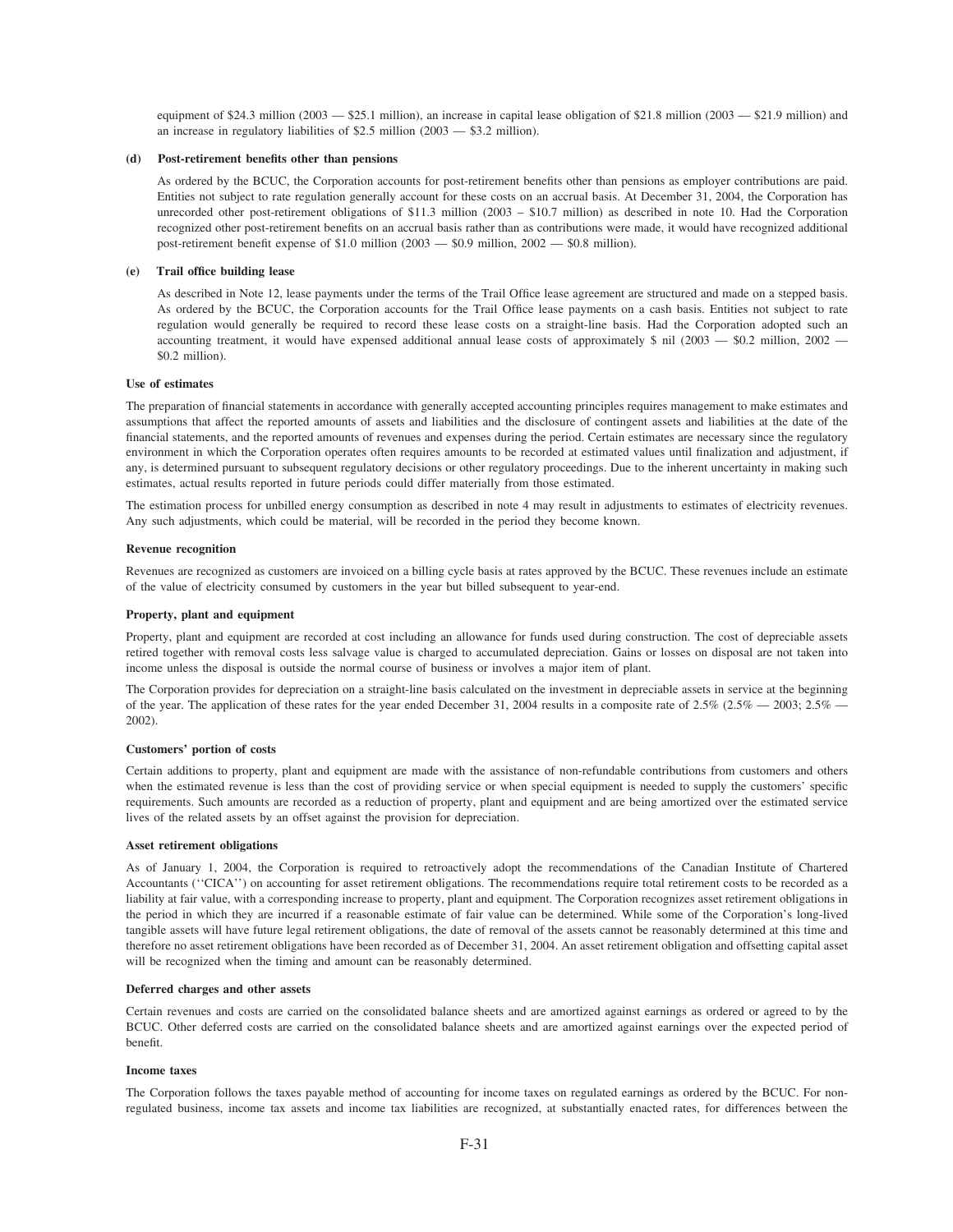equipment of $24.3 million (2003 — $25.1 million), an increase in capital lease obligation of $21.8 million (2003 — $21.9 million) and an increase in regulatory liabilities of $2.5 million (2003 — $3.2 million).

**(d) Post-retirement benefits other than pensions**

As ordered by the BCUC, the Corporation accounts for post-retirement benefits other than pensions as employer contributions are paid. Entities not subject to rate regulation generally account for these costs on an accrual basis. At December 31, 2004, the Corporation has unrecorded other post-retirement obligations of $11.3 million (2003 – $10.7 million) as described in note 10. Had the Corporation recognized other post-retirement benefits on an accrual basis rather than as contributions were made, it would have recognized additional post-retirement benefit expense of $1.0 million (2003 — $0.9 million, 2002 — $0.8 million).

**(e) Trail office building lease**

As described in Note 12, lease payments under the terms of the Trail Office lease agreement are structured and made on a stepped basis. As ordered by the BCUC, the Corporation accounts for the Trail Office lease payments on a cash basis. Entities not subject to rate regulation would generally be required to record these lease costs on a straight-line basis. Had the Corporation adopted such an accounting treatment, it would have expensed additional annual lease costs of approximately $ nil (2003 — $0.2 million, 2002 — $0.2 million).

**Use of estimates**

The preparation of financial statements in accordance with generally accepted accounting principles requires management to make estimates and assumptions that affect the reported amounts of assets and liabilities and the disclosure of contingent assets and liabilities at the date of the financial statements, and the reported amounts of revenues and expenses during the period. Certain estimates are necessary since the regulatory environment in which the Corporation operates often requires amounts to be recorded at estimated values until finalization and adjustment, if any, is determined pursuant to subsequent regulatory decisions or other regulatory proceedings. Due to the inherent uncertainty in making such estimates, actual results reported in future periods could differ materially from those estimated.

The estimation process for unbilled energy consumption as described in note 4 may result in adjustments to estimates of electricity revenues. Any such adjustments, which could be material, will be recorded in the period they become known.

**Revenue recognition**

Revenues are recognized as customers are invoiced on a billing cycle basis at rates approved by the BCUC. These revenues include an estimate of the value of electricity consumed by customers in the year but billed subsequent to year-end.

**Property, plant and equipment**

Property, plant and equipment are recorded at cost including an allowance for funds used during construction. The cost of depreciable assets retired together with removal costs less salvage value is charged to accumulated depreciation. Gains or losses on disposal are not taken into income unless the disposal is outside the normal course of business or involves a major item of plant.

The Corporation provides for depreciation on a straight-line basis calculated on the investment in depreciable assets in service at the beginning of the year. The application of these rates for the year ended December 31, 2004 results in a composite rate of 2.5% (2.5% — 2003; 2.5% — 2002).

**Customers' portion of costs**

Certain additions to property, plant and equipment are made with the assistance of non-refundable contributions from customers and others when the estimated revenue is less than the cost of providing service or when special equipment is needed to supply the customers' specific requirements. Such amounts are recorded as a reduction of property, plant and equipment and are being amortized over the estimated service lives of the related assets by an offset against the provision for depreciation.

**Asset retirement obligations**

As of January 1, 2004, the Corporation is required to retroactively adopt the recommendations of the Canadian Institute of Chartered Accountants (''CICA'') on accounting for asset retirement obligations. The recommendations require total retirement costs to be recorded as a liability at fair value, with a corresponding increase to property, plant and equipment. The Corporation recognizes asset retirement obligations in the period in which they are incurred if a reasonable estimate of fair value can be determined. While some of the Corporation's long-lived tangible assets will have future legal retirement obligations, the date of removal of the assets cannot be reasonably determined at this time and therefore no asset retirement obligations have been recorded as of December 31, 2004. An asset retirement obligation and offsetting capital asset will be recognized when the timing and amount can be reasonably determined.

**Deferred charges and other assets**

Certain revenues and costs are carried on the consolidated balance sheets and are amortized against earnings as ordered or agreed to by the BCUC. Other deferred costs are carried on the consolidated balance sheets and are amortized against earnings over the expected period of benefit.

**Income taxes**

The Corporation follows the taxes payable method of accounting for income taxes on regulated earnings as ordered by the BCUC. For non-regulated business, income tax assets and income tax liabilities are recognized, at substantially enacted rates, for differences between the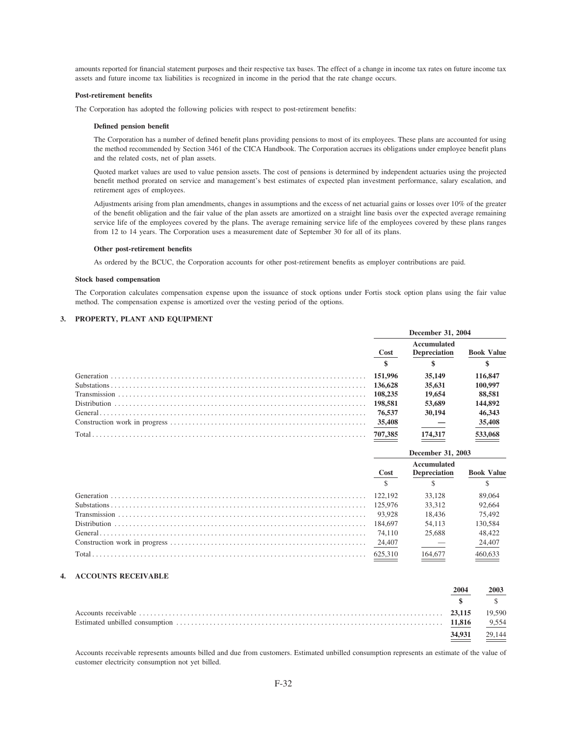amounts reported for financial statement purposes and their respective tax bases. The effect of a change in income tax rates on future income tax assets and future income tax liabilities is recognized in income in the period that the rate change occurs.

**Post-retirement benefits**

The Corporation has adopted the following policies with respect to post-retirement benefits:

**Defined pension benefit**

The Corporation has a number of defined benefit plans providing pensions to most of its employees. These plans are accounted for using the method recommended by Section 3461 of the CICA Handbook. The Corporation accrues its obligations under employee benefit plans and the related costs, net of plan assets.

Quoted market values are used to value pension assets. The cost of pensions is determined by independent actuaries using the projected benefit method prorated on service and management's best estimates of expected plan investment performance, salary escalation, and retirement ages of employees.

Adjustments arising from plan amendments, changes in assumptions and the excess of net actuarial gains or losses over 10% of the greater of the benefit obligation and the fair value of the plan assets are amortized on a straight line basis over the expected average remaining service life of the employees covered by the plans. The average remaining service life of the employees covered by these plans ranges from 12 to 14 years. The Corporation uses a measurement date of September 30 for all of its plans.

**Other post-retirement benefits**

As ordered by the BCUC, the Corporation accounts for other post-retirement benefits as employer contributions are paid.

**Stock based compensation**

The Corporation calculates compensation expense upon the issuance of stock options under Fortis stock option plans using the fair value method. The compensation expense is amortized over the vesting period of the options.

## 3. PROPERTY, PLANT AND EQUIPMENT

| | December 31, 2004 | | |
|---|---|---|---|
| | **Cost** | **Accumulated Depreciation** | **Book Value** |
| | **$** | **$** | **$** |
| Generation | **151,996** | **35,149** | **116,847** |
| Substations | **136,628** | **35,631** | **100,997** |
| Transmission | **108,235** | **19,654** | **88,581** |
| Distribution | **198,581** | **53,689** | **144,892** |
| General | **76,537** | **30,194** | **46,343** |
| Construction work in progress | **35,408** | **—** | **35,408** |
| Total | **707,385** | **174,317** | **533,068** |

| | December 31, 2003 | | |
|---|---|---|---|
| | Cost | Accumulated Depreciation | Book Value |
| | $ | $ | $ |
| Generation | 122,192 | 33,128 | 89,064 |
| Substations | 125,976 | 33,312 | 92,664 |
| Transmission | 93,928 | 18,436 | 75,492 |
| Distribution | 184,697 | 54,113 | 130,584 |
| General | 74,110 | 25,688 | 48,422 |
| Construction work in progress | 24,407 | — | 24,407 |
| Total | 625,310 | 164,677 | 460,633 |

## 4. ACCOUNTS RECEIVABLE

| | 2004 | 2003 |
|---|---|---|
| | **$** | $ |
| Accounts receivable | **23,115** | 19,590 |
| Estimated unbilled consumption | **11,816** | 9,554 |
| | **34,931** | 29,144 |

Accounts receivable represents amounts billed and due from customers. Estimated unbilled consumption represents an estimate of the value of customer electricity consumption not yet billed.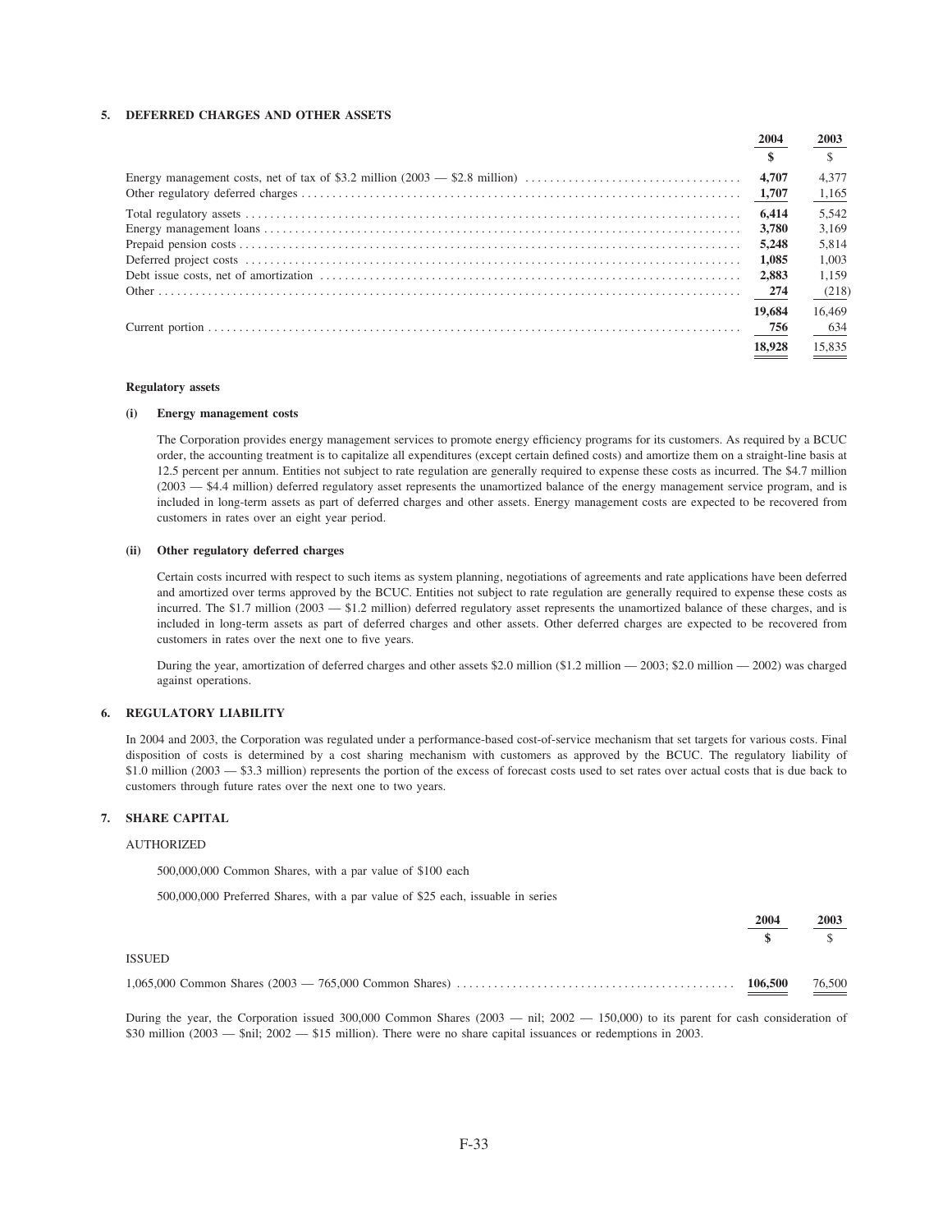## 5. DEFERRED CHARGES AND OTHER ASSETS

| | 2004 | 2003 |
|---|---|---|
| | $ | $ |
| Energy management costs, net of tax of $3.2 million (2003 — $2.8 million) | **4,707** | 4,377 |
| Other regulatory deferred charges | **1,707** | 1,165 |
| Total regulatory assets | **6,414** | 5,542 |
| Energy management loans | **3,780** | 3,169 |
| Prepaid pension costs | **5,248** | 5,814 |
| Deferred project costs | **1,085** | 1,003 |
| Debt issue costs, net of amortization | **2,883** | 1,159 |
| Other | **274** | (218) |
| | **19,684** | 16,469 |
| Current portion | **756** | 634 |
| | **18,928** | 15,835 |

**Regulatory assets**

**(i) Energy management costs**

The Corporation provides energy management services to promote energy efficiency programs for its customers. As required by a BCUC order, the accounting treatment is to capitalize all expenditures (except certain defined costs) and amortize them on a straight-line basis at 12.5 percent per annum. Entities not subject to rate regulation are generally required to expense these costs as incurred. The $4.7 million (2003 — $4.4 million) deferred regulatory asset represents the unamortized balance of the energy management service program, and is included in long-term assets as part of deferred charges and other assets. Energy management costs are expected to be recovered from customers in rates over an eight year period.

**(ii) Other regulatory deferred charges**

Certain costs incurred with respect to such items as system planning, negotiations of agreements and rate applications have been deferred and amortized over terms approved by the BCUC. Entities not subject to rate regulation are generally required to expense these costs as incurred. The $1.7 million (2003 — $1.2 million) deferred regulatory asset represents the unamortized balance of these charges, and is included in long-term assets as part of deferred charges and other assets. Other deferred charges are expected to be recovered from customers in rates over the next one to five years.

During the year, amortization of deferred charges and other assets $2.0 million ($1.2 million — 2003; $2.0 million — 2002) was charged against operations.

## 6. REGULATORY LIABILITY

In 2004 and 2003, the Corporation was regulated under a performance-based cost-of-service mechanism that set targets for various costs. Final disposition of costs is determined by a cost sharing mechanism with customers as approved by the BCUC. The regulatory liability of $1.0 million (2003 — $3.3 million) represents the portion of the excess of forecast costs used to set rates over actual costs that is due back to customers through future rates over the next one to two years.

## 7. SHARE CAPITAL

AUTHORIZED

500,000,000 Common Shares, with a par value of $100 each

500,000,000 Preferred Shares, with a par value of $25 each, issuable in series

| | 2004 | 2003 |
|---|---|---|
| | $ | $ |
| ISSUED | | |
| 1,065,000 Common Shares (2003 — 765,000 Common Shares) | **106,500** | 76,500 |

During the year, the Corporation issued 300,000 Common Shares (2003 — nil; 2002 — 150,000) to its parent for cash consideration of $30 million (2003 — $nil; 2002 — $15 million). There were no share capital issuances or redemptions in 2003.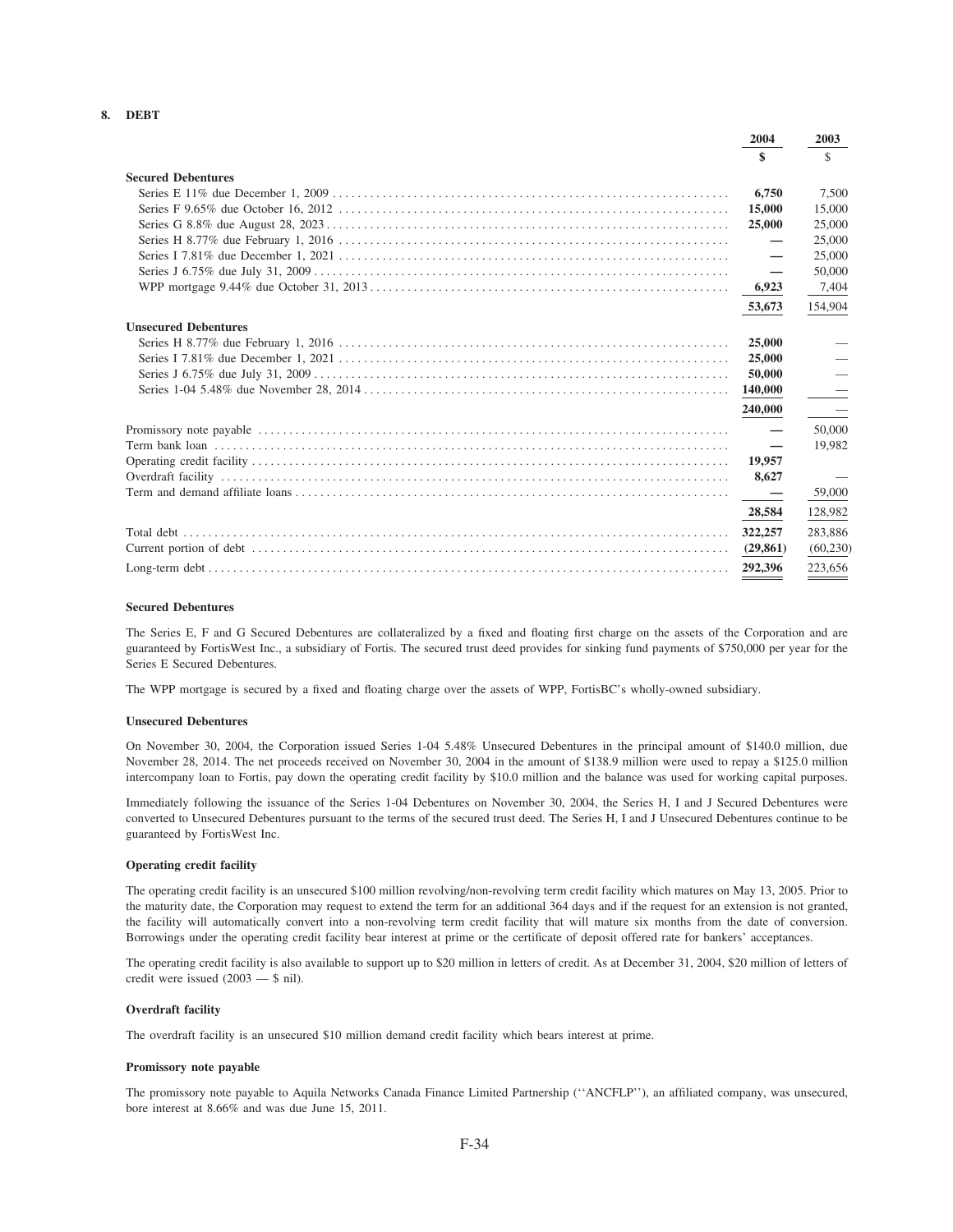## 8. DEBT

| | 2004 | 2003 |
|---|---|---|
| | **$** | $ |
| **Secured Debentures** | | |
| Series E 11% due December 1, 2009 | **6,750** | 7,500 |
| Series F 9.65% due October 16, 2012 | **15,000** | 15,000 |
| Series G 8.8% due August 28, 2023 | **25,000** | 25,000 |
| Series H 8.77% due February 1, 2016 | **—** | 25,000 |
| Series I 7.81% due December 1, 2021 | **—** | 25,000 |
| Series J 6.75% due July 31, 2009 | **—** | 50,000 |
| WPP mortgage 9.44% due October 31, 2013 | **6,923** | 7,404 |
| | **53,673** | 154,904 |
| **Unsecured Debentures** | | |
| Series H 8.77% due February 1, 2016 | **25,000** | — |
| Series I 7.81% due December 1, 2021 | **25,000** | — |
| Series J 6.75% due July 31, 2009 | **50,000** | — |
| Series 1-04 5.48% due November 28, 2014 | **140,000** | — |
| | **240,000** | — |
| Promissory note payable | **—** | 50,000 |
| Term bank loan | **—** | 19,982 |
| Operating credit facility | **19,957** | |
| Overdraft facility | **8,627** | — |
| Term and demand affiliate loans | **—** | 59,000 |
| | **28,584** | 128,982 |
| Total debt | **322,257** | 283,886 |
| Current portion of debt | **(29,861)** | (60,230) |
| Long-term debt | **292,396** | 223,656 |

### Secured Debentures

The Series E, F and G Secured Debentures are collateralized by a fixed and floating first charge on the assets of the Corporation and are guaranteed by FortisWest Inc., a subsidiary of Fortis. The secured trust deed provides for sinking fund payments of $750,000 per year for the Series E Secured Debentures.

The WPP mortgage is secured by a fixed and floating charge over the assets of WPP, FortisBC's wholly-owned subsidiary.

### Unsecured Debentures

On November 30, 2004, the Corporation issued Series 1-04 5.48% Unsecured Debentures in the principal amount of $140.0 million, due November 28, 2014. The net proceeds received on November 30, 2004 in the amount of $138.9 million were used to repay a $125.0 million intercompany loan to Fortis, pay down the operating credit facility by $10.0 million and the balance was used for working capital purposes.

Immediately following the issuance of the Series 1-04 Debentures on November 30, 2004, the Series H, I and J Secured Debentures were converted to Unsecured Debentures pursuant to the terms of the secured trust deed. The Series H, I and J Unsecured Debentures continue to be guaranteed by FortisWest Inc.

### Operating credit facility

The operating credit facility is an unsecured $100 million revolving/non-revolving term credit facility which matures on May 13, 2005. Prior to the maturity date, the Corporation may request to extend the term for an additional 364 days and if the request for an extension is not granted, the facility will automatically convert into a non-revolving term credit facility that will mature six months from the date of conversion. Borrowings under the operating credit facility bear interest at prime or the certificate of deposit offered rate for bankers' acceptances.

The operating credit facility is also available to support up to $20 million in letters of credit. As at December 31, 2004, $20 million of letters of credit were issued (2003 — $ nil).

### Overdraft facility

The overdraft facility is an unsecured $10 million demand credit facility which bears interest at prime.

### Promissory note payable

The promissory note payable to Aquila Networks Canada Finance Limited Partnership (''ANCFLP''), an affiliated company, was unsecured, bore interest at 8.66% and was due June 15, 2011.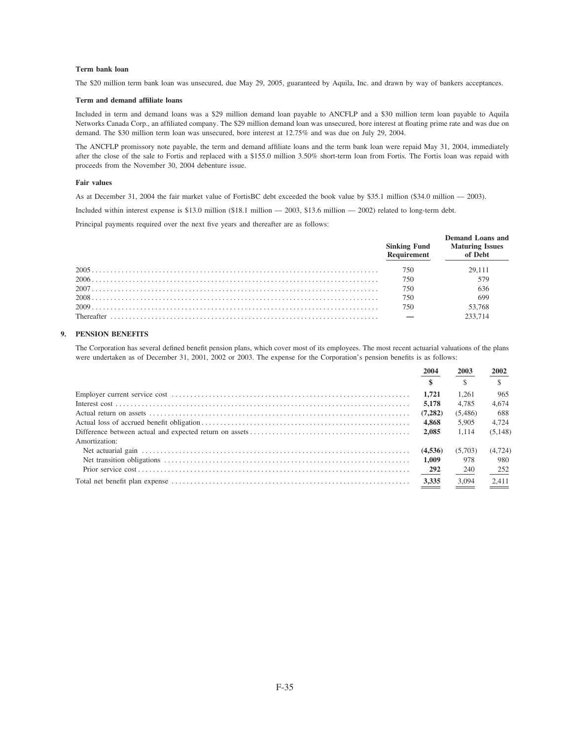#### Term bank loan

The $20 million term bank loan was unsecured, due May 29, 2005, guaranteed by Aquila, Inc. and drawn by way of bankers acceptances.

#### Term and demand affiliate loans

Included in term and demand loans was a $29 million demand loan payable to ANCFLP and a $30 million term loan payable to Aquila Networks Canada Corp., an affiliated company. The $29 million demand loan was unsecured, bore interest at floating prime rate and was due on demand. The $30 million term loan was unsecured, bore interest at 12.75% and was due on July 29, 2004.

The ANCFLP promissory note payable, the term and demand affiliate loans and the term bank loan were repaid May 31, 2004, immediately after the close of the sale to Fortis and replaced with a $155.0 million 3.50% short-term loan from Fortis. The Fortis loan was repaid with proceeds from the November 30, 2004 debenture issue.

#### Fair values

As at December 31, 2004 the fair market value of FortisBC debt exceeded the book value by $35.1 million ($34.0 million — 2003).

Included within interest expense is $13.0 million ($18.1 million — 2003, $13.6 million — 2002) related to long-term debt.

Principal payments required over the next five years and thereafter are as follows:

| | Sinking Fund Requirement | Demand Loans and Maturing Issues of Debt |
|---|---|---|
| 2005 | 750 | 29,111 |
| 2006 | 750 | 579 |
| 2007 | 750 | 636 |
| 2008 | 750 | 699 |
| 2009 | 750 | 53,768 |
| Thereafter | — | 233,714 |

## 9. PENSION BENEFITS

The Corporation has several defined benefit pension plans, which cover most of its employees. The most recent actuarial valuations of the plans were undertaken as of December 31, 2001, 2002 or 2003. The expense for the Corporation's pension benefits is as follows:

| | 2004 | 2003 | 2002 |
|---|---|---|---|
| | **$** | $ | $ |
| Employer current service cost | **1,721** | 1,261 | 965 |
| Interest cost | **5,178** | 4,785 | 4,674 |
| Actual return on assets | **(7,282)** | (5,486) | 688 |
| Actual loss of accrued benefit obligation | **4,868** | 5,905 | 4,724 |
| Difference between actual and expected return on assets | **2,085** | 1,114 | (5,148) |
| Amortization: | | | |
| Net actuarial gain | **(4,536)** | (5,703) | (4,724) |
| Net transition obligations | **1,009** | 978 | 980 |
| Prior service cost | **292** | 240 | 252 |
| Total net benefit plan expense | **3,335** | 3,094 | 2,411 |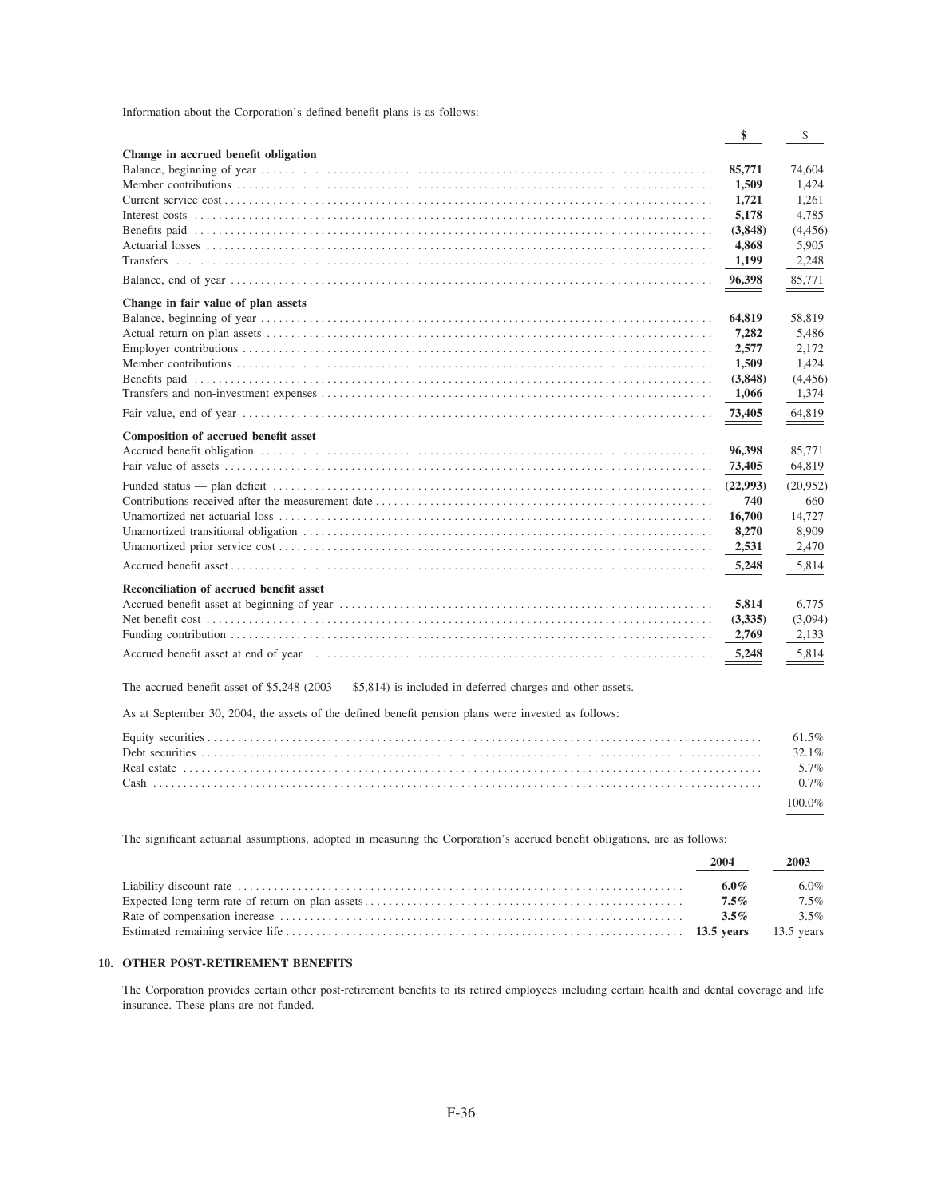Information about the Corporation's defined benefit plans is as follows:

| | $ | $ |
|---|---|---|
| **Change in accrued benefit obligation** | | |
| Balance, beginning of year | **85,771** | 74,604 |
| Member contributions | **1,509** | 1,424 |
| Current service cost | **1,721** | 1,261 |
| Interest costs | **5,178** | 4,785 |
| Benefits paid | **(3,848)** | (4,456) |
| Actuarial losses | **4,868** | 5,905 |
| Transfers | **1,199** | 2,248 |
| Balance, end of year | **96,398** | 85,771 |
| **Change in fair value of plan assets** | | |
| Balance, beginning of year | **64,819** | 58,819 |
| Actual return on plan assets | **7,282** | 5,486 |
| Employer contributions | **2,577** | 2,172 |
| Member contributions | **1,509** | 1,424 |
| Benefits paid | **(3,848)** | (4,456) |
| Transfers and non-investment expenses | **1,066** | 1,374 |
| Fair value, end of year | **73,405** | 64,819 |
| **Composition of accrued benefit asset** | | |
| Accrued benefit obligation | **96,398** | 85,771 |
| Fair value of assets | **73,405** | 64,819 |
| Funded status — plan deficit | **(22,993)** | (20,952) |
| Contributions received after the measurement date | **740** | 660 |
| Unamortized net actuarial loss | **16,700** | 14,727 |
| Unamortized transitional obligation | **8,270** | 8,909 |
| Unamortized prior service cost | **2,531** | 2,470 |
| Accrued benefit asset | **5,248** | 5,814 |
| **Reconciliation of accrued benefit asset** | | |
| Accrued benefit asset at beginning of year | **5,814** | 6,775 |
| Net benefit cost | **(3,335)** | (3,094) |
| Funding contribution | **2,769** | 2,133 |
| Accrued benefit asset at end of year | **5,248** | 5,814 |

The accrued benefit asset of $5,248 (2003 — $5,814) is included in deferred charges and other assets.

As at September 30, 2004, the assets of the defined benefit pension plans were invested as follows:

| | |
|---|---|
| Equity securities | 61.5% |
| Debt securities | 32.1% |
| Real estate | 5.7% |
| Cash | 0.7% |
| | 100.0% |

The significant actuarial assumptions, adopted in measuring the Corporation's accrued benefit obligations, are as follows:

| | 2004 | 2003 |
|---|---|---|
| Liability discount rate | **6.0%** | 6.0% |
| Expected long-term rate of return on plan assets | **7.5%** | 7.5% |
| Rate of compensation increase | **3.5%** | 3.5% |
| Estimated remaining service life | **13.5 years** | 13.5 years |

## 10. OTHER POST-RETIREMENT BENEFITS

The Corporation provides certain other post-retirement benefits to its retired employees including certain health and dental coverage and life insurance. These plans are not funded.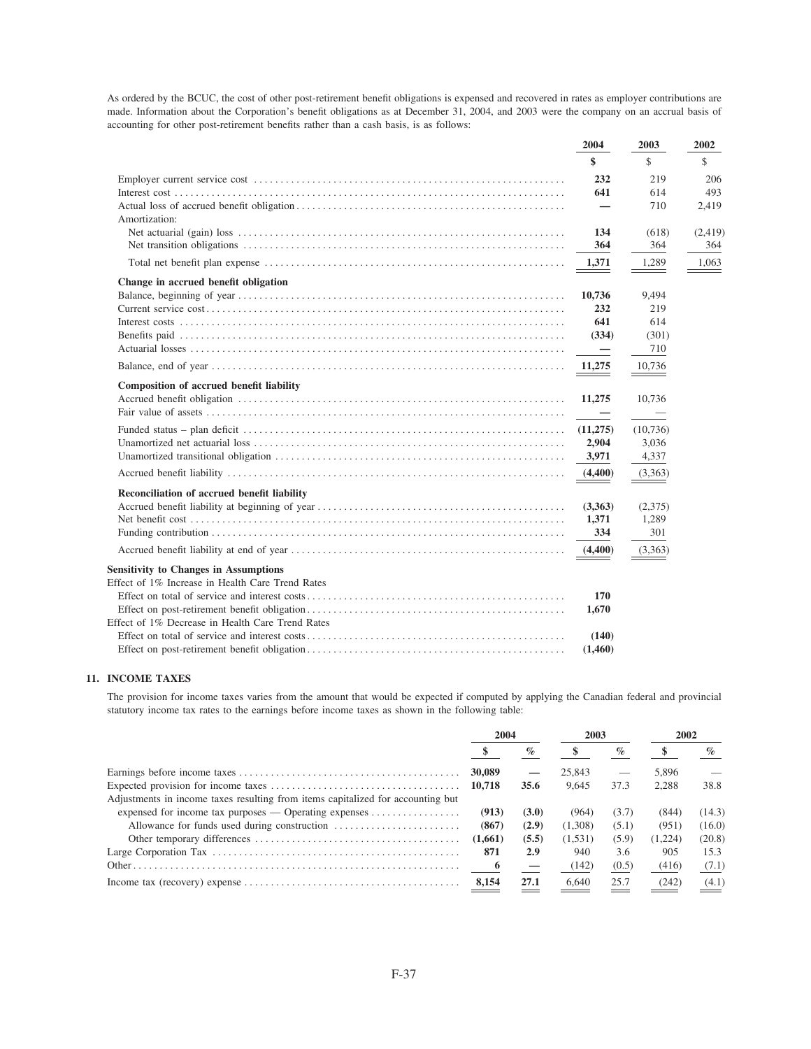As ordered by the BCUC, the cost of other post-retirement benefit obligations is expensed and recovered in rates as employer contributions are made. Information about the Corporation's benefit obligations as at December 31, 2004, and 2003 were the company on an accrual basis of accounting for other post-retirement benefits rather than a cash basis, is as follows:

| | 2004 | 2003 | 2002 |
|---|---|---|---|
| | **$** | $ | $ |
| Employer current service cost | **232** | 219 | 206 |
| Interest cost | **641** | 614 | 493 |
| Actual loss of accrued benefit obligation | **—** | 710 | 2,419 |
| Amortization: | | | |
| Net actuarial (gain) loss | **134** | (618) | (2,419) |
| Net transition obligations | **364** | 364 | 364 |
| Total net benefit plan expense | **1,371** | 1,289 | 1,063 |
| **Change in accrued benefit obligation** | | | |
| Balance, beginning of year | **10,736** | 9,494 | |
| Current service cost | **232** | 219 | |
| Interest costs | **641** | 614 | |
| Benefits paid | **(334)** | (301) | |
| Actuarial losses | **—** | 710 | |
| Balance, end of year | **11,275** | 10,736 | |
| **Composition of accrued benefit liability** | | | |
| Accrued benefit obligation | **11,275** | 10,736 | |
| Fair value of assets | **—** | — | |
| Funded status – plan deficit | **(11,275)** | (10,736) | |
| Unamortized net actuarial loss | **2,904** | 3,036 | |
| Unamortized transitional obligation | **3,971** | 4,337 | |
| Accrued benefit liability | **(4,400)** | (3,363) | |
| **Reconciliation of accrued benefit liability** | | | |
| Accrued benefit liability at beginning of year | **(3,363)** | (2,375) | |
| Net benefit cost | **1,371** | 1,289 | |
| Funding contribution | **334** | 301 | |
| Accrued benefit liability at end of year | **(4,400)** | (3,363) | |
| **Sensitivity to Changes in Assumptions** | | | |
| Effect of 1% Increase in Health Care Trend Rates | | | |
| Effect on total of service and interest costs | **170** | | |
| Effect on post-retirement benefit obligation | **1,670** | | |
| Effect of 1% Decrease in Health Care Trend Rates | | | |
| Effect on total of service and interest costs | **(140)** | | |
| Effect on post-retirement benefit obligation | **(1,460)** | | |

## 11. INCOME TAXES

The provision for income taxes varies from the amount that would be expected if computed by applying the Canadian federal and provincial statutory income tax rates to the earnings before income taxes as shown in the following table:

| | 2004 | | 2003 | | 2002 | |
|---|---|---|---|---|---|---|
| | **$** | **%** | $ | % | $ | % |
| Earnings before income taxes | **30,089** | **—** | 25,843 | — | 5,896 | — |
| Expected provision for income taxes | **10,718** | **35.6** | 9,645 | 37.3 | 2,288 | 38.8 |
| Adjustments in income taxes resulting from items capitalized for accounting but expensed for income tax purposes — Operating expenses | **(913)** | **(3.0)** | (964) | (3.7) | (844) | (14.3) |
| Allowance for funds used during construction | **(867)** | **(2.9)** | (1,308) | (5.1) | (951) | (16.0) |
| Other temporary differences | **(1,661)** | **(5.5)** | (1,531) | (5.9) | (1,224) | (20.8) |
| Large Corporation Tax | **871** | **2.9** | 940 | 3.6 | 905 | 15.3 |
| Other | **6** | **—** | (142) | (0.5) | (416) | (7.1) |
| Income tax (recovery) expense | **8,154** | **27.1** | 6,640 | 25.7 | (242) | (4.1) |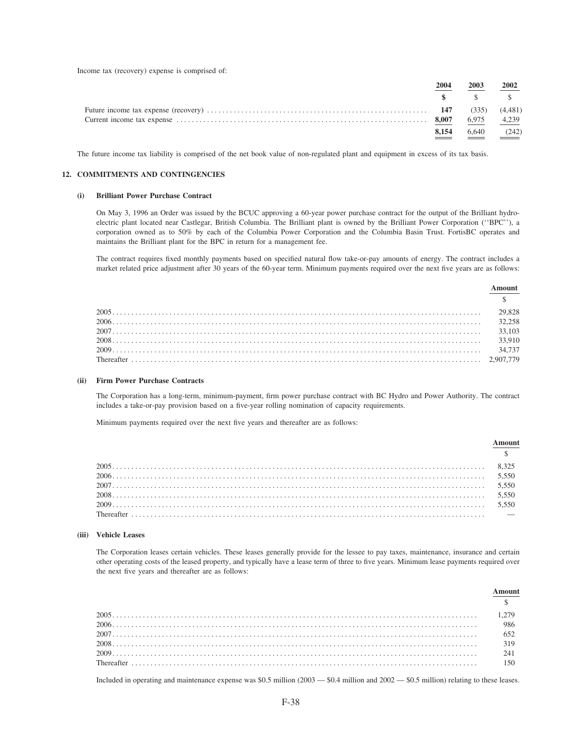Income tax (recovery) expense is comprised of:

| | 2004 | 2003 | 2002 |
|---|---|---|---|
| | **$** | $ | $ |
| Future income tax expense (recovery) | **147** | (335) | (4,481) |
| Current income tax expense | **8,007** | 6,975 | 4,239 |
| | **8,154** | 6,640 | (242) |

The future income tax liability is comprised of the net book value of non-regulated plant and equipment in excess of its tax basis.

## 12. COMMITMENTS AND CONTINGENCIES

### (i) Brilliant Power Purchase Contract

On May 3, 1996 an Order was issued by the BCUC approving a 60-year power purchase contract for the output of the Brilliant hydro-electric plant located near Castlegar, British Columbia. The Brilliant plant is owned by the Brilliant Power Corporation (''BPC''), a corporation owned as to 50% by each of the Columbia Power Corporation and the Columbia Basin Trust. FortisBC operates and maintains the Brilliant plant for the BPC in return for a management fee.

The contract requires fixed monthly payments based on specified natural flow take-or-pay amounts of energy. The contract includes a market related price adjustment after 30 years of the 60-year term. Minimum payments required over the next five years are as follows:

| | Amount |
|---|---|
| | $ |
| 2005 | 29,828 |
| 2006 | 32,258 |
| 2007 | 33,103 |
| 2008 | 33,910 |
| 2009 | 34,737 |
| Thereafter | 2,907,779 |

### (ii) Firm Power Purchase Contracts

The Corporation has a long-term, minimum-payment, firm power purchase contract with BC Hydro and Power Authority. The contract includes a take-or-pay provision based on a five-year rolling nomination of capacity requirements.

Minimum payments required over the next five years and thereafter are as follows:

| | Amount |
|---|---|
| | $ |
| 2005 | 8,325 |
| 2006 | 5,550 |
| 2007 | 5,550 |
| 2008 | 5,550 |
| 2009 | 5,550 |
| Thereafter | — |

### (iii) Vehicle Leases

The Corporation leases certain vehicles. These leases generally provide for the lessee to pay taxes, maintenance, insurance and certain other operating costs of the leased property, and typically have a lease term of three to five years. Minimum lease payments required over the next five years and thereafter are as follows:

| | Amount |
|---|---|
| | $ |
| 2005 | 1,279 |
| 2006 | 986 |
| 2007 | 652 |
| 2008 | 319 |
| 2009 | 241 |
| Thereafter | 150 |

Included in operating and maintenance expense was $0.5 million (2003 — $0.4 million and 2002 — $0.5 million) relating to these leases.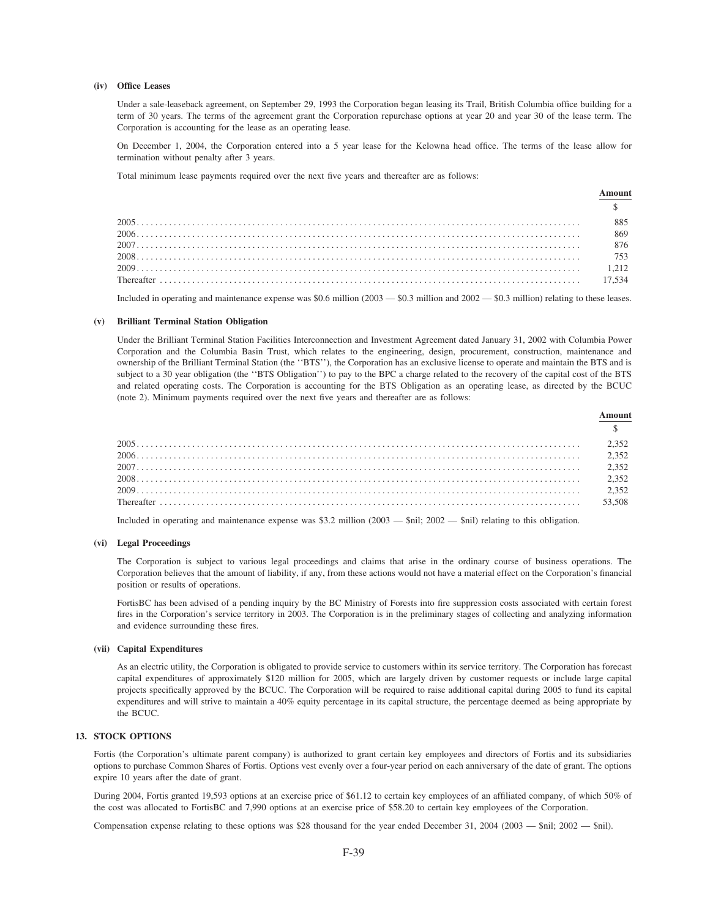**(iv) Office Leases**

Under a sale-leaseback agreement, on September 29, 1993 the Corporation began leasing its Trail, British Columbia office building for a term of 30 years. The terms of the agreement grant the Corporation repurchase options at year 20 and year 30 of the lease term. The Corporation is accounting for the lease as an operating lease.

On December 1, 2004, the Corporation entered into a 5 year lease for the Kelowna head office. The terms of the lease allow for termination without penalty after 3 years.

Total minimum lease payments required over the next five years and thereafter are as follows:

| | Amount |
|---|---|
| | $ |
| 2005 | 885 |
| 2006 | 869 |
| 2007 | 876 |
| 2008 | 753 |
| 2009 | 1,212 |
| Thereafter | 17,534 |

Included in operating and maintenance expense was $0.6 million (2003 — $0.3 million and 2002 — $0.3 million) relating to these leases.

**(v) Brilliant Terminal Station Obligation**

Under the Brilliant Terminal Station Facilities Interconnection and Investment Agreement dated January 31, 2002 with Columbia Power Corporation and the Columbia Basin Trust, which relates to the engineering, design, procurement, construction, maintenance and ownership of the Brilliant Terminal Station (the ''BTS''), the Corporation has an exclusive license to operate and maintain the BTS and is subject to a 30 year obligation (the ''BTS Obligation'') to pay to the BPC a charge related to the recovery of the capital cost of the BTS and related operating costs. The Corporation is accounting for the BTS Obligation as an operating lease, as directed by the BCUC (note 2). Minimum payments required over the next five years and thereafter are as follows:

| | Amount |
|---|---|
| | $ |
| 2005 | 2,352 |
| 2006 | 2,352 |
| 2007 | 2,352 |
| 2008 | 2,352 |
| 2009 | 2,352 |
| Thereafter | 53,508 |

Included in operating and maintenance expense was $3.2 million (2003 — $nil; 2002 — $nil) relating to this obligation.

**(vi) Legal Proceedings**

The Corporation is subject to various legal proceedings and claims that arise in the ordinary course of business operations. The Corporation believes that the amount of liability, if any, from these actions would not have a material effect on the Corporation's financial position or results of operations.

FortisBC has been advised of a pending inquiry by the BC Ministry of Forests into fire suppression costs associated with certain forest fires in the Corporation's service territory in 2003. The Corporation is in the preliminary stages of collecting and analyzing information and evidence surrounding these fires.

**(vii) Capital Expenditures**

As an electric utility, the Corporation is obligated to provide service to customers within its service territory. The Corporation has forecast capital expenditures of approximately $120 million for 2005, which are largely driven by customer requests or include large capital projects specifically approved by the BCUC. The Corporation will be required to raise additional capital during 2005 to fund its capital expenditures and will strive to maintain a 40% equity percentage in its capital structure, the percentage deemed as being appropriate by the BCUC.

## 13. STOCK OPTIONS

Fortis (the Corporation's ultimate parent company) is authorized to grant certain key employees and directors of Fortis and its subsidiaries options to purchase Common Shares of Fortis. Options vest evenly over a four-year period on each anniversary of the date of grant. The options expire 10 years after the date of grant.

During 2004, Fortis granted 19,593 options at an exercise price of $61.12 to certain key employees of an affiliated company, of which 50% of the cost was allocated to FortisBC and 7,990 options at an exercise price of $58.20 to certain key employees of the Corporation.

Compensation expense relating to these options was $28 thousand for the year ended December 31, 2004 (2003 — $nil; 2002 — $nil).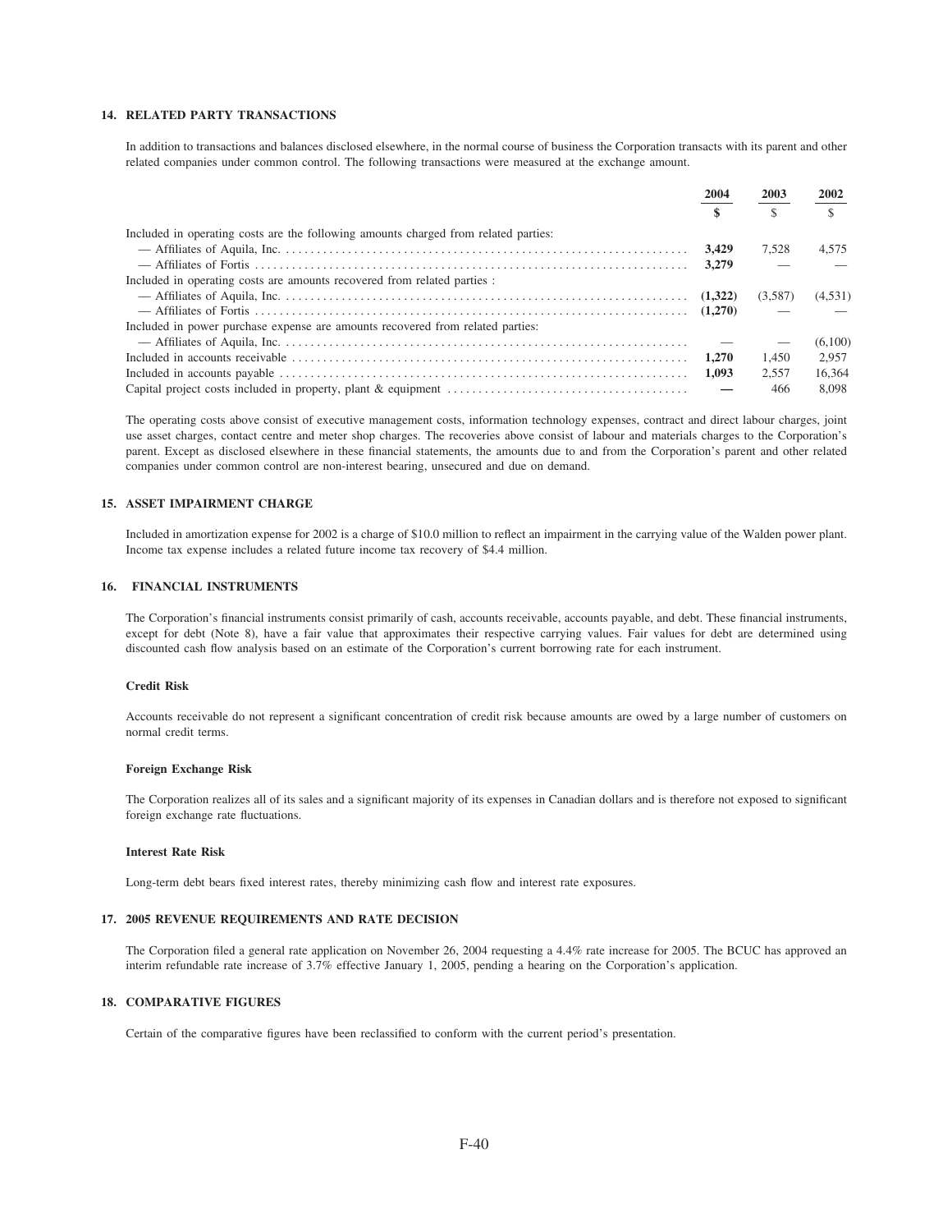#### 14. RELATED PARTY TRANSACTIONS

In addition to transactions and balances disclosed elsewhere, in the normal course of business the Corporation transacts with its parent and other related companies under common control. The following transactions were measured at the exchange amount.

| | 2004 | 2003 | 2002 |
|---|---|---|---|
| | **$** | $ | $ |
| Included in operating costs are the following amounts charged from related parties: | | | |
| — Affiliates of Aquila, Inc. | **3,429** | 7,528 | 4,575 |
| — Affiliates of Fortis | **3,279** | — | — |
| Included in operating costs are amounts recovered from related parties : | | | |
| — Affiliates of Aquila, Inc. | **(1,322)** | (3,587) | (4,531) |
| — Affiliates of Fortis | **(1,270)** | — | — |
| Included in power purchase expense are amounts recovered from related parties: | | | |
| — Affiliates of Aquila, Inc. | — | — | (6,100) |
| Included in accounts receivable | **1,270** | 1,450 | 2,957 |
| Included in accounts payable | **1,093** | 2,557 | 16,364 |
| Capital project costs included in property, plant & equipment | **—** | 466 | 8,098 |

The operating costs above consist of executive management costs, information technology expenses, contract and direct labour charges, joint use asset charges, contact centre and meter shop charges. The recoveries above consist of labour and materials charges to the Corporation's parent. Except as disclosed elsewhere in these financial statements, the amounts due to and from the Corporation's parent and other related companies under common control are non-interest bearing, unsecured and due on demand.

#### 15. ASSET IMPAIRMENT CHARGE

Included in amortization expense for 2002 is a charge of $10.0 million to reflect an impairment in the carrying value of the Walden power plant. Income tax expense includes a related future income tax recovery of $4.4 million.

#### 16. FINANCIAL INSTRUMENTS

The Corporation's financial instruments consist primarily of cash, accounts receivable, accounts payable, and debt. These financial instruments, except for debt (Note 8), have a fair value that approximates their respective carrying values. Fair values for debt are determined using discounted cash flow analysis based on an estimate of the Corporation's current borrowing rate for each instrument.

**Credit Risk**

Accounts receivable do not represent a significant concentration of credit risk because amounts are owed by a large number of customers on normal credit terms.

**Foreign Exchange Risk**

The Corporation realizes all of its sales and a significant majority of its expenses in Canadian dollars and is therefore not exposed to significant foreign exchange rate fluctuations.

**Interest Rate Risk**

Long-term debt bears fixed interest rates, thereby minimizing cash flow and interest rate exposures.

#### 17. 2005 REVENUE REQUIREMENTS AND RATE DECISION

The Corporation filed a general rate application on November 26, 2004 requesting a 4.4% rate increase for 2005. The BCUC has approved an interim refundable rate increase of 3.7% effective January 1, 2005, pending a hearing on the Corporation's application.

#### 18. COMPARATIVE FIGURES

Certain of the comparative figures have been reclassified to conform with the current period's presentation.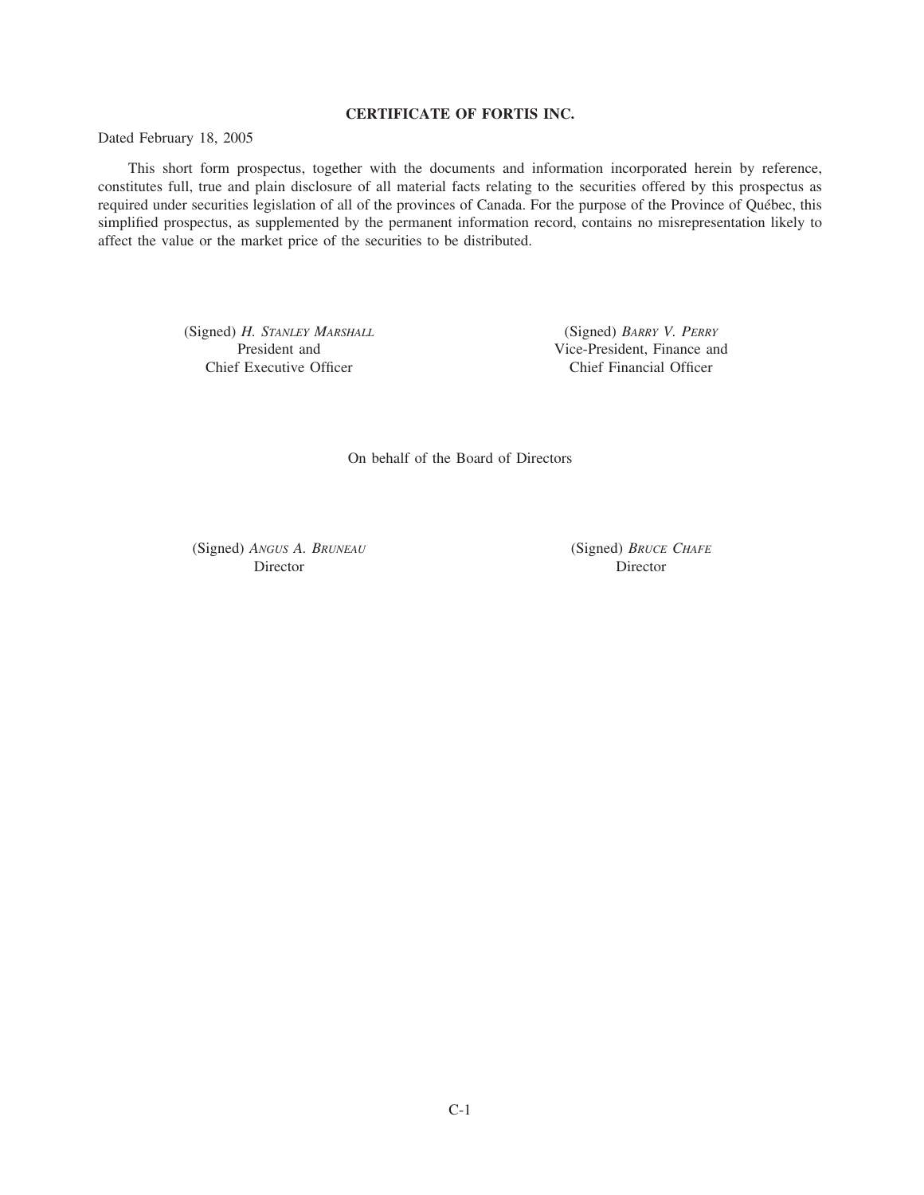**CERTIFICATE OF FORTIS INC.**

Dated February 18, 2005

This short form prospectus, together with the documents and information incorporated herein by reference, constitutes full, true and plain disclosure of all material facts relating to the securities offered by this prospectus as required under securities legislation of all of the provinces of Canada. For the purpose of the Province of Québec, this simplified prospectus, as supplemented by the permanent information record, contains no misrepresentation likely to affect the value or the market price of the securities to be distributed.

(Signed) *H. Stanley Marshall*
President and
Chief Executive Officer

(Signed) *Barry V. Perry*
Vice-President, Finance and
Chief Financial Officer

On behalf of the Board of Directors

(Signed) *Angus A. Bruneau*
Director

(Signed) *Bruce Chafe*
Director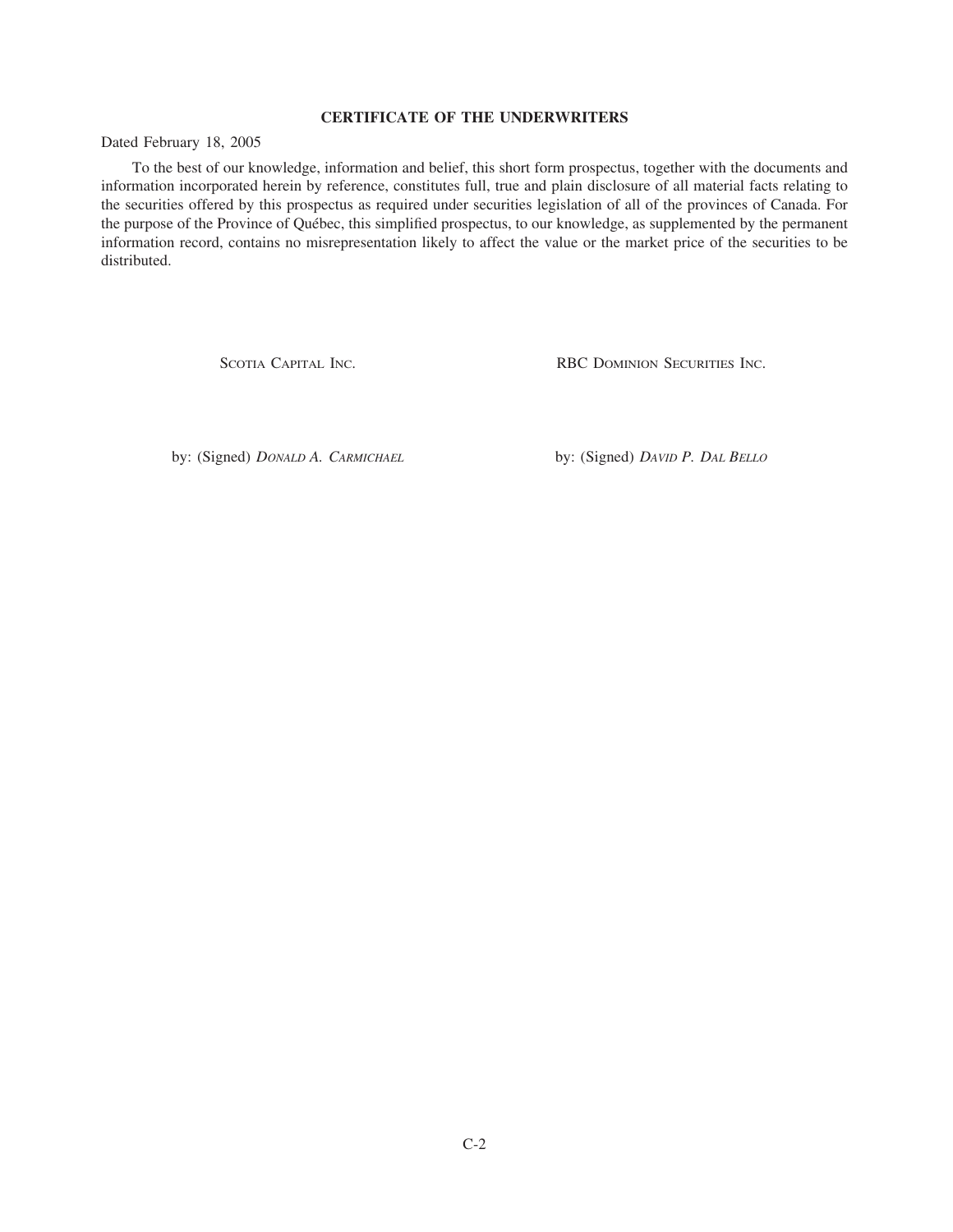## CERTIFICATE OF THE UNDERWRITERS

Dated February 18, 2005

To the best of our knowledge, information and belief, this short form prospectus, together with the documents and information incorporated herein by reference, constitutes full, true and plain disclosure of all material facts relating to the securities offered by this prospectus as required under securities legislation of all of the provinces of Canada. For the purpose of the Province of Québec, this simplified prospectus, to our knowledge, as supplemented by the permanent information record, contains no misrepresentation likely to affect the value or the market price of the securities to be distributed.

| SCOTIA CAPITAL INC. | RBC DOMINION SECURITIES INC. |
|---|---|
| by: (Signed) *DONALD A. CARMICHAEL* | by: (Signed) *DAVID P. DAL BELLO* |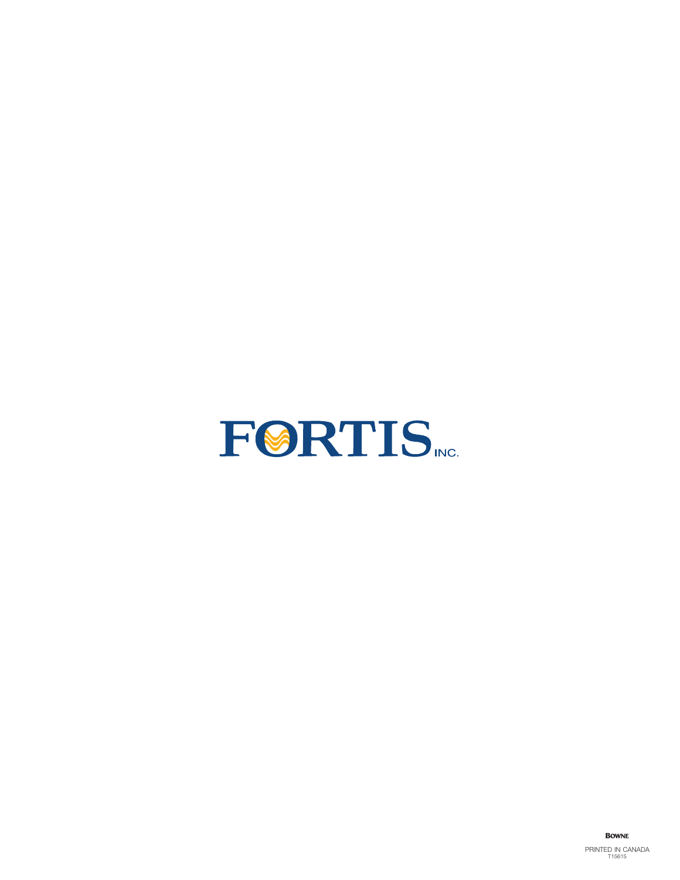FORTIS INC.

BOWNE

PRINTED IN CANADA
T15615